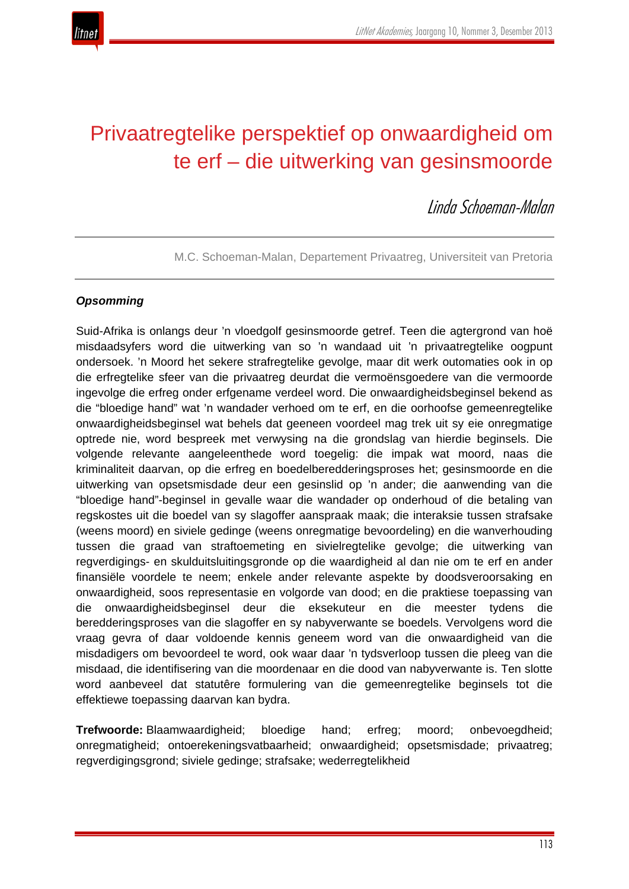# Privaatregtelike perspektief op onwaardigheid om te erf – die uitwerking van gesinsmoorde

*Linda Schoeman-Malan*

M.C. Schoeman-Malan, Departement Privaatreg, Universiteit van Pretoria

***Opsomming***

Suid-Afrika is onlangs deur 'n vloedgolf gesinsmoorde getref. Teen die agtergrond van hoë misdaadsyfers word die uitwerking van so 'n wandaad uit 'n privaatregtelike oogpunt ondersoek. 'n Moord het sekere strafregtelike gevolge, maar dit werk outomaties ook in op die erfregtelike sfeer van die privaatreg deurdat die vermoënsgoedere van die vermoorde ingevolge die erfreg onder erfgename verdeel word. Die onwaardigheidsbeginsel bekend as die "bloedige hand" wat 'n wandader verhoed om te erf, en die oorhoofse gemeenregtelike onwaardigheidsbeginsel wat behels dat geeneen voordeel mag trek uit sy eie onregmatige optrede nie, word bespreek met verwysing na die grondslag van hierdie beginsels. Die volgende relevante aangeleenthede word toegelig: die impak wat moord, naas die kriminaliteit daarvan, op die erfreg en boedelberedderingsproses het; gesinsmoorde en die uitwerking van opsetsmisdade deur een gesinslid op 'n ander; die aanwending van die "bloedige hand"-beginsel in gevalle waar die wandader op onderhoud of die betaling van regskostes uit die boedel van sy slagoffer aanspraak maak; die interaksie tussen strafsake (weens moord) en siviele gedinge (weens onregmatige bevoordeling) en die wanverhouding tussen die graad van straftoemeting en sivielregtelike gevolge; die uitwerking van regverdigings- en skulduitsluitingsgronde op die waardigheid al dan nie om te erf en ander finansiële voordele te neem; enkele ander relevante aspekte by doodsveroorsaking en onwaardigheid, soos representasie en volgorde van dood; en die praktiese toepassing van die onwaardigheidsbeginsel deur die eksekuteur en die meester tydens die beredderingsproses van die slagoffer en sy nabyverwante se boedels. Vervolgens word die vraag gevra of daar voldoende kennis geneem word van die onwaardigheid van die misdadigers om bevoordeel te word, ook waar daar 'n tydsverloop tussen die pleeg van die misdaad, die identifisering van die moordenaar en die dood van nabyverwante is. Ten slotte word aanbeveel dat statutêre formulering van die gemeenregtelike beginsels tot die effektiewe toepassing daarvan kan bydra.

**Trefwoorde:** Blaamwaardigheid; bloedige hand; erfreg; moord; onbevoegdheid; onregmatigheid; ontoerekeningsvatbaarheid; onwaardigheid; opsetsmisdade; privaatreg; regverdigingsgrond; siviele gedinge; strafsake; wederregtelikheid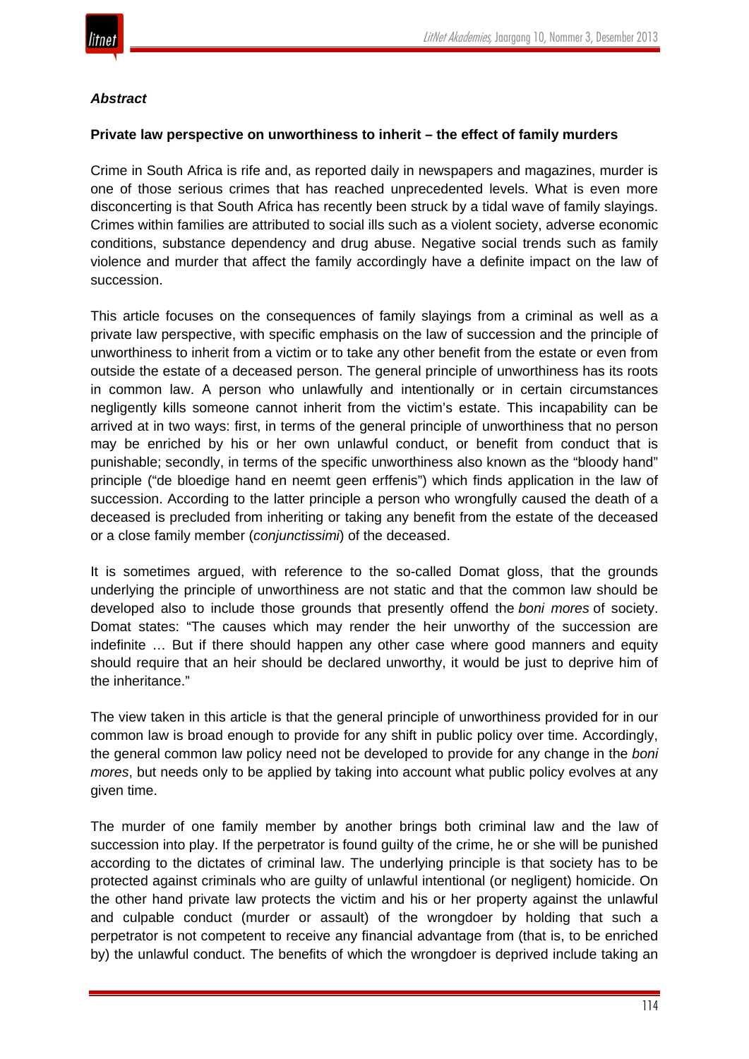### *Abstract*

**Private law perspective on unworthiness to inherit – the effect of family murders**

Crime in South Africa is rife and, as reported daily in newspapers and magazines, murder is one of those serious crimes that has reached unprecedented levels. What is even more disconcerting is that South Africa has recently been struck by a tidal wave of family slayings. Crimes within families are attributed to social ills such as a violent society, adverse economic conditions, substance dependency and drug abuse. Negative social trends such as family violence and murder that affect the family accordingly have a definite impact on the law of succession.

This article focuses on the consequences of family slayings from a criminal as well as a private law perspective, with specific emphasis on the law of succession and the principle of unworthiness to inherit from a victim or to take any other benefit from the estate or even from outside the estate of a deceased person. The general principle of unworthiness has its roots in common law. A person who unlawfully and intentionally or in certain circumstances negligently kills someone cannot inherit from the victim's estate. This incapability can be arrived at in two ways: first, in terms of the general principle of unworthiness that no person may be enriched by his or her own unlawful conduct, or benefit from conduct that is punishable; secondly, in terms of the specific unworthiness also known as the "bloody hand" principle ("de bloedige hand en neemt geen erffenis") which finds application in the law of succession. According to the latter principle a person who wrongfully caused the death of a deceased is precluded from inheriting or taking any benefit from the estate of the deceased or a close family member (*conjunctissimi*) of the deceased.

It is sometimes argued, with reference to the so-called Domat gloss, that the grounds underlying the principle of unworthiness are not static and that the common law should be developed also to include those grounds that presently offend the *boni mores* of society. Domat states: "The causes which may render the heir unworthy of the succession are indefinite … But if there should happen any other case where good manners and equity should require that an heir should be declared unworthy, it would be just to deprive him of the inheritance."

The view taken in this article is that the general principle of unworthiness provided for in our common law is broad enough to provide for any shift in public policy over time. Accordingly, the general common law policy need not be developed to provide for any change in the *boni mores*, but needs only to be applied by taking into account what public policy evolves at any given time.

The murder of one family member by another brings both criminal law and the law of succession into play. If the perpetrator is found guilty of the crime, he or she will be punished according to the dictates of criminal law. The underlying principle is that society has to be protected against criminals who are guilty of unlawful intentional (or negligent) homicide. On the other hand private law protects the victim and his or her property against the unlawful and culpable conduct (murder or assault) of the wrongdoer by holding that such a perpetrator is not competent to receive any financial advantage from (that is, to be enriched by) the unlawful conduct. The benefits of which the wrongdoer is deprived include taking an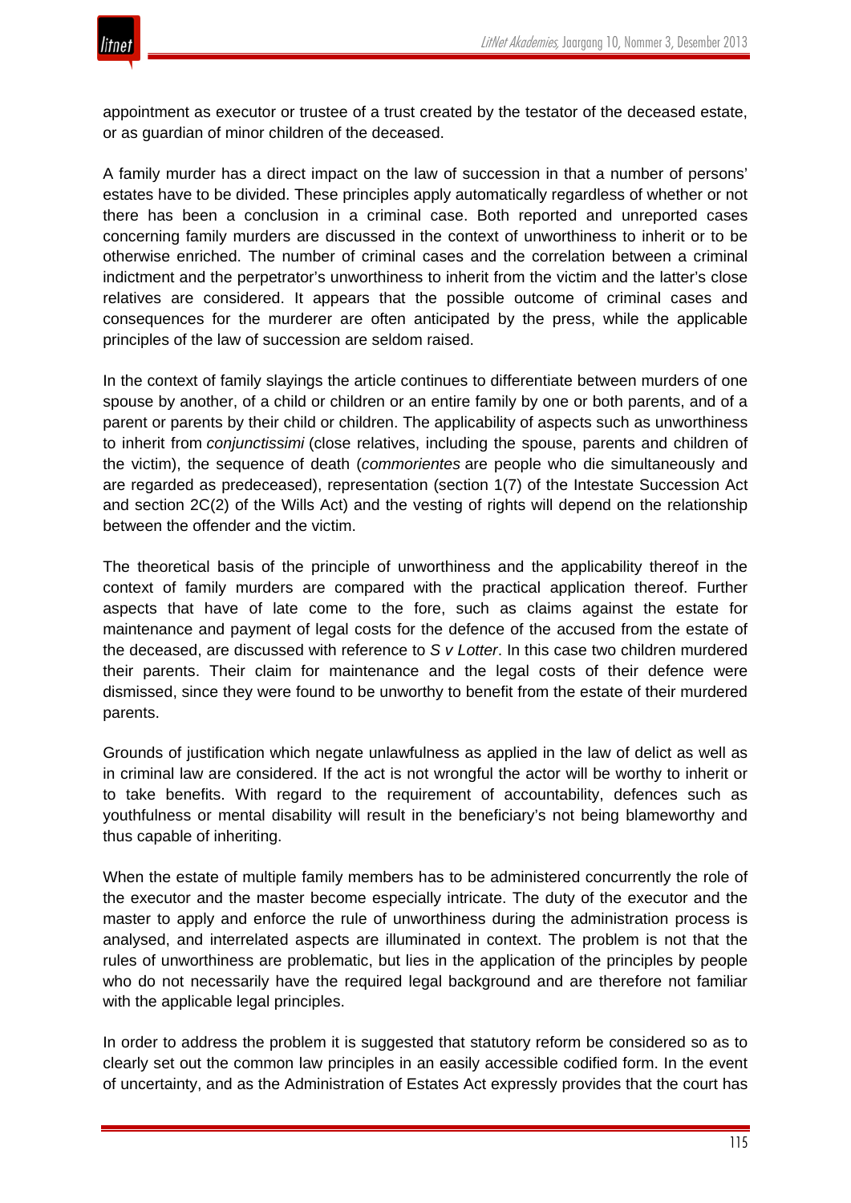appointment as executor or trustee of a trust created by the testator of the deceased estate, or as guardian of minor children of the deceased.

A family murder has a direct impact on the law of succession in that a number of persons' estates have to be divided. These principles apply automatically regardless of whether or not there has been a conclusion in a criminal case. Both reported and unreported cases concerning family murders are discussed in the context of unworthiness to inherit or to be otherwise enriched. The number of criminal cases and the correlation between a criminal indictment and the perpetrator's unworthiness to inherit from the victim and the latter's close relatives are considered. It appears that the possible outcome of criminal cases and consequences for the murderer are often anticipated by the press, while the applicable principles of the law of succession are seldom raised.

In the context of family slayings the article continues to differentiate between murders of one spouse by another, of a child or children or an entire family by one or both parents, and of a parent or parents by their child or children. The applicability of aspects such as unworthiness to inherit from *conjunctissimi* (close relatives, including the spouse, parents and children of the victim), the sequence of death (*commorientes* are people who die simultaneously and are regarded as predeceased), representation (section 1(7) of the Intestate Succession Act and section 2C(2) of the Wills Act) and the vesting of rights will depend on the relationship between the offender and the victim.

The theoretical basis of the principle of unworthiness and the applicability thereof in the context of family murders are compared with the practical application thereof. Further aspects that have of late come to the fore, such as claims against the estate for maintenance and payment of legal costs for the defence of the accused from the estate of the deceased, are discussed with reference to *S v Lotter*. In this case two children murdered their parents. Their claim for maintenance and the legal costs of their defence were dismissed, since they were found to be unworthy to benefit from the estate of their murdered parents.

Grounds of justification which negate unlawfulness as applied in the law of delict as well as in criminal law are considered. If the act is not wrongful the actor will be worthy to inherit or to take benefits. With regard to the requirement of accountability, defences such as youthfulness or mental disability will result in the beneficiary's not being blameworthy and thus capable of inheriting.

When the estate of multiple family members has to be administered concurrently the role of the executor and the master become especially intricate. The duty of the executor and the master to apply and enforce the rule of unworthiness during the administration process is analysed, and interrelated aspects are illuminated in context. The problem is not that the rules of unworthiness are problematic, but lies in the application of the principles by people who do not necessarily have the required legal background and are therefore not familiar with the applicable legal principles.

In order to address the problem it is suggested that statutory reform be considered so as to clearly set out the common law principles in an easily accessible codified form. In the event of uncertainty, and as the Administration of Estates Act expressly provides that the court has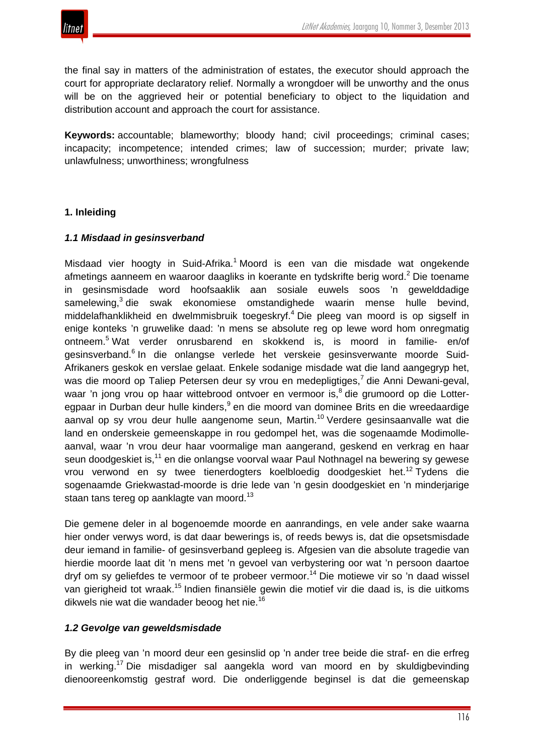the final say in matters of the administration of estates, the executor should approach the court for appropriate declaratory relief. Normally a wrongdoer will be unworthy and the onus will be on the aggrieved heir or potential beneficiary to object to the liquidation and distribution account and approach the court for assistance.

**Keywords:** accountable; blameworthy; bloody hand; civil proceedings; criminal cases; incapacity; incompetence; intended crimes; law of succession; murder; private law; unlawfulness; unworthiness; wrongfulness

## 1. Inleiding

### *1.1 Misdaad in gesinsverband*

Misdaad vier hoogty in Suid-Afrika.[1] Moord is een van die misdade wat ongekende afmetings aanneem en waaroor daagliks in koerante en tydskrifte berig word.[2] Die toename in gesinsmisdade word hoofsaaklik aan sosiale euwels soos 'n gewelddadige samelewing,[3] die swak ekonomiese omstandighede waarin mense hulle bevind, middelafhanklikheid en dwelmmisbruik toegeskryf.[4] Die pleeg van moord is op sigself in enige konteks 'n gruwelike daad: 'n mens se absolute reg op lewe word hom onregmatig ontneem.[5] Wat verder onrusbarend en skokkend is, is moord in familie- en/of gesinsverband.[6] In die onlangse verlede het verskeie gesinsverwante moorde Suid-Afrikaners geskok en verslae gelaat. Enkele sodanige misdade wat die land aangegryp het, was die moord op Taliep Petersen deur sy vrou en medepligtiges,[7] die Anni Dewani-geval, waar 'n jong vrou op haar wittebrood ontvoer en vermoor is,[8] die grumoord op die Lotter-egpaar in Durban deur hulle kinders,[9] en die moord van dominee Brits en die wreedaardige aanval op sy vrou deur hulle aangenome seun, Martin.[10] Verdere gesinsaanvalle wat die land en onderskeie gemeenskappe in rou gedompel het, was die sogenaamde Modimolle-aanval, waar 'n vrou deur haar voormalige man aangerand, geskend en verkrag en haar seun doodgeskiet is,[11] en die onlangse voorval waar Paul Nothnagel na bewering sy gewese vrou verwond en sy twee tienerdogters koelbloedig doodgeskiet het.[12] Tydens die sogenaamde Griekwastad-moorde is drie lede van 'n gesin doodgeskiet en 'n minderjarige staan tans tereg op aanklagte van moord.[13]

Die gemene deler in al bogenoemde moorde en aanrandings, en vele ander sake waarna hier onder verwys word, is dat daar bewerings is, of reeds bewys is, dat die opsetsmisdade deur iemand in familie- of gesinsverband gepleeg is. Afgesien van die absolute tragedie van hierdie moorde laat dit 'n mens met 'n gevoel van verbystering oor wat 'n persoon daartoe dryf om sy geliefdes te vermoor of te probeer vermoor.[14] Die motiewe vir so 'n daad wissel van gierigheid tot wraak.[15] Indien finansiële gewin die motief vir die daad is, is die uitkoms dikwels nie wat die wandader beoog het nie.[16]

### *1.2 Gevolge van geweldsmisdade*

By die pleeg van 'n moord deur een gesinslid op 'n ander tree beide die straf- en die erfreg in werking.[17] Die misdadiger sal aangekla word van moord en by skuldigbevinding dienooreenkomstig gestraf word. Die onderliggende beginsel is dat die gemeenskap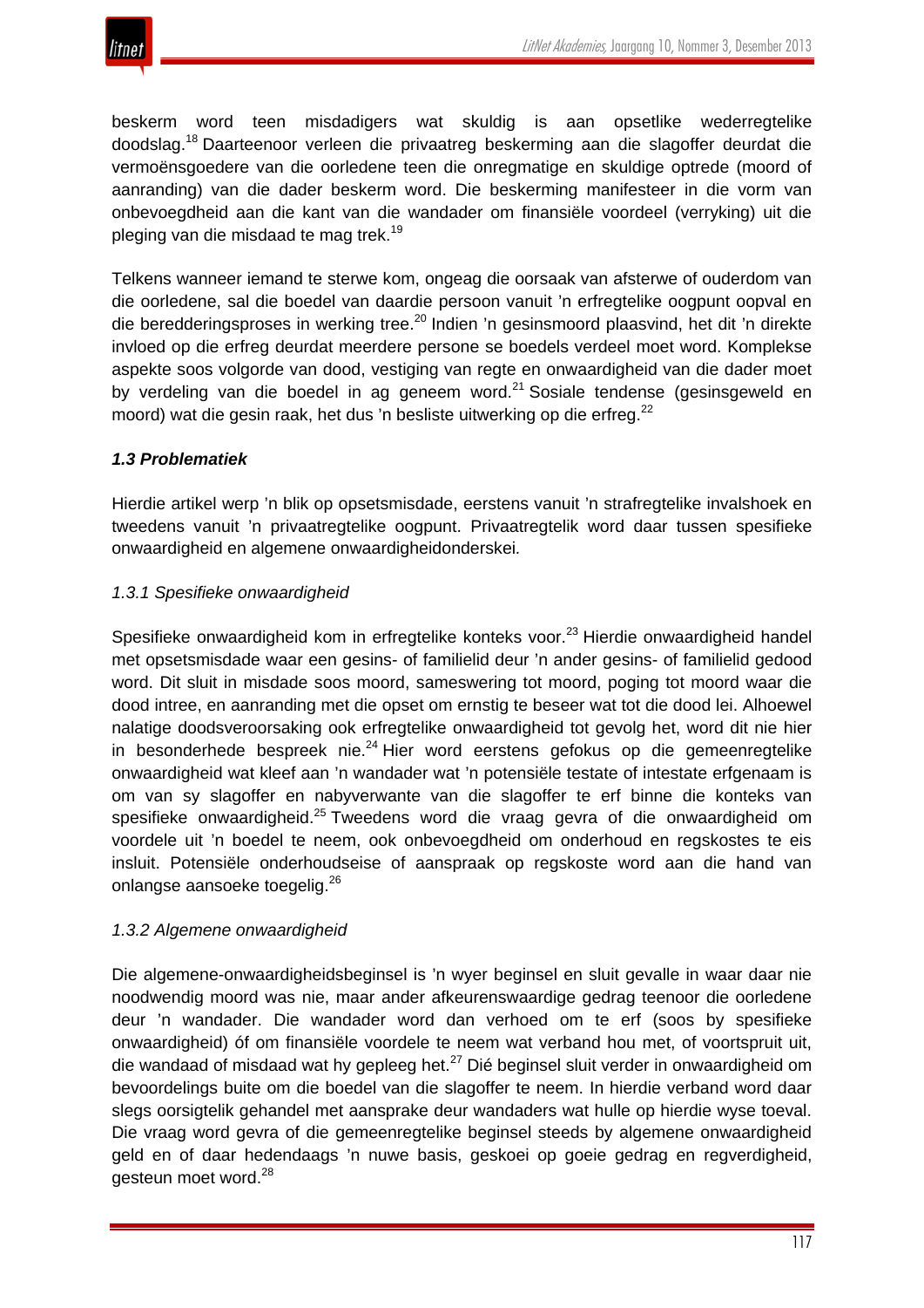beskerm word teen misdadigers wat skuldig is aan opsetlike wederregtelike doodslag.[18] Daarteenoor verleen die privaatreg beskerming aan die slagoffer deurdat die vermoënsgoedere van die oorledene teen die onregmatige en skuldige optrede (moord of aanranding) van die dader beskerm word. Die beskerming manifesteer in die vorm van onbevoegdheid aan die kant van die wandader om finansiële voordeel (verryking) uit die pleging van die misdaad te mag trek.[19]

Telkens wanneer iemand te sterwe kom, ongeag die oorsaak van afsterwe of ouderdom van die oorledene, sal die boedel van daardie persoon vanuit 'n erfregtelike oogpunt oopval en die beredderingsproses in werking tree.[20] Indien 'n gesinsmoord plaasvind, het dit 'n direkte invloed op die erfreg deurdat meerdere persone se boedels verdeel moet word. Komplekse aspekte soos volgorde van dood, vestiging van regte en onwaardigheid van die dader moet by verdeling van die boedel in ag geneem word.[21] Sosiale tendense (gesinsgeweld en moord) wat die gesin raak, het dus 'n besliste uitwerking op die erfreg.[22]

### *1.3 Problematiek*

Hierdie artikel werp 'n blik op opsetsmisdade, eerstens vanuit 'n strafregtelike invalshoek en tweedens vanuit 'n privaatregtelike oogpunt. Privaatregtelik word daar tussen spesifieke onwaardigheid en algemene onwaardigheidonderskei.

#### *1.3.1 Spesifieke onwaardigheid*

Spesifieke onwaardigheid kom in erfregtelike konteks voor.[23] Hierdie onwaardigheid handel met opsetsmisdade waar een gesins- of familielid deur 'n ander gesins- of familielid gedood word. Dit sluit in misdade soos moord, sameswering tot moord, poging tot moord waar die dood intree, en aanranding met die opset om ernstig te beseer wat tot die dood lei. Alhoewel nalatige doodsveroorsaking ook erfregtelike onwaardigheid tot gevolg het, word dit nie hier in besonderhede bespreek nie.[24] Hier word eerstens gefokus op die gemeenregtelike onwaardigheid wat kleef aan 'n wandader wat 'n potensiële testate of intestate erfgenaam is om van sy slagoffer en nabyverwante van die slagoffer te erf binne die konteks van spesifieke onwaardigheid.[25] Tweedens word die vraag gevra of die onwaardigheid om voordele uit 'n boedel te neem, ook onbevoegdheid om onderhoud en regskostes te eis insluit. Potensiële onderhoudseise of aanspraak op regskoste word aan die hand van onlangse aansoeke toegelig.[26]

#### *1.3.2 Algemene onwaardigheid*

Die algemene-onwaardigheidsbeginsel is 'n wyer beginsel en sluit gevalle in waar daar nie noodwendig moord was nie, maar ander afkeurenswaardige gedrag teenoor die oorledene deur 'n wandader. Die wandader word dan verhoed om te erf (soos by spesifieke onwaardigheid) óf om finansiële voordele te neem wat verband hou met, of voortspruit uit, die wandaad of misdaad wat hy gepleeg het.[27] Dié beginsel sluit verder in onwaardigheid om bevoordelings buite om die boedel van die slagoffer te neem. In hierdie verband word daar slegs oorsigtelik gehandel met aansprake deur wandaders wat hulle op hierdie wyse toeval. Die vraag word gevra of die gemeenregtelike beginsel steeds by algemene onwaardigheid geld en of daar hedendaags 'n nuwe basis, geskoei op goeie gedrag en regverdigheid, gesteun moet word.[28]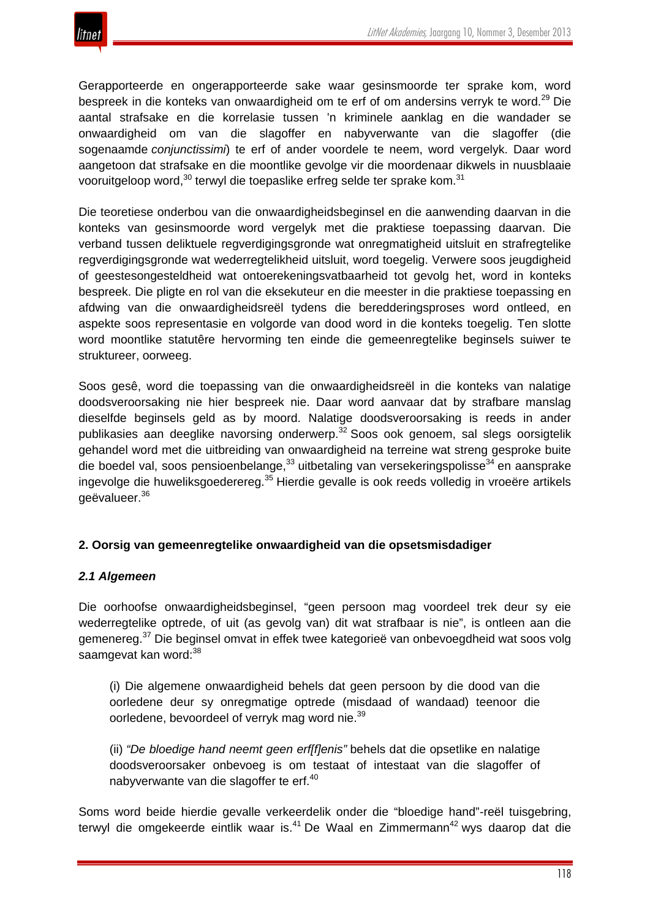Gerapporteerde en ongerapporteerde sake waar gesinsmoorde ter sprake kom, word bespreek in die konteks van onwaardigheid om te erf of om andersins verryk te word.[29] Die aantal strafsake en die korrelasie tussen 'n kriminele aanklag en die wandader se onwaardigheid om van die slagoffer en nabyverwante van die slagoffer (die sogenaamde *conjunctissimi*) te erf of ander voordele te neem, word vergelyk. Daar word aangetoon dat strafsake en die moontlike gevolge vir die moordenaar dikwels in nuusblaaie vooruitgeloop word,[30] terwyl die toepaslike erfreg selde ter sprake kom.[31]

Die teoretiese onderbou van die onwaardigheidsbeginsel en die aanwending daarvan in die konteks van gesinsmoorde word vergelyk met die praktiese toepassing daarvan. Die verband tussen deliktuele regverdigingsgronde wat onregmatigheid uitsluit en strafregtelike regverdigingsgronde wat wederregtelikheid uitsluit, word toegelig. Verwere soos jeugdigheid of geestesongesteldheid wat ontoerekeningsvatbaarheid tot gevolg het, word in konteks bespreek. Die pligte en rol van die eksekuteur en die meester in die praktiese toepassing en afdwing van die onwaardigheidsreël tydens die beredderingsproses word ontleed, en aspekte soos representasie en volgorde van dood word in die konteks toegelig. Ten slotte word moontlike statutêre hervorming ten einde die gemeenregtelike beginsels suiwer te struktureer, oorweeg.

Soos gesê, word die toepassing van die onwaardigheidsreël in die konteks van nalatige doodsveroorsaking nie hier bespreek nie. Daar word aanvaar dat by strafbare manslag dieselfde beginsels geld as by moord. Nalatige doodsveroorsaking is reeds in ander publikasies aan deeglike navorsing onderwerp.[32] Soos ook genoem, sal slegs oorsigtelik gehandel word met die uitbreiding van onwaardigheid na terreine wat streng gesproke buite die boedel val, soos pensioenbelange,[33] uitbetaling van versekeringspolisse[34] en aansprake ingevolge die huweliksgoederereg.[35] Hierdie gevalle is ook reeds volledig in vroeëre artikels geëvalueer.[36]

## 2. Oorsig van gemeenregtelike onwaardigheid van die opsetsmisdadiger

### *2.1 Algemeen*

Die oorhoofse onwaardigheidsbeginsel, "geen persoon mag voordeel trek deur sy eie wederregtelike optrede, of uit (as gevolg van) dit wat strafbaar is nie", is ontleen aan die gemenereg.[37] Die beginsel omvat in effek twee kategorieë van onbevoegdheid wat soos volg saamgevat kan word:[38]

> (i) Die algemene onwaardigheid behels dat geen persoon by die dood van die oorledene deur sy onregmatige optrede (misdaad of wandaad) teenoor die oorledene, bevoordeel of verryk mag word nie.[39]
>
> (ii) *"De bloedige hand neemt geen erf[f]enis"* behels dat die opsetlike en nalatige doodsveroorsaker onbevoeg is om testaat of intestaat van die slagoffer of nabyverwante van die slagoffer te erf.[40]

Soms word beide hierdie gevalle verkeerdelik onder die "bloedige hand"-reël tuisgebring, terwyl die omgekeerde eintlik waar is.[41] De Waal en Zimmermann[42] wys daarop dat die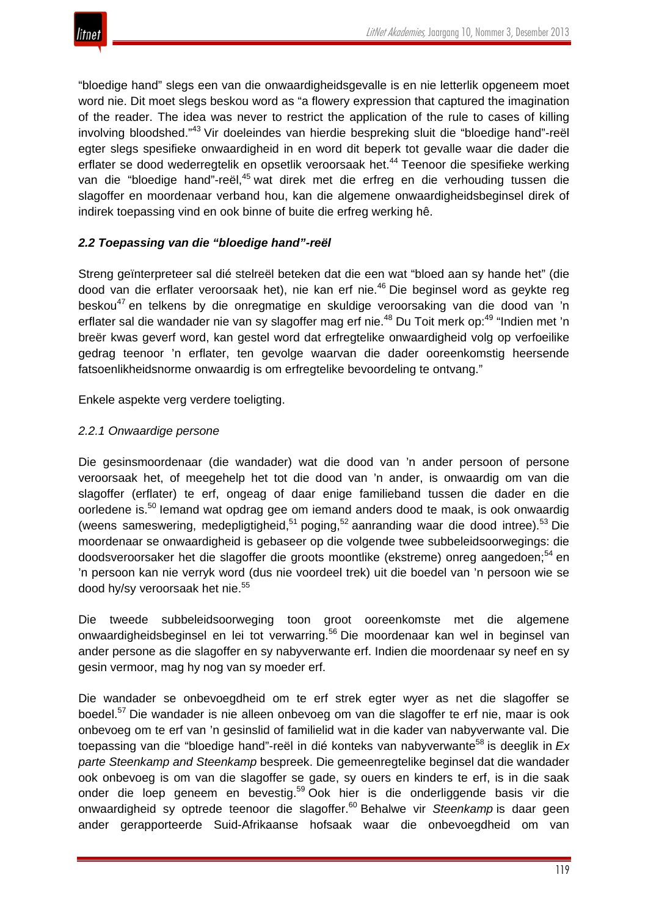"bloedige hand" slegs een van die onwaardigheidsgevalle is en nie letterlik opgeneem moet word nie. Dit moet slegs beskou word as "a flowery expression that captured the imagination of the reader. The idea was never to restrict the application of the rule to cases of killing involving bloodshed."[43] Vir doeleindes van hierdie bespreking sluit die "bloedige hand"-reël egter slegs spesifieke onwaardigheid in en word dit beperk tot gevalle waar die dader die erflater se dood wederregtelik en opsetlik veroorsaak het.[44] Teenoor die spesifieke werking van die "bloedige hand"-reël,[45] wat direk met die erfreg en die verhouding tussen die slagoffer en moordenaar verband hou, kan die algemene onwaardigheidsbeginsel direk of indirek toepassing vind en ook binne of buite die erfreg werking hê.

### *2.2 Toepassing van die "bloedige hand"-reël*

Streng geïnterpreteer sal dié stelreël beteken dat die een wat "bloed aan sy hande het" (die dood van die erflater veroorsaak het), nie kan erf nie.[46] Die beginsel word as geykte reg beskou[47] en telkens by die onregmatige en skuldige veroorsaking van die dood van 'n erflater sal die wandader nie van sy slagoffer mag erf nie.[48] Du Toit merk op:[49] "Indien met 'n breër kwas geverf word, kan gestel word dat erfregtelike onwaardigheid volg op verfoeilike gedrag teenoor 'n erflater, ten gevolge waarvan die dader ooreenkomstig heersende fatsoenlikheidsnorme onwaardig is om erfregtelike bevoordeling te ontvang."

Enkele aspekte verg verdere toeligting.

#### *2.2.1 Onwaardige persone*

Die gesinsmoordenaar (die wandader) wat die dood van 'n ander persoon of persone veroorsaak het, of meegehelp het tot die dood van 'n ander, is onwaardig om van die slagoffer (erflater) te erf, ongeag of daar enige familieband tussen die dader en die oorledene is.[50] Iemand wat opdrag gee om iemand anders dood te maak, is ook onwaardig (weens sameswering, medepligtigheid,[51] poging,[52] aanranding waar die dood intree).[53] Die moordenaar se onwaardigheid is gebaseer op die volgende twee subbeleidsoorwegings: die doodsveroorsaker het die slagoffer die groots moontlike (ekstreme) onreg aangedoen;[54] en 'n persoon kan nie verryk word (dus nie voordeel trek) uit die boedel van 'n persoon wie se dood hy/sy veroorsaak het nie.[55]

Die tweede subbeleidsoorweging toon groot ooreenkomste met die algemene onwaardigheidsbeginsel en lei tot verwarring.[56] Die moordenaar kan wel in beginsel van ander persone as die slagoffer en sy nabyverwante erf. Indien die moordenaar sy neef en sy gesin vermoor, mag hy nog van sy moeder erf.

Die wandader se onbevoegdheid om te erf strek egter wyer as net die slagoffer se boedel.[57] Die wandader is nie alleen onbevoeg om van die slagoffer te erf nie, maar is ook onbevoeg om te erf van 'n gesinslid of familielid wat in die kader van nabyverwante val. Die toepassing van die "bloedige hand"-reël in dié konteks van nabyverwante[58] is deeglik in *Ex parte Steenkamp and Steenkamp* bespreek. Die gemeenregtelike beginsel dat die wandader ook onbevoeg is om van die slagoffer se gade, sy ouers en kinders te erf, is in die saak onder die loep geneem en bevestig.[59] Ook hier is die onderliggende basis vir die onwaardigheid sy optrede teenoor die slagoffer.[60] Behalwe vir *Steenkamp* is daar geen ander gerapporteerde Suid-Afrikaanse hofsaak waar die onbevoegdheid om van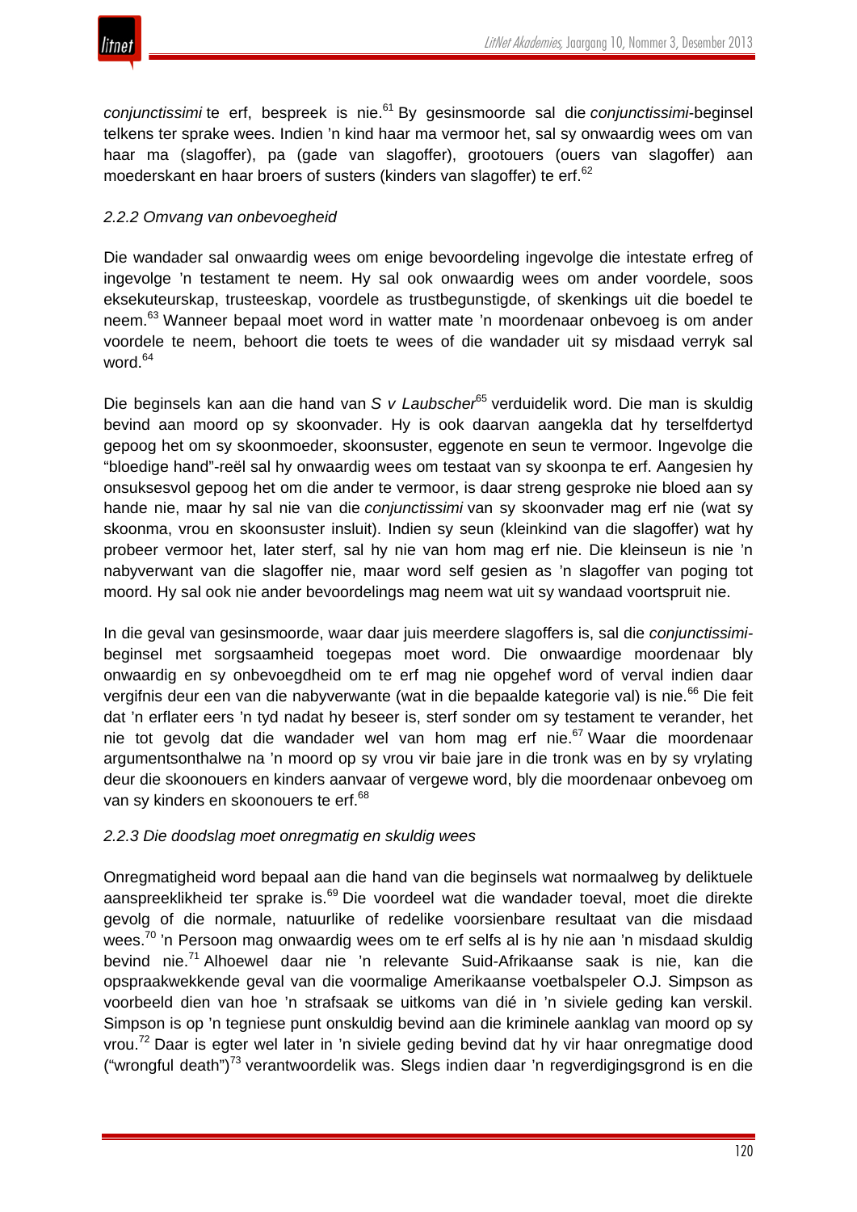*conjunctissimi* te erf, bespreek is nie.[61] By gesinsmoorde sal die *conjunctissimi*-beginsel telkens ter sprake wees. Indien 'n kind haar ma vermoor het, sal sy onwaardig wees om van haar ma (slagoffer), pa (gade van slagoffer), grootouers (ouers van slagoffer) aan moederskant en haar broers of susters (kinders van slagoffer) te erf.[62]

### *2.2.2 Omvang van onbevoegheid*

Die wandader sal onwaardig wees om enige bevoordeling ingevolge die intestate erfreg of ingevolge 'n testament te neem. Hy sal ook onwaardig wees om ander voordele, soos eksekuteurskap, trusteeskap, voordele as trustbegunstigde, of skenkings uit die boedel te neem.[63] Wanneer bepaal moet word in watter mate 'n moordenaar onbevoeg is om ander voordele te neem, behoort die toets te wees of die wandader uit sy misdaad verryk sal word.[64]

Die beginsels kan aan die hand van *S v Laubscher*[65] verduidelik word. Die man is skuldig bevind aan moord op sy skoonvader. Hy is ook daarvan aangekla dat hy terselfdertyd gepoog het om sy skoonmoeder, skoonsuster, eggenote en seun te vermoor. Ingevolge die "bloedige hand"-reël sal hy onwaardig wees om testaat van sy skoonpa te erf. Aangesien hy onsuksesvol gepoog het om die ander te vermoor, is daar streng gesproke nie bloed aan sy hande nie, maar hy sal nie van die *conjunctissimi* van sy skoonvader mag erf nie (wat sy skoonma, vrou en skoonsuster insluit). Indien sy seun (kleinkind van die slagoffer) wat hy probeer vermoor het, later sterf, sal hy nie van hom mag erf nie. Die kleinseun is nie 'n nabyverwant van die slagoffer nie, maar word self gesien as 'n slagoffer van poging tot moord. Hy sal ook nie ander bevoordelings mag neem wat uit sy wandaad voortspruit nie.

In die geval van gesinsmoorde, waar daar juis meerdere slagoffers is, sal die *conjunctissimi*-beginsel met sorgsaamheid toegepas moet word. Die onwaardige moordenaar bly onwaardig en sy onbevoegdheid om te erf mag nie opgehef word of verval indien daar vergifnis deur een van die nabyverwante (wat in die bepaalde kategorie val) is nie.[66] Die feit dat 'n erflater eers 'n tyd nadat hy beseer is, sterf sonder om sy testament te verander, het nie tot gevolg dat die wandader wel van hom mag erf nie.[67] Waar die moordenaar argumentsonthalwe na 'n moord op sy vrou vir baie jare in die tronk was en by sy vrylating deur die skoonouers en kinders aanvaar of vergewe word, bly die moordenaar onbevoeg om van sy kinders en skoonouers te erf.[68]

### *2.2.3 Die doodslag moet onregmatig en skuldig wees*

Onregmatigheid word bepaal aan die hand van die beginsels wat normaalweg by deliktuele aanspreeklikheid ter sprake is.[69] Die voordeel wat die wandader toeval, moet die direkte gevolg of die normale, natuurlike of redelike voorsienbare resultaat van die misdaad wees.[70] 'n Persoon mag onwaardig wees om te erf selfs al is hy nie aan 'n misdaad skuldig bevind nie.[71] Alhoewel daar nie 'n relevante Suid-Afrikaanse saak is nie, kan die opspraakwekkende geval van die voormalige Amerikaanse voetbalspeler O.J. Simpson as voorbeeld dien van hoe 'n strafsaak se uitkoms van dié in 'n siviele geding kan verskil. Simpson is op 'n tegniese punt onskuldig bevind aan die kriminele aanklag van moord op sy vrou.[72] Daar is egter wel later in 'n siviele geding bevind dat hy vir haar onregmatige dood ("wrongful death")[73] verantwoordelik was. Slegs indien daar 'n regverdigingsgrond is en die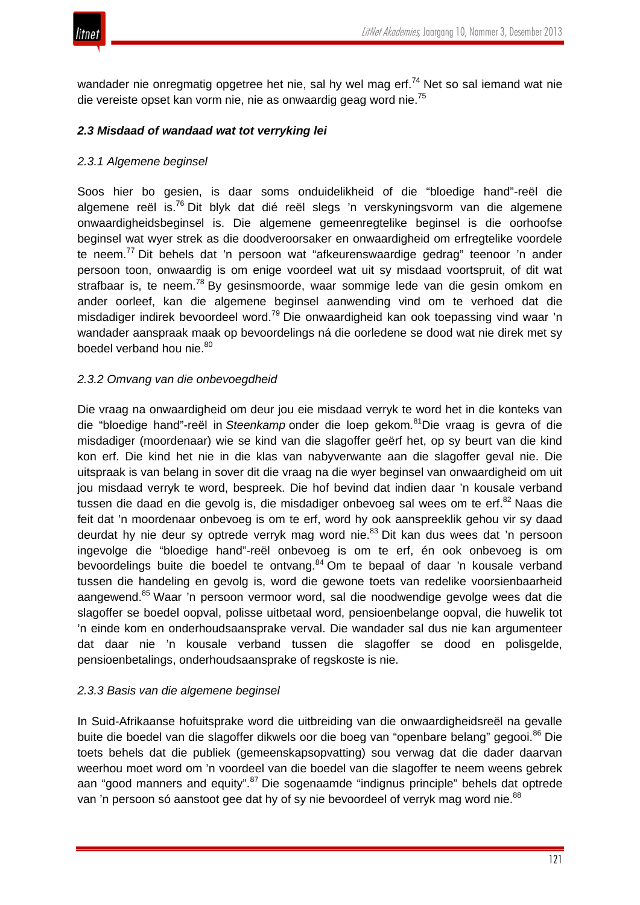wandader nie onregmatig opgetree het nie, sal hy wel mag erf.[74] Net so sal iemand wat nie die vereiste opset kan vorm nie, nie as onwaardig geag word nie.[75]

### *2.3 Misdaad of wandaad wat tot verryking lei*

#### *2.3.1 Algemene beginsel*

Soos hier bo gesien, is daar soms onduidelikheid of die "bloedige hand"-reël die algemene reël is.[76] Dit blyk dat dié reël slegs 'n verskyningsvorm van die algemene onwaardigheidsbeginsel is. Die algemene gemeenregtelike beginsel is die oorhoofse beginsel wat wyer strek as die doodveroorsaker en onwaardigheid om erfregtelike voordele te neem.[77] Dit behels dat 'n persoon wat "afkeurenswaardige gedrag" teenoor 'n ander persoon toon, onwaardig is om enige voordeel wat uit sy misdaad voortspruit, of dit wat strafbaar is, te neem.[78] By gesinsmoorde, waar sommige lede van die gesin omkom en ander oorleef, kan die algemene beginsel aanwending vind om te verhoed dat die misdadiger indirek bevoordeel word.[79] Die onwaardigheid kan ook toepassing vind waar 'n wandader aanspraak maak op bevoordelings ná die oorledene se dood wat nie direk met sy boedel verband hou nie.[80]

#### *2.3.2 Omvang van die onbevoegdheid*

Die vraag na onwaardigheid om deur jou eie misdaad verryk te word het in die konteks van die "bloedige hand"-reël in *Steenkamp* onder die loep gekom.[81]Die vraag is gevra of die misdadiger (moordenaar) wie se kind van die slagoffer geërf het, op sy beurt van die kind kon erf. Die kind het nie in die klas van nabyverwante aan die slagoffer geval nie. Die uitspraak is van belang in sover dit die vraag na die wyer beginsel van onwaardigheid om uit jou misdaad verryk te word, bespreek. Die hof bevind dat indien daar 'n kousale verband tussen die daad en die gevolg is, die misdadiger onbevoeg sal wees om te erf.[82] Naas die feit dat 'n moordenaar onbevoeg is om te erf, word hy ook aanspreeklik gehou vir sy daad deurdat hy nie deur sy optrede verryk mag word nie.[83] Dit kan dus wees dat 'n persoon ingevolge die "bloedige hand"-reël onbevoeg is om te erf, én ook onbevoeg is om bevoordelings buite die boedel te ontvang.[84] Om te bepaal of daar 'n kousale verband tussen die handeling en gevolg is, word die gewone toets van redelike voorsienbaarheid aangewend.[85] Waar 'n persoon vermoor word, sal die noodwendige gevolge wees dat die slagoffer se boedel oopval, polisse uitbetaal word, pensioenbelange oopval, die huwelik tot 'n einde kom en onderhoudsaansprake verval. Die wandader sal dus nie kan argumenteer dat daar nie 'n kousale verband tussen die slagoffer se dood en polisgelde, pensioenbetalings, onderhoudsaansprake of regskoste is nie.

#### *2.3.3 Basis van die algemene beginsel*

In Suid-Afrikaanse hofuitsprake word die uitbreiding van die onwaardigheidsreël na gevalle buite die boedel van die slagoffer dikwels oor die boeg van "openbare belang" gegooi.[86] Die toets behels dat die publiek (gemeenskapsopvatting) sou verwag dat die dader daarvan weerhou moet word om 'n voordeel van die boedel van die slagoffer te neem weens gebrek aan "good manners and equity".[87] Die sogenaamde "indignus principle" behels dat optrede van 'n persoon só aanstoot gee dat hy of sy nie bevoordeel of verryk mag word nie.[88]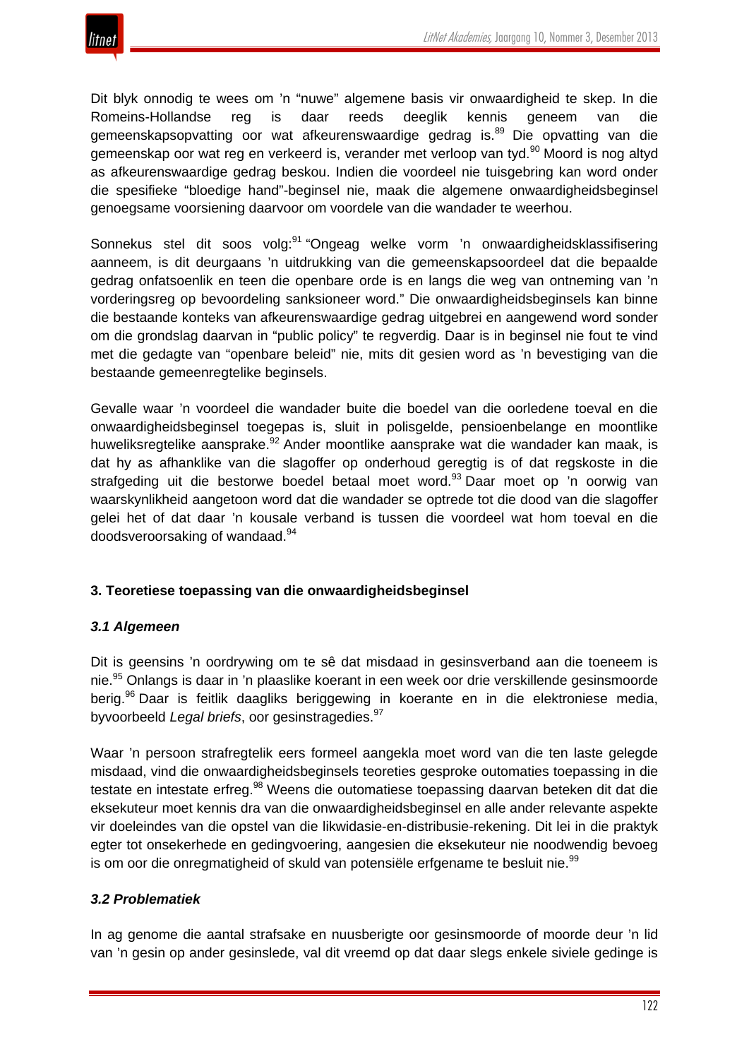Dit blyk onnodig te wees om 'n "nuwe" algemene basis vir onwaardigheid te skep. In die Romeins-Hollandse reg is daar reeds deeglik kennis geneem van die gemeenskapsopvatting oor wat afkeurenswaardige gedrag is.[89] Die opvatting van die gemeenskap oor wat reg en verkeerd is, verander met verloop van tyd.[90] Moord is nog altyd as afkeurenswaardige gedrag beskou. Indien die voordeel nie tuisgebring kan word onder die spesifieke "bloedige hand"-beginsel nie, maak die algemene onwaardigheidsbeginsel genoegsame voorsiening daarvoor om voordele van die wandader te weerhou.

Sonnekus stel dit soos volg:[91] "Ongeag welke vorm 'n onwaardigheidsklassifisering aanneem, is dit deurgaans 'n uitdrukking van die gemeenskapsoordeel dat die bepaalde gedrag onfatsoenlik en teen die openbare orde is en langs die weg van ontneming van 'n vorderingsreg op bevoordeling sanksioneer word." Die onwaardigheidsbeginsels kan binne die bestaande konteks van afkeurenswaardige gedrag uitgebrei en aangewend word sonder om die grondslag daarvan in "public policy" te regverdig. Daar is in beginsel nie fout te vind met die gedagte van "openbare beleid" nie, mits dit gesien word as 'n bevestiging van die bestaande gemeenregtelike beginsels.

Gevalle waar 'n voordeel die wandader buite die boedel van die oorledene toeval en die onwaardigheidsbeginsel toegepas is, sluit in polisgelde, pensioenbelange en moontlike huweliksregtelike aansprake.[92] Ander moontlike aansprake wat die wandader kan maak, is dat hy as afhanklike van die slagoffer op onderhoud geregtig is of dat regskoste in die strafgeding uit die bestorwe boedel betaal moet word.[93] Daar moet op 'n oorwig van waarskynlikheid aangetoon word dat die wandader se optrede tot die dood van die slagoffer gelei het of dat daar 'n kousale verband is tussen die voordeel wat hom toeval en die doodsveroorsaking of wandaad.[94]

## 3. Teoretiese toepassing van die onwaardigheidsbeginsel

### *3.1 Algemeen*

Dit is geensins 'n oordrywing om te sê dat misdaad in gesinsverband aan die toeneem is nie.[95] Onlangs is daar in 'n plaaslike koerant in een week oor drie verskillende gesinsmoorde berig.[96] Daar is feitlik daagliks beriggewing in koerante en in die elektroniese media, byvoorbeeld *Legal briefs*, oor gesinstragedies.[97]

Waar 'n persoon strafregtelik eers formeel aangekla moet word van die ten laste gelegde misdaad, vind die onwaardigheidsbeginsels teoreties gesproke outomaties toepassing in die testate en intestate erfreg.[98] Weens die outomatiese toepassing daarvan beteken dit dat die eksekuteur moet kennis dra van die onwaardigheidsbeginsel en alle ander relevante aspekte vir doeleindes van die opstel van die likwidasie-en-distribusie-rekening. Dit lei in die praktyk egter tot onsekerhede en gedingvoering, aangesien die eksekuteur nie noodwendig bevoeg is om oor die onregmatigheid of skuld van potensiële erfgename te besluit nie.[99]

### *3.2 Problematiek*

In ag genome die aantal strafsake en nuusberigte oor gesinsmoorde of moorde deur 'n lid van 'n gesin op ander gesinslede, val dit vreemd op dat daar slegs enkele siviele gedinge is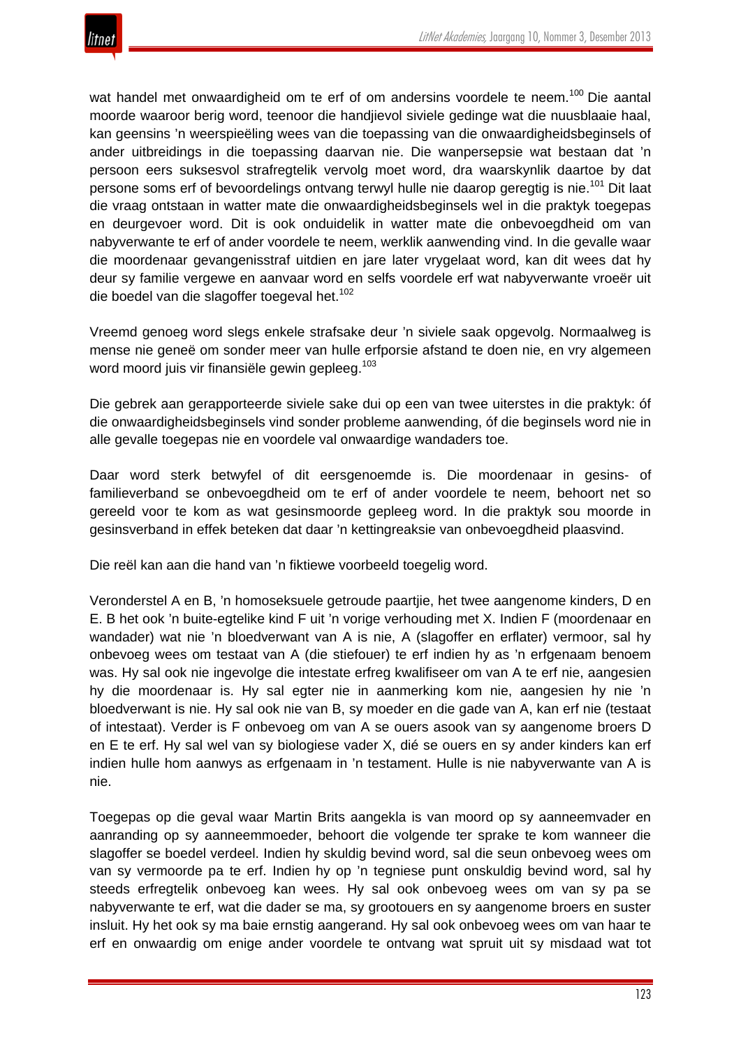wat handel met onwaardigheid om te erf of om andersins voordele te neem.[100] Die aantal moorde waaroor berig word, teenoor die handjievol siviele gedinge wat die nuusblaaie haal, kan geensins 'n weerspieëling wees van die toepassing van die onwaardigheidsbeginsels of ander uitbreidings in die toepassing daarvan nie. Die wanpersepsie wat bestaan dat 'n persoon eers suksesvol strafregtelik vervolg moet word, dra waarskynlik daartoe by dat persone soms erf of bevoordelings ontvang terwyl hulle nie daarop geregtig is nie.[101] Dit laat die vraag ontstaan in watter mate die onwaardigheidsbeginsels wel in die praktyk toegepas en deurgevoer word. Dit is ook onduidelik in watter mate die onbevoegdheid om van nabyverwante te erf of ander voordele te neem, werklik aanwending vind. In die gevalle waar die moordenaar gevangenisstraf uitdien en jare later vrygelaat word, kan dit wees dat hy deur sy familie vergewe en aanvaar word en selfs voordele erf wat nabyverwante vroeër uit die boedel van die slagoffer toegeval het.[102]

Vreemd genoeg word slegs enkele strafsake deur 'n siviele saak opgevolg. Normaalweg is mense nie geneë om sonder meer van hulle erfporsie afstand te doen nie, en vry algemeen word moord juis vir finansiële gewin gepleeg.[103]

Die gebrek aan gerapporteerde siviele sake dui op een van twee uiterstes in die praktyk: óf die onwaardigheidsbeginsels vind sonder probleme aanwending, óf die beginsels word nie in alle gevalle toegepas nie en voordele val onwaardige wandaders toe.

Daar word sterk betwyfel of dit eersgenoemde is. Die moordenaar in gesins- of familieverband se onbevoegdheid om te erf of ander voordele te neem, behoort net so gereeld voor te kom as wat gesinsmoorde gepleeg word. In die praktyk sou moorde in gesinsverband in effek beteken dat daar 'n kettingreaksie van onbevoegdheid plaasvind.

Die reël kan aan die hand van 'n fiktiewe voorbeeld toegelig word.

Veronderstel A en B, 'n homoseksuele getroude paartjie, het twee aangenome kinders, D en E. B het ook 'n buite-egtelike kind F uit 'n vorige verhouding met X. Indien F (moordenaar en wandader) wat nie 'n bloedverwant van A is nie, A (slagoffer en erflater) vermoor, sal hy onbevoeg wees om testaat van A (die stiefouer) te erf indien hy as 'n erfgenaam benoem was. Hy sal ook nie ingevolge die intestate erfreg kwalifiseer om van A te erf nie, aangesien hy die moordenaar is. Hy sal egter nie in aanmerking kom nie, aangesien hy nie 'n bloedverwant is nie. Hy sal ook nie van B, sy moeder en die gade van A, kan erf nie (testaat of intestaat). Verder is F onbevoeg om van A se ouers asook van sy aangenome broers D en E te erf. Hy sal wel van sy biologiese vader X, dié se ouers en sy ander kinders kan erf indien hulle hom aanwys as erfgenaam in 'n testament. Hulle is nie nabyverwante van A is nie.

Toegepas op die geval waar Martin Brits aangekla is van moord op sy aanneemvader en aanranding op sy aanneemmoeder, behoort die volgende ter sprake te kom wanneer die slagoffer se boedel verdeel. Indien hy skuldig bevind word, sal die seun onbevoeg wees om van sy vermoorde pa te erf. Indien hy op 'n tegniese punt onskuldig bevind word, sal hy steeds erfregtelik onbevoeg kan wees. Hy sal ook onbevoeg wees om van sy pa se nabyverwante te erf, wat die dader se ma, sy grootouers en sy aangenome broers en suster insluit. Hy het ook sy ma baie ernstig aangerand. Hy sal ook onbevoeg wees om van haar te erf en onwaardig om enige ander voordele te ontvang wat spruit uit sy misdaad wat tot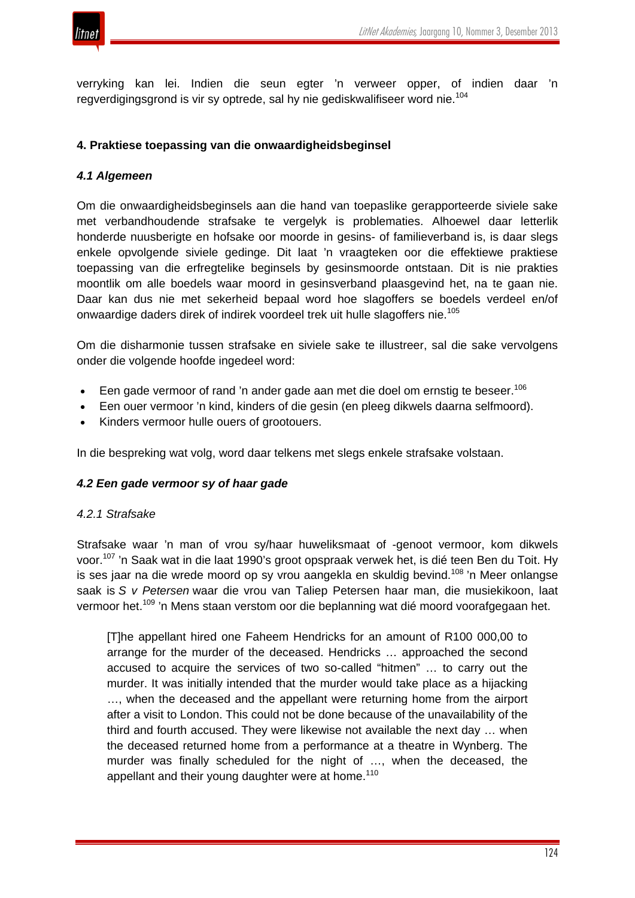verryking kan lei. Indien die seun egter 'n verweer opper, of indien daar 'n regverdigingsgrond is vir sy optrede, sal hy nie gediskwalifiseer word nie.[104]

### 4. Praktiese toepassing van die onwaardigheidsbeginsel

#### *4.1 Algemeen*

Om die onwaardigheidsbeginsels aan die hand van toepaslike gerapporteerde siviele sake met verbandhoudende strafsake te vergelyk is problematies. Alhoewel daar letterlik honderde nuusberigte en hofsake oor moorde in gesins- of familieverband is, is daar slegs enkele opvolgende siviele gedinge. Dit laat 'n vraagteken oor die effektiewe praktiese toepassing van die erfregtelike beginsels by gesinsmoorde ontstaan. Dit is nie prakties moontlik om alle boedels waar moord in gesinsverband plaasgevind het, na te gaan nie. Daar kan dus nie met sekerheid bepaal word hoe slagoffers se boedels verdeel en/of onwaardige daders direk of indirek voordeel trek uit hulle slagoffers nie.[105]

Om die disharmonie tussen strafsake en siviele sake te illustreer, sal die sake vervolgens onder die volgende hoofde ingedeel word:

- Een gade vermoor of rand 'n ander gade aan met die doel om ernstig te beseer.[106]
- Een ouer vermoor 'n kind, kinders of die gesin (en pleeg dikwels daarna selfmoord).
- Kinders vermoor hulle ouers of grootouers.

In die bespreking wat volg, word daar telkens met slegs enkele strafsake volstaan.

#### *4.2 Een gade vermoor sy of haar gade*

##### *4.2.1 Strafsake*

Strafsake waar 'n man of vrou sy/haar huweliksmaat of -genoot vermoor, kom dikwels voor.[107] 'n Saak wat in die laat 1990's groot opspraak verwek het, is dié teen Ben du Toit. Hy is ses jaar na die wrede moord op sy vrou aangekla en skuldig bevind.[108] 'n Meer onlangse saak is *S v Petersen* waar die vrou van Taliep Petersen haar man, die musiekikoon, laat vermoor het.[109] 'n Mens staan verstom oor die beplanning wat dié moord voorafgegaan het.

> [T]he appellant hired one Faheem Hendricks for an amount of R100 000,00 to arrange for the murder of the deceased. Hendricks … approached the second accused to acquire the services of two so-called "hitmen" … to carry out the murder. It was initially intended that the murder would take place as a hijacking …, when the deceased and the appellant were returning home from the airport after a visit to London. This could not be done because of the unavailability of the third and fourth accused. They were likewise not available the next day … when the deceased returned home from a performance at a theatre in Wynberg. The murder was finally scheduled for the night of …, when the deceased, the appellant and their young daughter were at home.[110]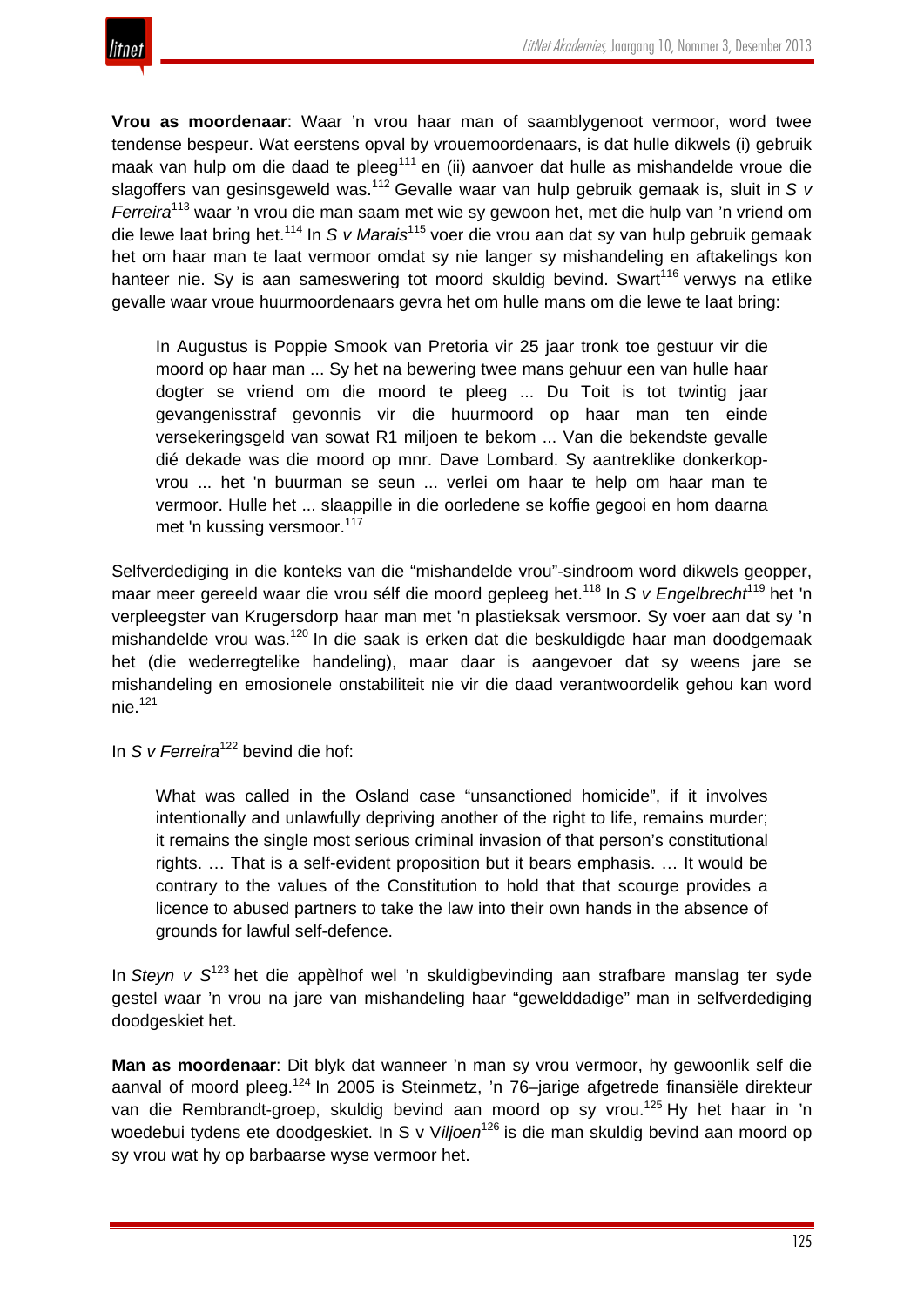**Vrou as moordenaar**: Waar ’n vrou haar man of saamblygenoot vermoor, word twee tendense bespeur. Wat eerstens opval by vrouemoordenaars, is dat hulle dikwels (i) gebruik maak van hulp om die daad te pleeg[111] en (ii) aanvoer dat hulle as mishandelde vroue die slagoffers van gesinsgeweld was.[112] Gevalle waar van hulp gebruik gemaak is, sluit in *S v Ferreira*[113] waar ’n vrou die man saam met wie sy gewoon het, met die hulp van ’n vriend om die lewe laat bring het.[114] In *S v Marais*[115] voer die vrou aan dat sy van hulp gebruik gemaak het om haar man te laat vermoor omdat sy nie langer sy mishandeling en aftakelings kon hanteer nie. Sy is aan sameswering tot moord skuldig bevind. Swart[116] verwys na etlike gevalle waar vroue huurmoordenaars gevra het om hulle mans om die lewe te laat bring:

> In Augustus is Poppie Smook van Pretoria vir 25 jaar tronk toe gestuur vir die moord op haar man ... Sy het na bewering twee mans gehuur een van hulle haar dogter se vriend om die moord te pleeg ... Du Toit is tot twintig jaar gevangenisstraf gevonnis vir die huurmoord op haar man ten einde versekeringsgeld van sowat R1 miljoen te bekom ... Van die bekendste gevalle dié dekade was die moord op mnr. Dave Lombard. Sy aantreklike donkerkop-vrou ... het 'n buurman se seun ... verlei om haar te help om haar man te vermoor. Hulle het ... slaappille in die oorledene se koffie gegooi en hom daarna met 'n kussing versmoor.[117]

Selfverdediging in die konteks van die “mishandelde vrou”-sindroom word dikwels geopper, maar meer gereeld waar die vrou sélf die moord gepleeg het.[118] In *S v Engelbrecht*[119] het ’n verpleegster van Krugersdorp haar man met ’n plastieksak versmoor. Sy voer aan dat sy ’n mishandelde vrou was.[120] In die saak is erken dat die beskuldigde haar man doodgemaak het (die wederregtelike handeling), maar daar is aangevoer dat sy weens jare se mishandeling en emosionele onstabiliteit nie vir die daad verantwoordelik gehou kan word nie.[121]

In *S v Ferreira*[122] bevind die hof:

> What was called in the Osland case “unsanctioned homicide”, if it involves intentionally and unlawfully depriving another of the right to life, remains murder; it remains the single most serious criminal invasion of that person’s constitutional rights. … That is a self-evident proposition but it bears emphasis. … It would be contrary to the values of the Constitution to hold that that scourge provides a licence to abused partners to take the law into their own hands in the absence of grounds for lawful self-defence.

In *Steyn v S*[123] het die appèlhof wel ’n skuldigbevinding aan strafbare manslag ter syde gestel waar ’n vrou na jare van mishandeling haar “gewelddadige” man in selfverdediging doodgeskiet het.

**Man as moordenaar**: Dit blyk dat wanneer ’n man sy vrou vermoor, hy gewoonlik self die aanval of moord pleeg.[124] In 2005 is Steinmetz, ’n 76–jarige afgetrede finansiële direkteur van die Rembrandt-groep, skuldig bevind aan moord op sy vrou.[125] Hy het haar in ’n woedebui tydens ete doodgeskiet. In S v V*iljoen*[126] is die man skuldig bevind aan moord op sy vrou wat hy op barbaarse wyse vermoor het.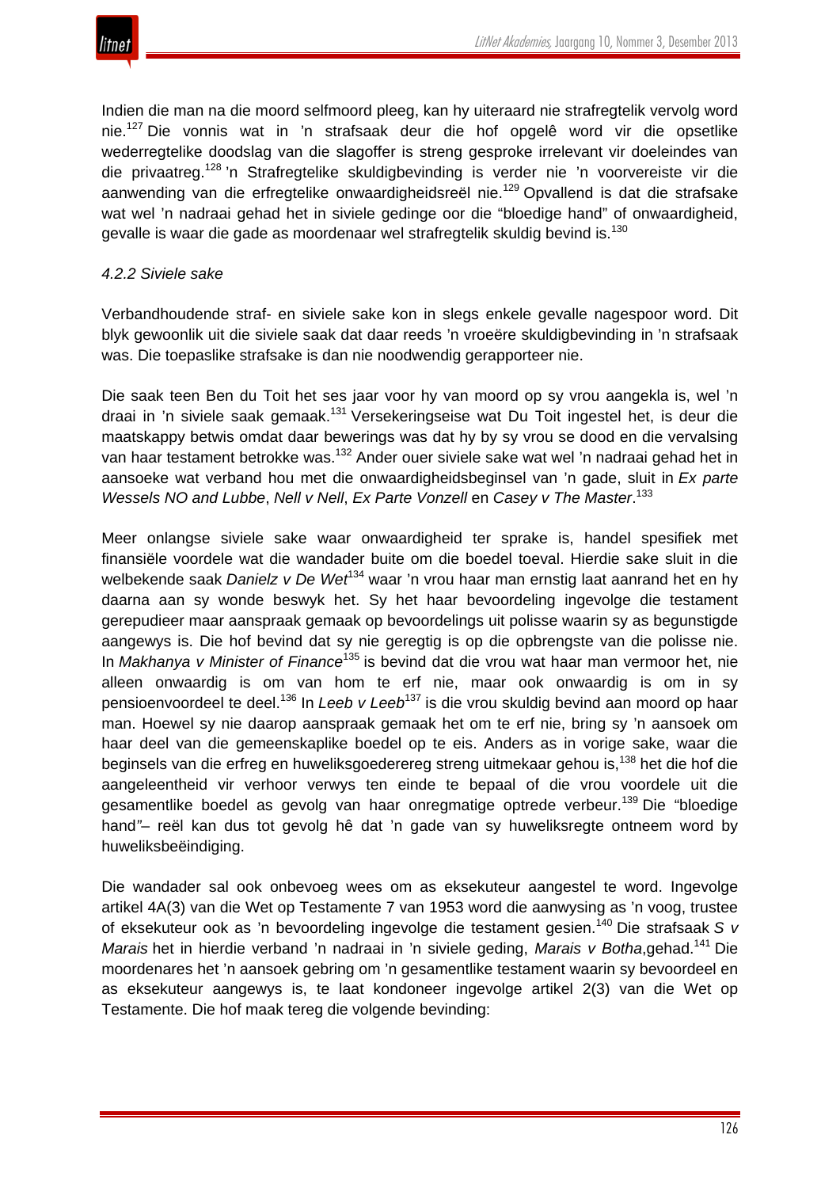Indien die man na die moord selfmoord pleeg, kan hy uiteraard nie strafregtelik vervolg word nie.[127] Die vonnis wat in 'n strafsaak deur die hof opgelê word vir die opsetlike wederregtelike doodslag van die slagoffer is streng gesproke irrelevant vir doeleindes van die privaatreg.[128] 'n Strafregtelike skuldigbevinding is verder nie 'n voorvereiste vir die aanwending van die erfregtelike onwaardigheidsreël nie.[129] Opvallend is dat die strafsake wat wel 'n nadraai gehad het in siviele gedinge oor die "bloedige hand" of onwaardigheid, gevalle is waar die gade as moordenaar wel strafregtelik skuldig bevind is.[130]

*4.2.2 Siviele sake*

Verbandhoudende straf- en siviele sake kon in slegs enkele gevalle nagespoor word. Dit blyk gewoonlik uit die siviele saak dat daar reeds 'n vroeëre skuldigbevinding in 'n strafsaak was. Die toepaslike strafsake is dan nie noodwendig gerapporteer nie.

Die saak teen Ben du Toit het ses jaar voor hy van moord op sy vrou aangekla is, wel 'n draai in 'n siviele saak gemaak.[131] Versekeringseise wat Du Toit ingestel het, is deur die maatskappy betwis omdat daar bewerings was dat hy by sy vrou se dood en die vervalsing van haar testament betrokke was.[132] Ander ouer siviele sake wat wel 'n nadraai gehad het in aansoeke wat verband hou met die onwaardigheidsbeginsel van 'n gade, sluit in *Ex parte Wessels NO and Lubbe*, *Nell v Nell*, *Ex Parte Vonzell* en *Casey v The Master*.[133]

Meer onlangse siviele sake waar onwaardigheid ter sprake is, handel spesifiek met finansiële voordele wat die wandader buite om die boedel toeval. Hierdie sake sluit in die welbekende saak *Danielz v De Wet*[134] waar 'n vrou haar man ernstig laat aanrand het en hy daarna aan sy wonde beswyk het. Sy het haar bevoordeling ingevolge die testament gerepudieer maar aanspraak gemaak op bevoordelings uit polisse waarin sy as begunstigde aangewys is. Die hof bevind dat sy nie geregtig is op die opbrengste van die polisse nie. In *Makhanya v Minister of Finance*[135] is bevind dat die vrou wat haar man vermoor het, nie alleen onwaardig is om van hom te erf nie, maar ook onwaardig is om in sy pensioenvoordeel te deel.[136] In *Leeb v Leeb*[137] is die vrou skuldig bevind aan moord op haar man. Hoewel sy nie daarop aanspraak gemaak het om te erf nie, bring sy 'n aansoek om haar deel van die gemeenskaplike boedel op te eis. Anders as in vorige sake, waar die beginsels van die erfreg en huweliksgoederereg streng uitmekaar gehou is,[138] het die hof die aangeleentheid vir verhoor verwys ten einde te bepaal of die vrou voordele uit die gesamentlike boedel as gevolg van haar onregmatige optrede verbeur.[139] Die "bloedige hand"– reël kan dus tot gevolg hê dat 'n gade van sy huweliksregte ontneem word by huweliksbeëindiging.

Die wandader sal ook onbevoeg wees om as eksekuteur aangestel te word. Ingevolge artikel 4A(3) van die Wet op Testamente 7 van 1953 word die aanwysing as 'n voog, trustee of eksekuteur ook as 'n bevoordeling ingevolge die testament gesien.[140] Die strafsaak *S v Marais* het in hierdie verband 'n nadraai in 'n siviele geding, *Marais v Botha*,gehad.[141] Die moordenares het 'n aansoek gebring om 'n gesamentlike testament waarin sy bevoordeel en as eksekuteur aangewys is, te laat kondoneer ingevolge artikel 2(3) van die Wet op Testamente. Die hof maak tereg die volgende bevinding: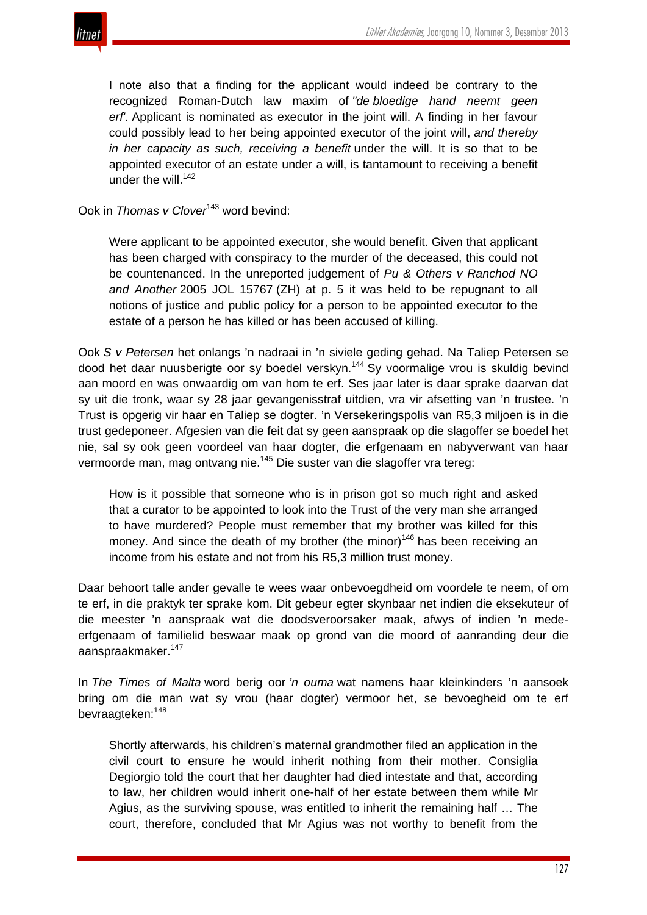> I note also that a finding for the applicant would indeed be contrary to the recognized Roman-Dutch law maxim of *"de bloedige hand neemt geen erf'*. Applicant is nominated as executor in the joint will. A finding in her favour could possibly lead to her being appointed executor of the joint will, *and thereby in her capacity as such, receiving a benefit* under the will. It is so that to be appointed executor of an estate under a will, is tantamount to receiving a benefit under the will.[142]

Ook in *Thomas v Clover*[143] word bevind:

> Were applicant to be appointed executor, she would benefit. Given that applicant has been charged with conspiracy to the murder of the deceased, this could not be countenanced. In the unreported judgement of *Pu & Others v Ranchod NO and Another* 2005 JOL 15767 (ZH) at p. 5 it was held to be repugnant to all notions of justice and public policy for a person to be appointed executor to the estate of a person he has killed or has been accused of killing.

Ook *S v Petersen* het onlangs 'n nadraai in 'n siviele geding gehad. Na Taliep Petersen se dood het daar nuusberigte oor sy boedel verskyn.[144] Sy voormalige vrou is skuldig bevind aan moord en was onwaardig om van hom te erf. Ses jaar later is daar sprake daarvan dat sy uit die tronk, waar sy 28 jaar gevangenisstraf uitdien, vra vir afsetting van 'n trustee. 'n Trust is opgerig vir haar en Taliep se dogter. 'n Versekeringspolis van R5,3 miljoen is in die trust gedeponeer. Afgesien van die feit dat sy geen aanspraak op die slagoffer se boedel het nie, sal sy ook geen voordeel van haar dogter, die erfgenaam en nabyverwant van haar vermoorde man, mag ontvang nie.[145] Die suster van die slagoffer vra tereg:

> How is it possible that someone who is in prison got so much right and asked that a curator to be appointed to look into the Trust of the very man she arranged to have murdered? People must remember that my brother was killed for this money. And since the death of my brother (the minor)[146] has been receiving an income from his estate and not from his R5,3 million trust money.

Daar behoort talle ander gevalle te wees waar onbevoegdheid om voordele te neem, of om te erf, in die praktyk ter sprake kom. Dit gebeur egter skynbaar net indien die eksekuteur of die meester 'n aanspraak wat die doodsveroorsaker maak, afwys of indien 'n mede-erfgenaam of familielid beswaar maak op grond van die moord of aanranding deur die aanspraakmaker.[147]

In *The Times of Malta* word berig oor *'n ouma* wat namens haar kleinkinders 'n aansoek bring om die man wat sy vrou (haar dogter) vermoor het, se bevoegheid om te erf bevraagteken:[148]

> Shortly afterwards, his children's maternal grandmother filed an application in the civil court to ensure he would inherit nothing from their mother. Consiglia Degiorgio told the court that her daughter had died intestate and that, according to law, her children would inherit one-half of her estate between them while Mr Agius, as the surviving spouse, was entitled to inherit the remaining half … The court, therefore, concluded that Mr Agius was not worthy to benefit from the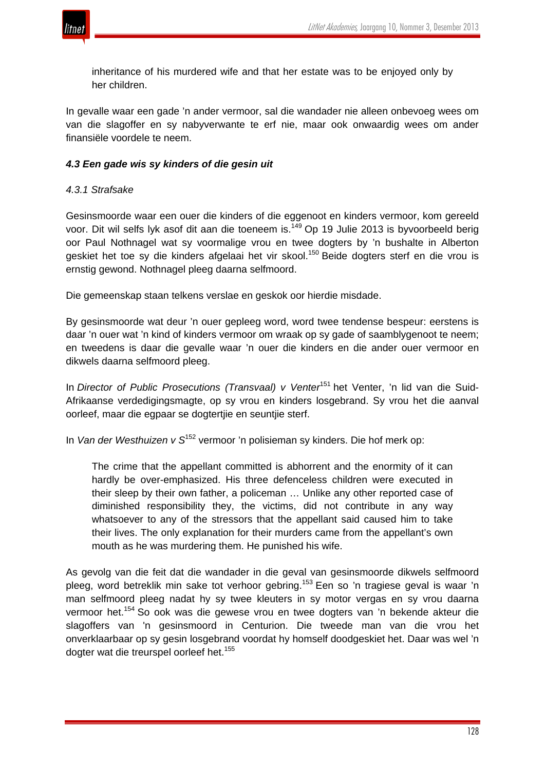> inheritance of his murdered wife and that her estate was to be enjoyed only by her children.

In gevalle waar een gade 'n ander vermoor, sal die wandader nie alleen onbevoeg wees om van die slagoffer en sy nabyverwante te erf nie, maar ook onwaardig wees om ander finansiële voordele te neem.

### *4.3 Een gade wis sy kinders of die gesin uit*

#### *4.3.1 Strafsake*

Gesinsmoorde waar een ouer die kinders of die eggenoot en kinders vermoor, kom gereeld voor. Dit wil selfs lyk asof dit aan die toeneem is.[149] Op 19 Julie 2013 is byvoorbeeld berig oor Paul Nothnagel wat sy voormalige vrou en twee dogters by 'n bushalte in Alberton geskiet het toe sy die kinders afgelaai het vir skool.[150] Beide dogters sterf en die vrou is ernstig gewond. Nothnagel pleeg daarna selfmoord.

Die gemeenskap staan telkens verslae en geskok oor hierdie misdade.

By gesinsmoorde wat deur 'n ouer gepleeg word, word twee tendense bespeur: eerstens is daar 'n ouer wat 'n kind of kinders vermoor om wraak op sy gade of saamblygenoot te neem; en tweedens is daar die gevalle waar 'n ouer die kinders en die ander ouer vermoor en dikwels daarna selfmoord pleeg.

In *Director of Public Prosecutions (Transvaal) v Venter*[151] het Venter, 'n lid van die Suid-Afrikaanse verdedigingsmagte, op sy vrou en kinders losgebrand. Sy vrou het die aanval oorleef, maar die egpaar se dogtertjie en seuntjie sterf.

In *Van der Westhuizen v S*[152] vermoor 'n polisieman sy kinders. Die hof merk op:

> The crime that the appellant committed is abhorrent and the enormity of it can hardly be over-emphasized. His three defenceless children were executed in their sleep by their own father, a policeman … Unlike any other reported case of diminished responsibility they, the victims, did not contribute in any way whatsoever to any of the stressors that the appellant said caused him to take their lives. The only explanation for their murders came from the appellant's own mouth as he was murdering them. He punished his wife.

As gevolg van die feit dat die wandader in die geval van gesinsmoorde dikwels selfmoord pleeg, word betreklik min sake tot verhoor gebring.[153] Een so 'n tragiese geval is waar 'n man selfmoord pleeg nadat hy sy twee kleuters in sy motor vergas en sy vrou daarna vermoor het.[154] So ook was die gewese vrou en twee dogters van 'n bekende akteur die slagoffers van 'n gesinsmoord in Centurion. Die tweede man van die vrou het onverklaarbaar op sy gesin losgebrand voordat hy homself doodgeskiet het. Daar was wel 'n dogter wat die treurspel oorleef het.[155]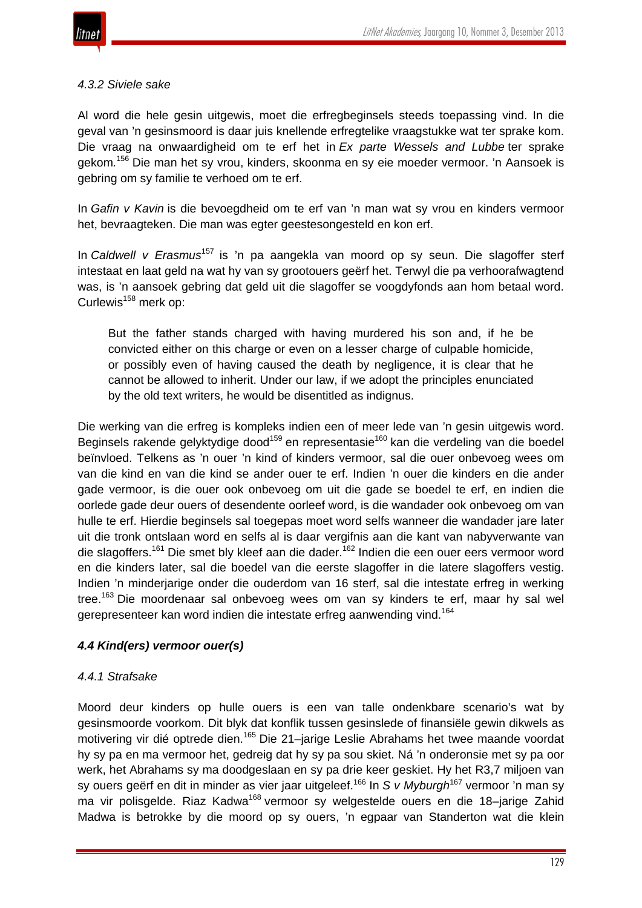#### *4.3.2 Siviele sake*

Al word die hele gesin uitgewis, moet die erfregbeginsels steeds toepassing vind. In die geval van 'n gesinsmoord is daar juis knellende erfregtelike vraagstukke wat ter sprake kom. Die vraag na onwaardigheid om te erf het in *Ex parte Wessels and Lubbe* ter sprake gekom.[156] Die man het sy vrou, kinders, skoonma en sy eie moeder vermoor. 'n Aansoek is gebring om sy familie te verhoed om te erf.

In *Gafin v Kavin* is die bevoegdheid om te erf van 'n man wat sy vrou en kinders vermoor het, bevraagteken. Die man was egter geestesongesteld en kon erf.

In *Caldwell v Erasmus*[157] is 'n pa aangekla van moord op sy seun. Die slagoffer sterf intestaat en laat geld na wat hy van sy grootouers geërf het. Terwyl die pa verhoorafwagtend was, is 'n aansoek gebring dat geld uit die slagoffer se voogdyfonds aan hom betaal word. Curlewis[158] merk op:

> But the father stands charged with having murdered his son and, if he be convicted either on this charge or even on a lesser charge of culpable homicide, or possibly even of having caused the death by negligence, it is clear that he cannot be allowed to inherit. Under our law, if we adopt the principles enunciated by the old text writers, he would be disentitled as indignus.

Die werking van die erfreg is kompleks indien een of meer lede van 'n gesin uitgewis word. Beginsels rakende gelyktydige dood[159] en representasie[160] kan die verdeling van die boedel beïnvloed. Telkens as 'n ouer 'n kind of kinders vermoor, sal die ouer onbevoeg wees om van die kind en van die kind se ander ouer te erf. Indien 'n ouer die kinders en die ander gade vermoor, is die ouer ook onbevoeg om uit die gade se boedel te erf, en indien die oorlede gade deur ouers of desendente oorleef word, is die wandader ook onbevoeg om van hulle te erf. Hierdie beginsels sal toegepas moet word selfs wanneer die wandader jare later uit die tronk ontslaan word en selfs al is daar vergifnis aan die kant van nabyverwante van die slagoffers.[161] Die smet bly kleef aan die dader.[162] Indien die een ouer eers vermoor word en die kinders later, sal die boedel van die eerste slagoffer in die latere slagoffers vestig. Indien 'n minderjarige onder die ouderdom van 16 sterf, sal die intestate erfreg in werking tree.[163] Die moordenaar sal onbevoeg wees om van sy kinders te erf, maar hy sal wel gerepresenteer kan word indien die intestate erfreg aanwending vind.[164]

### *4.4 Kind(ers) vermoor ouer(s)*

#### *4.4.1 Strafsake*

Moord deur kinders op hulle ouers is een van talle ondenkbare scenario's wat by gesinsmoorde voorkom. Dit blyk dat konflik tussen gesinslede of finansiële gewin dikwels as motivering vir dié optrede dien.[165] Die 21–jarige Leslie Abrahams het twee maande voordat hy sy pa en ma vermoor het, gedreig dat hy sy pa sou skiet. Ná 'n onderonsie met sy pa oor werk, het Abrahams sy ma doodgeslaan en sy pa drie keer geskiet. Hy het R3,7 miljoen van sy ouers geërf en dit in minder as vier jaar uitgeleef.[166] In *S v Myburgh*[167] vermoor 'n man sy ma vir polisgelde. Riaz Kadwa[168] vermoor sy welgestelde ouers en die 18–jarige Zahid Madwa is betrokke by die moord op sy ouers, 'n egpaar van Standerton wat die klein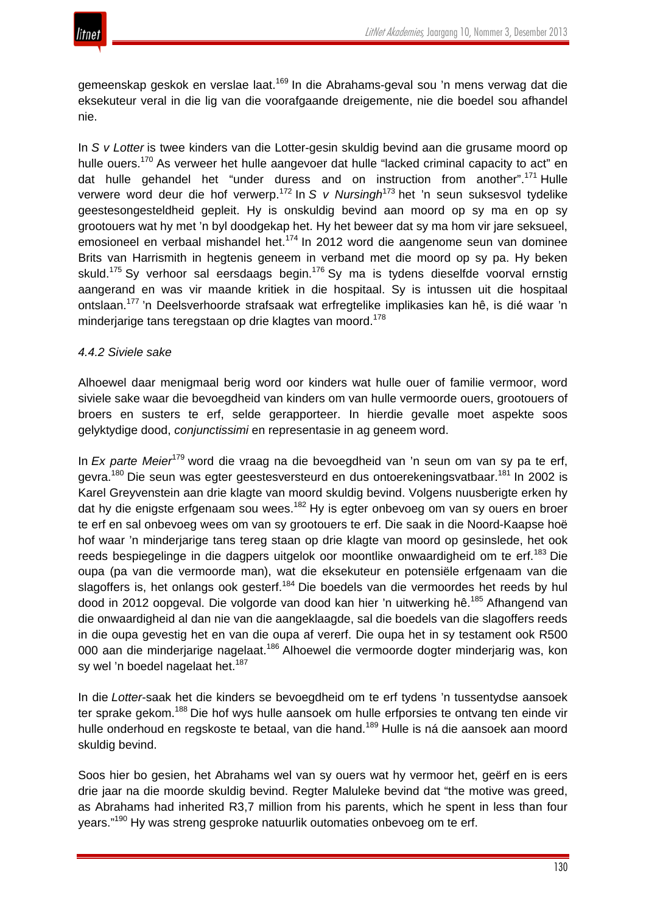gemeenskap geskok en verslae laat.[169] In die Abrahams-geval sou 'n mens verwag dat die eksekuteur veral in die lig van die voorafgaande dreigemente, nie die boedel sou afhandel nie.

In *S v Lotter* is twee kinders van die Lotter-gesin skuldig bevind aan die grusame moord op hulle ouers.[170] As verweer het hulle aangevoer dat hulle "lacked criminal capacity to act" en dat hulle gehandel het "under duress and on instruction from another".[171] Hulle verwere word deur die hof verwerp.[172] In *S v Nursingh*[173] het 'n seun suksesvol tydelike geestesongesteldheid gepleit. Hy is onskuldig bevind aan moord op sy ma en op sy grootouers wat hy met 'n byl doodgekap het. Hy het beweer dat sy ma hom vir jare seksueel, emosioneel en verbaal mishandel het.[174] In 2012 word die aangenome seun van dominee Brits van Harrismith in hegtenis geneem in verband met die moord op sy pa. Hy beken skuld.[175] Sy verhoor sal eersdaags begin.[176] Sy ma is tydens dieselfde voorval ernstig aangerand en was vir maande kritiek in die hospitaal. Sy is intussen uit die hospitaal ontslaan.[177] 'n Deelsverhoorde strafsaak wat erfregtelike implikasies kan hê, is dié waar 'n minderjarige tans teregstaan op drie klagtes van moord.[178]

### *4.4.2 Siviele sake*

Alhoewel daar menigmaal berig word oor kinders wat hulle ouer of familie vermoor, word siviele sake waar die bevoegdheid van kinders om van hulle vermoorde ouers, grootouers of broers en susters te erf, selde gerapporteer. In hierdie gevalle moet aspekte soos gelyktydige dood, *conjunctissimi* en representasie in ag geneem word.

In *Ex parte Meier*[179] word die vraag na die bevoegdheid van 'n seun om van sy pa te erf, gevra.[180] Die seun was egter geestesversteurd en dus ontoerekeningsvatbaar.[181] In 2002 is Karel Greyvenstein aan drie klagte van moord skuldig bevind. Volgens nuusberigte erken hy dat hy die enigste erfgenaam sou wees.[182] Hy is egter onbevoeg om van sy ouers en broer te erf en sal onbevoeg wees om van sy grootouers te erf. Die saak in die Noord-Kaapse hoë hof waar 'n minderjarige tans tereg staan op drie klagte van moord op gesinslede, het ook reeds bespiegelinge in die dagpers uitgelok oor moontlike onwaardigheid om te erf.[183] Die oupa (pa van die vermoorde man), wat die eksekuteur en potensiële erfgenaam van die slagoffers is, het onlangs ook gesterf.[184] Die boedels van die vermoordes het reeds by hul dood in 2012 oopgeval. Die volgorde van dood kan hier 'n uitwerking hê.[185] Afhangend van die onwaardigheid al dan nie van die aangeklaagde, sal die boedels van die slagoffers reeds in die oupa gevestig het en van die oupa af vererf. Die oupa het in sy testament ook R500 000 aan die minderjarige nagelaat.[186] Alhoewel die vermoorde dogter minderjarig was, kon sy wel 'n boedel nagelaat het.[187]

In die *Lotter*-saak het die kinders se bevoegdheid om te erf tydens 'n tussentydse aansoek ter sprake gekom.[188] Die hof wys hulle aansoek om hulle erfporsies te ontvang ten einde vir hulle onderhoud en regskoste te betaal, van die hand.[189] Hulle is ná die aansoek aan moord skuldig bevind.

Soos hier bo gesien, het Abrahams wel van sy ouers wat hy vermoor het, geërf en is eers drie jaar na die moorde skuldig bevind. Regter Maluleke bevind dat "the motive was greed, as Abrahams had inherited R3,7 million from his parents, which he spent in less than four years."[190] Hy was streng gesproke natuurlik outomaties onbevoeg om te erf.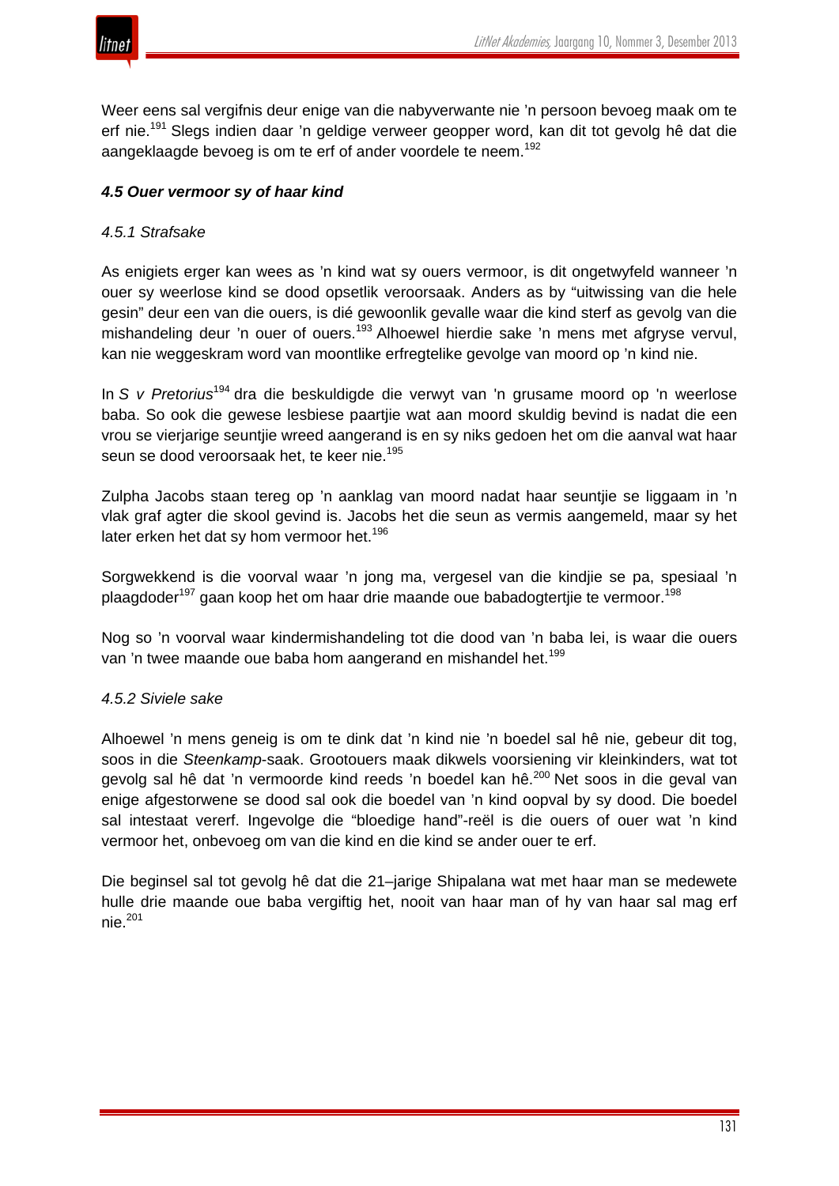Weer eens sal vergifnis deur enige van die nabyverwante nie ’n persoon bevoeg maak om te erf nie.[191] Slegs indien daar ’n geldige verweer geopper word, kan dit tot gevolg hê dat die aangeklaagde bevoeg is om te erf of ander voordele te neem.[192]

### *4.5 Ouer vermoor sy of haar kind*

#### *4.5.1 Strafsake*

As enigiets erger kan wees as ’n kind wat sy ouers vermoor, is dit ongetwyfeld wanneer ’n ouer sy weerlose kind se dood opsetlik veroorsaak. Anders as by “uitwissing van die hele gesin” deur een van die ouers, is dié gewoonlik gevalle waar die kind sterf as gevolg van die mishandeling deur ’n ouer of ouers.[193] Alhoewel hierdie sake ’n mens met afgryse vervul, kan nie weggeskram word van moontlike erfregtelike gevolge van moord op ’n kind nie.

In *S v Pretorius*[194] dra die beskuldigde die verwyt van 'n grusame moord op 'n weerlose baba. So ook die gewese lesbiese paartjie wat aan moord skuldig bevind is nadat die een vrou se vierjarige seuntjie wreed aangerand is en sy niks gedoen het om die aanval wat haar seun se dood veroorsaak het, te keer nie.[195]

Zulpha Jacobs staan tereg op ’n aanklag van moord nadat haar seuntjie se liggaam in ’n vlak graf agter die skool gevind is. Jacobs het die seun as vermis aangemeld, maar sy het later erken het dat sy hom vermoor het.[196]

Sorgwekkend is die voorval waar ’n jong ma, vergesel van die kindjie se pa, spesiaal ’n plaagdoder[197] gaan koop het om haar drie maande oue babadogtertjie te vermoor.[198]

Nog so ’n voorval waar kindermishandeling tot die dood van ’n baba lei, is waar die ouers van ’n twee maande oue baba hom aangerand en mishandel het.[199]

#### *4.5.2 Siviele sake*

Alhoewel ’n mens geneig is om te dink dat ’n kind nie ’n boedel sal hê nie, gebeur dit tog, soos in die *Steenkamp*-saak. Grootouers maak dikwels voorsiening vir kleinkinders, wat tot gevolg sal hê dat ’n vermoorde kind reeds ’n boedel kan hê.[200] Net soos in die geval van enige afgestorwene se dood sal ook die boedel van ’n kind oopval by sy dood. Die boedel sal intestaat vererf. Ingevolge die “bloedige hand”-reël is die ouers of ouer wat ’n kind vermoor het, onbevoeg om van die kind en die kind se ander ouer te erf.

Die beginsel sal tot gevolg hê dat die 21–jarige Shipalana wat met haar man se medewete hulle drie maande oue baba vergiftig het, nooit van haar man of hy van haar sal mag erf nie.[201]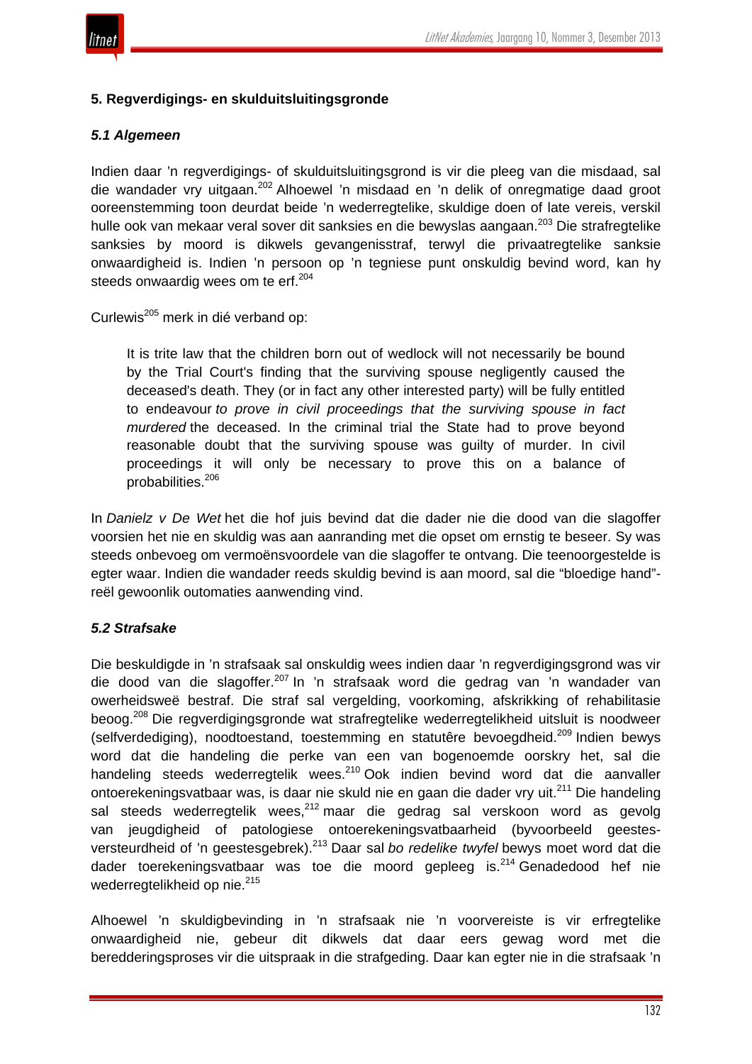## 5. Regverdigings- en skulduitsluitingsgronde

### *5.1 Algemeen*

Indien daar 'n regverdigings- of skulduitsluitingsgrond is vir die pleeg van die misdaad, sal die wandader vry uitgaan.[202] Alhoewel 'n misdaad en 'n delik of onregmatige daad groot ooreenstemming toon deurdat beide 'n wederregtelike, skuldige doen of late vereis, verskil hulle ook van mekaar veral sover dit sanksies en die bewyslas aangaan.[203] Die strafregtelike sanksies by moord is dikwels gevangenisstraf, terwyl die privaatregtelike sanksie onwaardigheid is. Indien 'n persoon op 'n tegniese punt onskuldig bevind word, kan hy steeds onwaardig wees om te erf.[204]

Curlewis[205] merk in dié verband op:

> It is trite law that the children born out of wedlock will not necessarily be bound by the Trial Court's finding that the surviving spouse negligently caused the deceased's death. They (or in fact any other interested party) will be fully entitled to endeavour *to prove in civil proceedings that the surviving spouse in fact murdered* the deceased. In the criminal trial the State had to prove beyond reasonable doubt that the surviving spouse was guilty of murder. In civil proceedings it will only be necessary to prove this on a balance of probabilities.[206]

In *Danielz v De Wet* het die hof juis bevind dat die dader nie die dood van die slagoffer voorsien het nie en skuldig was aan aanranding met die opset om ernstig te beseer. Sy was steeds onbevoeg om vermoënsvoordele van die slagoffer te ontvang. Die teenoorgestelde is egter waar. Indien die wandader reeds skuldig bevind is aan moord, sal die "bloedige hand"-reël gewoonlik outomaties aanwending vind.

### *5.2 Strafsake*

Die beskuldigde in 'n strafsaak sal onskuldig wees indien daar 'n regverdigingsgrond was vir die dood van die slagoffer.[207] In 'n strafsaak word die gedrag van 'n wandader van owerheidsweë bestraf. Die straf sal vergelding, voorkoming, afskrikking of rehabilitasie beoog.[208] Die regverdigingsgronde wat strafregtelike wederregtelikheid uitsluit is noodweer (selfverdediging), noodtoestand, toestemming en statutêre bevoegdheid.[209] Indien bewys word dat die handeling die perke van een van bogenoemde oorskry het, sal die handeling steeds wederregtelik wees.[210] Ook indien bevind word dat die aanvaller ontoerekeningsvatbaar was, is daar nie skuld nie en gaan die dader vry uit.[211] Die handeling sal steeds wederregtelik wees,[212] maar die gedrag sal verskoon word as gevolg van jeugdigheid of patologiese ontoerekeningsvatbaarheid (byvoorbeeld geestesversteurdheid of 'n geestesgebrek).[213] Daar sal *bo redelike twyfel* bewys moet word dat die dader toerekeningsvatbaar was toe die moord gepleeg is.[214] Genadedood hef nie wederregtelikheid op nie.[215]

Alhoewel 'n skuldigbevinding in 'n strafsaak nie 'n voorvereiste is vir erfregtelike onwaardigheid nie, gebeur dit dikwels dat daar eers gewag word met die beredderingsproses vir die uitspraak in die strafgeding. Daar kan egter nie in die strafsaak 'n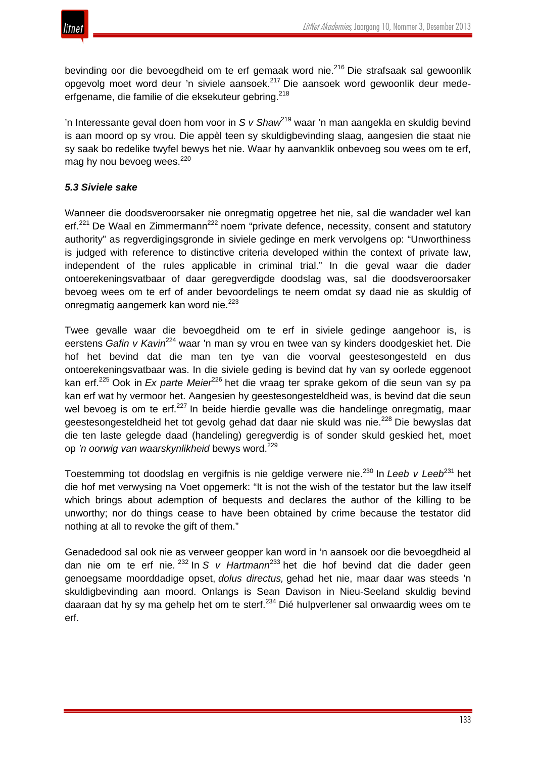bevinding oor die bevoegdheid om te erf gemaak word nie.[216] Die strafsaak sal gewoonlik opgevolg moet word deur 'n siviele aansoek.[217] Die aansoek word gewoonlik deur mede-erfgename, die familie of die eksekuteur gebring.[218]

'n Interessante geval doen hom voor in *S v Shaw*[219] waar 'n man aangekla en skuldig bevind is aan moord op sy vrou. Die appèl teen sy skuldigbevinding slaag, aangesien die staat nie sy saak bo redelike twyfel bewys het nie. Waar hy aanvanklik onbevoeg sou wees om te erf, mag hy nou bevoeg wees.[220]

### *5.3 Siviele sake*

Wanneer die doodsveroorsaker nie onregmatig opgetree het nie, sal die wandader wel kan erf.[221] De Waal en Zimmermann[222] noem "private defence, necessity, consent and statutory authority" as regverdigingsgronde in siviele gedinge en merk vervolgens op: "Unworthiness is judged with reference to distinctive criteria developed within the context of private law, independent of the rules applicable in criminal trial." In die geval waar die dader ontoerekeningsvatbaar of daar geregverdigde doodslag was, sal die doodsveroorsaker bevoeg wees om te erf of ander bevoordelings te neem omdat sy daad nie as skuldig of onregmatig aangemerk kan word nie.[223]

Twee gevalle waar die bevoegdheid om te erf in siviele gedinge aangehoor is, is eerstens *Gafin v Kavin*[224] waar 'n man sy vrou en twee van sy kinders doodgeskiet het. Die hof het bevind dat die man ten tye van die voorval geestesongesteld en dus ontoerekeningsvatbaar was. In die siviele geding is bevind dat hy van sy oorlede eggenoot kan erf.[225] Ook in *Ex parte Meier*[226] het die vraag ter sprake gekom of die seun van sy pa kan erf wat hy vermoor het. Aangesien hy geestesongesteldheid was, is bevind dat die seun wel bevoeg is om te erf.[227] In beide hierdie gevalle was die handelinge onregmatig, maar geestesongesteldheid het tot gevolg gehad dat daar nie skuld was nie.[228] Die bewyslas dat die ten laste gelegde daad (handeling) geregverdig is of sonder skuld geskied het, moet op *'n oorwig van waarskynlikheid* bewys word.[229]

Toestemming tot doodslag en vergifnis is nie geldige verwere nie.[230] In *Leeb v Leeb*[231] het die hof met verwysing na Voet opgemerk: "It is not the wish of the testator but the law itself which brings about ademption of bequests and declares the author of the killing to be unworthy; nor do things cease to have been obtained by crime because the testator did nothing at all to revoke the gift of them."

Genadedood sal ook nie as verweer geopper kan word in 'n aansoek oor die bevoegdheid al dan nie om te erf nie.[232] In *S v Hartmann*[233] het die hof bevind dat die dader geen genoegsame moorddadige opset, *dolus directus,* gehad het nie, maar daar was steeds 'n skuldigbevinding aan moord. Onlangs is Sean Davison in Nieu-Seeland skuldig bevind daaraan dat hy sy ma gehelp het om te sterf.[234] Dié hulpverlener sal onwaardig wees om te erf.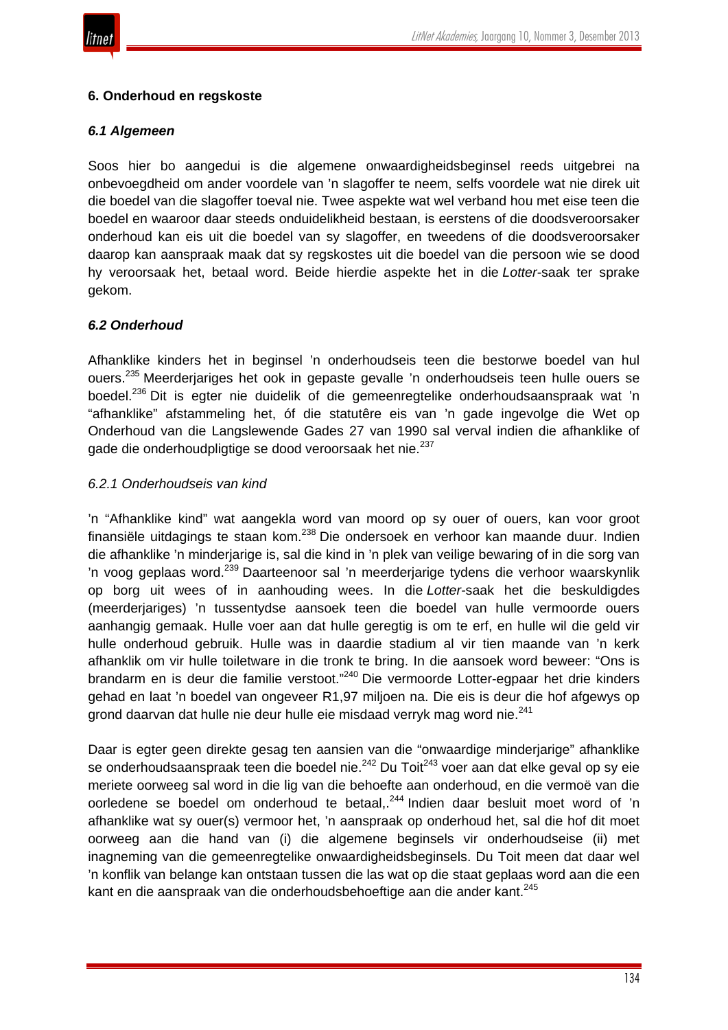## 6. Onderhoud en regskoste

### *6.1 Algemeen*

Soos hier bo aangedui is die algemene onwaardigheidsbeginsel reeds uitgebrei na onbevoegdheid om ander voordele van ’n slagoffer te neem, selfs voordele wat nie direk uit die boedel van die slagoffer toeval nie. Twee aspekte wat wel verband hou met eise teen die boedel en waaroor daar steeds onduidelikheid bestaan, is eerstens of die doodsveroorsaker onderhoud kan eis uit die boedel van sy slagoffer, en tweedens of die doodsveroorsaker daarop kan aanspraak maak dat sy regskostes uit die boedel van die persoon wie se dood hy veroorsaak het, betaal word. Beide hierdie aspekte het in die *Lotter*-saak ter sprake gekom.

### *6.2 Onderhoud*

Afhanklike kinders het in beginsel ’n onderhoudseis teen die bestorwe boedel van hul ouers.[235] Meerderjariges het ook in gepaste gevalle ’n onderhoudseis teen hulle ouers se boedel.[236] Dit is egter nie duidelik of die gemeenregtelike onderhoudsaanspraak wat ’n “afhanklike” afstammeling het, óf die statutêre eis van ’n gade ingevolge die Wet op Onderhoud van die Langslewende Gades 27 van 1990 sal verval indien die afhanklike of gade die onderhoudpligtige se dood veroorsaak het nie.[237]

#### *6.2.1 Onderhoudseis van kind*

’n “Afhanklike kind” wat aangekla word van moord op sy ouer of ouers, kan voor groot finansiële uitdagings te staan kom.[238] Die ondersoek en verhoor kan maande duur. Indien die afhanklike ’n minderjarige is, sal die kind in ’n plek van veilige bewaring of in die sorg van ’n voog geplaas word.[239] Daarteenoor sal ’n meerderjarige tydens die verhoor waarskynlik op borg uit wees of in aanhouding wees. In die *Lotter*-saak het die beskuldigdes (meerderjariges) ’n tussentydse aansoek teen die boedel van hulle vermoorde ouers aanhangig gemaak. Hulle voer aan dat hulle geregtig is om te erf, en hulle wil die geld vir hulle onderhoud gebruik. Hulle was in daardie stadium al vir tien maande van ’n kerk afhanklik om vir hulle toiletware in die tronk te bring. In die aansoek word beweer: “Ons is brandarm en is deur die familie verstoot.”[240] Die vermoorde Lotter-egpaar het drie kinders gehad en laat ’n boedel van ongeveer R1,97 miljoen na. Die eis is deur die hof afgewys op grond daarvan dat hulle nie deur hulle eie misdaad verryk mag word nie.[241]

Daar is egter geen direkte gesag ten aansien van die “onwaardige minderjarige” afhanklike se onderhoudsaanspraak teen die boedel nie.[242] Du Toit[243] voer aan dat elke geval op sy eie meriete oorweeg sal word in die lig van die behoefte aan onderhoud, en die vermoë van die oorledene se boedel om onderhoud te betaal,.[244] Indien daar besluit moet word of ’n afhanklike wat sy ouer(s) vermoor het, ’n aanspraak op onderhoud het, sal die hof dit moet oorweeg aan die hand van (i) die algemene beginsels vir onderhoudseise (ii) met inagneming van die gemeenregtelike onwaardigheidsbeginsels. Du Toit meen dat daar wel ’n konflik van belange kan ontstaan tussen die las wat op die staat geplaas word aan die een kant en die aanspraak van die onderhoudsbehoeftige aan die ander kant.[245]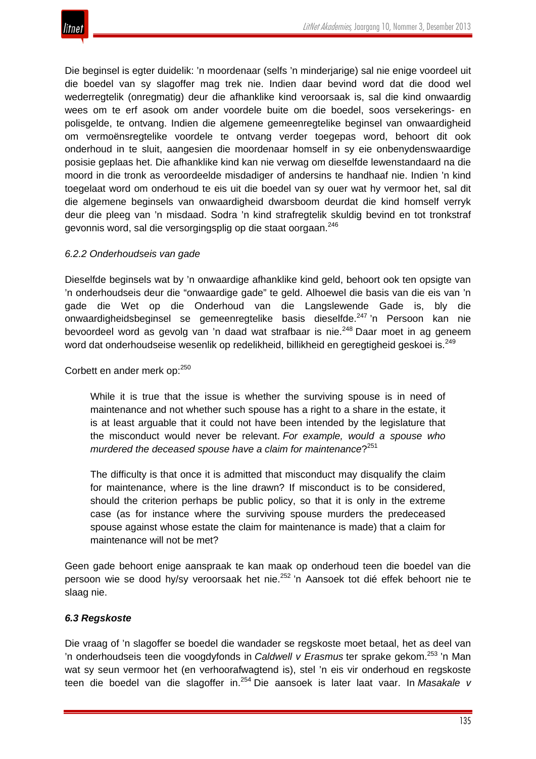Die beginsel is egter duidelik: 'n moordenaar (selfs 'n minderjarige) sal nie enige voordeel uit die boedel van sy slagoffer mag trek nie. Indien daar bevind word dat die dood wel wederregtelik (onregmatig) deur die afhanklike kind veroorsaak is, sal die kind onwaardig wees om te erf asook om ander voordele buite om die boedel, soos versekerings- en polisgelde, te ontvang. Indien die algemene gemeenregtelike beginsel van onwaardigheid om vermoënsregtelike voordele te ontvang verder toegepas word, behoort dit ook onderhoud in te sluit, aangesien die moordenaar homself in sy eie onbenydenswaardige posisie geplaas het. Die afhanklike kind kan nie verwag om dieselfde lewenstandaard na die moord in die tronk as veroordeelde misdadiger of andersins te handhaaf nie. Indien 'n kind toegelaat word om onderhoud te eis uit die boedel van sy ouer wat hy vermoor het, sal dit die algemene beginsels van onwaardigheid dwarsboom deurdat die kind homself verryk deur die pleeg van 'n misdaad. Sodra 'n kind strafregtelik skuldig bevind en tot tronkstraf gevonnis word, sal die versorgingsplig op die staat oorgaan.[246]

### *6.2.2 Onderhoudseis van gade*

Dieselfde beginsels wat by 'n onwaardige afhanklike kind geld, behoort ook ten opsigte van 'n onderhoudseis deur die "onwaardige gade" te geld. Alhoewel die basis van die eis van 'n gade die Wet op die Onderhoud van die Langslewende Gade is, bly die onwaardigheidsbeginsel se gemeenregtelike basis dieselfde.[247] 'n Persoon kan nie bevoordeel word as gevolg van 'n daad wat strafbaar is nie.[248] Daar moet in ag geneem word dat onderhoudseise wesenlik op redelikheid, billikheid en geregtigheid geskoei is.[249]

Corbett en ander merk op:[250]

> While it is true that the issue is whether the surviving spouse is in need of maintenance and not whether such spouse has a right to a share in the estate, it is at least arguable that it could not have been intended by the legislature that the misconduct would never be relevant. *For example, would a spouse who murdered the deceased spouse have a claim for maintenance*?[251]
>
> The difficulty is that once it is admitted that misconduct may disqualify the claim for maintenance, where is the line drawn? If misconduct is to be considered, should the criterion perhaps be public policy, so that it is only in the extreme case (as for instance where the surviving spouse murders the predeceased spouse against whose estate the claim for maintenance is made) that a claim for maintenance will not be met?

Geen gade behoort enige aanspraak te kan maak op onderhoud teen die boedel van die persoon wie se dood hy/sy veroorsaak het nie.[252] 'n Aansoek tot dié effek behoort nie te slaag nie.

### ***6.3 Regskoste***

Die vraag of 'n slagoffer se boedel die wandader se regskoste moet betaal, het as deel van 'n onderhoudseis teen die voogdyfonds in *Caldwell v Erasmus* ter sprake gekom.[253] 'n Man wat sy seun vermoor het (en verhoorafwagtend is), stel 'n eis vir onderhoud en regskoste teen die boedel van die slagoffer in.[254] Die aansoek is later laat vaar. In *Masakale v*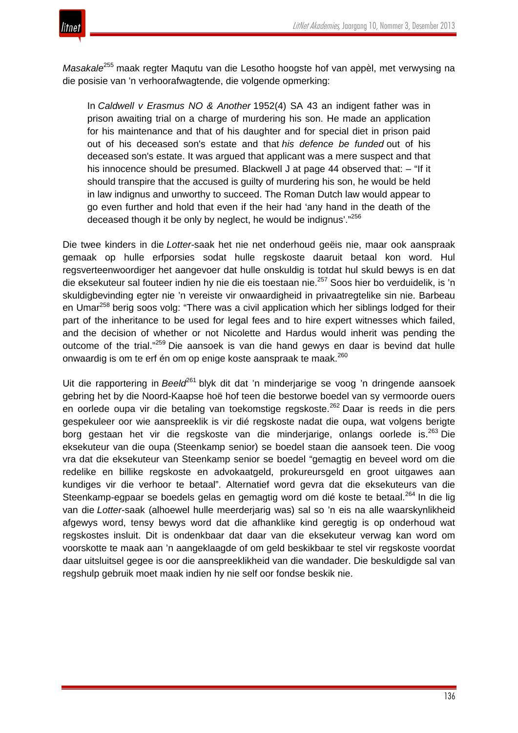*Masakale*[255] maak regter Maqutu van die Lesotho hoogste hof van appèl, met verwysing na die posisie van 'n verhoorafwagtende, die volgende opmerking:

> In *Caldwell v Erasmus NO & Another* 1952(4) SA 43 an indigent father was in prison awaiting trial on a charge of murdering his son. He made an application for his maintenance and that of his daughter and for special diet in prison paid out of his deceased son's estate and that *his defence be funded* out of his deceased son's estate. It was argued that applicant was a mere suspect and that his innocence should be presumed. Blackwell J at page 44 observed that: – "If it should transpire that the accused is guilty of murdering his son, he would be held in law indignus and unworthy to succeed. The Roman Dutch law would appear to go even further and hold that even if the heir had 'any hand in the death of the deceased though it be only by neglect, he would be indignus'."[256]

Die twee kinders in die *Lotter*-saak het nie net onderhoud geëis nie, maar ook aanspraak gemaak op hulle erfporsies sodat hulle regskoste daaruit betaal kon word. Hul regsverteenwoordiger het aangevoer dat hulle onskuldig is totdat hul skuld bewys is en dat die eksekuteur sal fouteer indien hy nie die eis toestaan nie.[257] Soos hier bo verduidelik, is 'n skuldigbevinding egter nie 'n vereiste vir onwaardigheid in privaatregtelike sin nie. Barbeau en Umar[258] berig soos volg: "There was a civil application which her siblings lodged for their part of the inheritance to be used for legal fees and to hire expert witnesses which failed, and the decision of whether or not Nicolette and Hardus would inherit was pending the outcome of the trial."[259] Die aansoek is van die hand gewys en daar is bevind dat hulle onwaardig is om te erf én om op enige koste aanspraak te maak.[260]

Uit die rapportering in *Beeld*[261] blyk dit dat 'n minderjarige se voog 'n dringende aansoek gebring het by die Noord-Kaapse hoë hof teen die bestorwe boedel van sy vermoorde ouers en oorlede oupa vir die betaling van toekomstige regskoste.[262] Daar is reeds in die pers gespekuleer oor wie aanspreeklik is vir dié regskoste nadat die oupa, wat volgens berigte borg gestaan het vir die regskoste van die minderjarige, onlangs oorlede is.[263] Die eksekuteur van die oupa (Steenkamp senior) se boedel staan die aansoek teen. Die voog vra dat die eksekuteur van Steenkamp senior se boedel "gemagtig en beveel word om die redelike en billike regskoste en advokaatgeld, prokureursgeld en groot uitgawes aan kundiges vir die verhoor te betaal". Alternatief word gevra dat die eksekuteurs van die Steenkamp-egpaar se boedels gelas en gemagtig word om dié koste te betaal.[264] In die lig van die *Lotter*-saak (alhoewel hulle meerderjarig was) sal so 'n eis na alle waarskynlikheid afgewys word, tensy bewys word dat die afhanklike kind geregtig is op onderhoud wat regskostes insluit. Dit is ondenkbaar dat daar van die eksekuteur verwag kan word om voorskotte te maak aan 'n aangeklaagde of om geld beskikbaar te stel vir regskoste voordat daar uitsluitsel gegee is oor die aanspreeklikheid van die wandader. Die beskuldigde sal van regshulp gebruik moet maak indien hy nie self oor fondse beskik nie.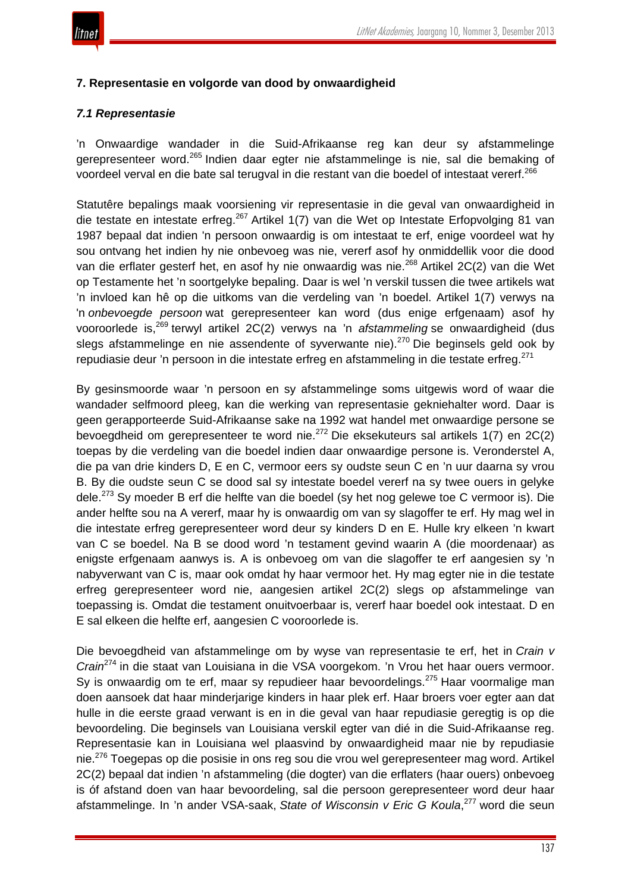## 7. Representasie en volgorde van dood by onwaardigheid

### *7.1 Representasie*

'n Onwaardige wandader in die Suid-Afrikaanse reg kan deur sy afstammelinge gerepresenteer word.[265] Indien daar egter nie afstammelinge is nie, sal die bemaking of voordeel verval en die bate sal terugval in die restant van die boedel of intestaat vererf.[266]

Statutêre bepalings maak voorsiening vir representasie in die geval van onwaardigheid in die testate en intestate erfreg.[267] Artikel 1(7) van die Wet op Intestate Erfopvolging 81 van 1987 bepaal dat indien 'n persoon onwaardig is om intestaat te erf, enige voordeel wat hy sou ontvang het indien hy nie onbevoeg was nie, vererf asof hy onmiddellik voor die dood van die erflater gesterf het, en asof hy nie onwaardig was nie.[268] Artikel 2C(2) van die Wet op Testamente het 'n soortgelyke bepaling. Daar is wel 'n verskil tussen die twee artikels wat 'n invloed kan hê op die uitkoms van die verdeling van 'n boedel. Artikel 1(7) verwys na 'n *onbevoegde persoon* wat gerepresenteer kan word (dus enige erfgenaam) asof hy vooroorlede is,[269] terwyl artikel 2C(2) verwys na 'n *afstammeling* se onwaardigheid (dus slegs afstammelinge en nie assendente of syverwante nie).[270] Die beginsels geld ook by repudiasie deur 'n persoon in die intestate erfreg en afstammeling in die testate erfreg.[271]

By gesinsmoorde waar 'n persoon en sy afstammelinge soms uitgewis word of waar die wandader selfmoord pleeg, kan die werking van representasie gekniehalter word. Daar is geen gerapporteerde Suid-Afrikaanse sake na 1992 wat handel met onwaardige persone se bevoegdheid om gerepresenteer te word nie.[272] Die eksekuteurs sal artikels 1(7) en 2C(2) toepas by die verdeling van die boedel indien daar onwaardige persone is. Veronderstel A, die pa van drie kinders D, E en C, vermoor eers sy oudste seun C en 'n uur daarna sy vrou B. By die oudste seun C se dood sal sy intestate boedel vererf na sy twee ouers in gelyke dele.[273] Sy moeder B erf die helfte van die boedel (sy het nog gelewe toe C vermoor is). Die ander helfte sou na A vererf, maar hy is onwaardig om van sy slagoffer te erf. Hy mag wel in die intestate erfreg gerepresenteer word deur sy kinders D en E. Hulle kry elkeen 'n kwart van C se boedel. Na B se dood word 'n testament gevind waarin A (die moordenaar) as enigste erfgenaam aanwys is. A is onbevoeg om van die slagoffer te erf aangesien sy 'n nabyverwant van C is, maar ook omdat hy haar vermoor het. Hy mag egter nie in die testate erfreg gerepresenteer word nie, aangesien artikel 2C(2) slegs op afstammelinge van toepassing is. Omdat die testament onuitvoerbaar is, vererf haar boedel ook intestaat. D en E sal elkeen die helfte erf, aangesien C vooroorlede is.

Die bevoegdheid van afstammelinge om by wyse van representasie te erf, het in *Crain v Crain*[274] in die staat van Louisiana in die VSA voorgekom. 'n Vrou het haar ouers vermoor. Sy is onwaardig om te erf, maar sy repudieer haar bevoordelings.[275] Haar voormalige man doen aansoek dat haar minderjarige kinders in haar plek erf. Haar broers voer egter aan dat hulle in die eerste graad verwant is en in die geval van haar repudiasie geregtig is op die bevoordeling. Die beginsels van Louisiana verskil egter van dié in die Suid-Afrikaanse reg. Representasie kan in Louisiana wel plaasvind by onwaardigheid maar nie by repudiasie nie.[276] Toegepas op die posisie in ons reg sou die vrou wel gerepresenteer mag word. Artikel 2C(2) bepaal dat indien 'n afstammeling (die dogter) van die erflaters (haar ouers) onbevoeg is óf afstand doen van haar bevoordeling, sal die persoon gerepresenteer word deur haar afstammelinge. In 'n ander VSA-saak, *State of Wisconsin v Eric G Koula*,[277] word die seun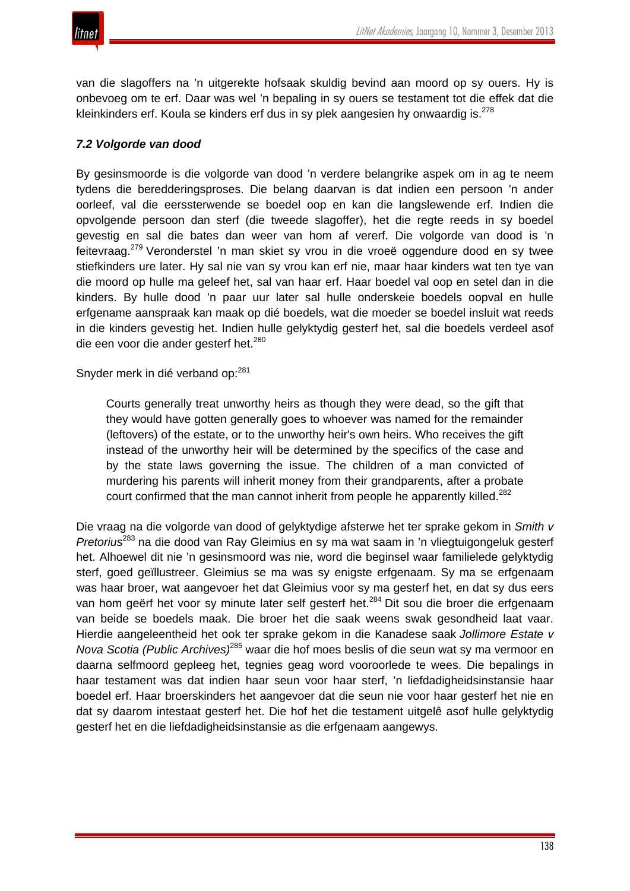van die slagoffers na 'n uitgerekte hofsaak skuldig bevind aan moord op sy ouers. Hy is onbevoeg om te erf. Daar was wel 'n bepaling in sy ouers se testament tot die effek dat die kleinkinders erf. Koula se kinders erf dus in sy plek aangesien hy onwaardig is.[278]

### *7.2 Volgorde van dood*

By gesinsmoorde is die volgorde van dood 'n verdere belangrike aspek om in ag te neem tydens die beredderingsproses. Die belang daarvan is dat indien een persoon 'n ander oorleef, val die eerssterwende se boedel oop en kan die langslewende erf. Indien die opvolgende persoon dan sterf (die tweede slagoffer), het die regte reeds in sy boedel gevestig en sal die bates dan weer van hom af vererf. Die volgorde van dood is 'n feitevraag.[279] Veronderstel 'n man skiet sy vrou in die vroeë oggendure dood en sy twee stiefkinders ure later. Hy sal nie van sy vrou kan erf nie, maar haar kinders wat ten tye van die moord op hulle ma geleef het, sal van haar erf. Haar boedel val oop en setel dan in die kinders. By hulle dood 'n paar uur later sal hulle onderskeie boedels oopval en hulle erfgename aanspraak kan maak op dié boedels, wat die moeder se boedel insluit wat reeds in die kinders gevestig het. Indien hulle gelyktydig gesterf het, sal die boedels verdeel asof die een voor die ander gesterf het.[280]

Snyder merk in dié verband op:[281]

> Courts generally treat unworthy heirs as though they were dead, so the gift that they would have gotten generally goes to whoever was named for the remainder (leftovers) of the estate, or to the unworthy heir's own heirs. Who receives the gift instead of the unworthy heir will be determined by the specifics of the case and by the state laws governing the issue. The children of a man convicted of murdering his parents will inherit money from their grandparents, after a probate court confirmed that the man cannot inherit from people he apparently killed.[282]

Die vraag na die volgorde van dood of gelyktydige afsterwe het ter sprake gekom in *Smith v Pretorius*[283] na die dood van Ray Gleimius en sy ma wat saam in 'n vliegtuigongeluk gesterf het. Alhoewel dit nie 'n gesinsmoord was nie, word die beginsel waar familielede gelyktydig sterf, goed geïllustreer. Gleimius se ma was sy enigste erfgenaam. Sy ma se erfgenaam was haar broer, wat aangevoer het dat Gleimius voor sy ma gesterf het, en dat sy dus eers van hom geërf het voor sy minute later self gesterf het.[284] Dit sou die broer die erfgenaam van beide se boedels maak. Die broer het die saak weens swak gesondheid laat vaar. Hierdie aangeleentheid het ook ter sprake gekom in die Kanadese saak *Jollimore Estate v Nova Scotia (Public Archives)*[285] waar die hof moes beslis of die seun wat sy ma vermoor en daarna selfmoord gepleeg het, tegnies geag word vooroorlede te wees. Die bepalings in haar testament was dat indien haar seun voor haar sterf, 'n liefdadigheidsinstansie haar boedel erf. Haar broerskinders het aangevoer dat die seun nie voor haar gesterf het nie en dat sy daarom intestaat gesterf het. Die hof het die testament uitgelê asof hulle gelyktydig gesterf het en die liefdadigheidsinstansie as die erfgenaam aangewys.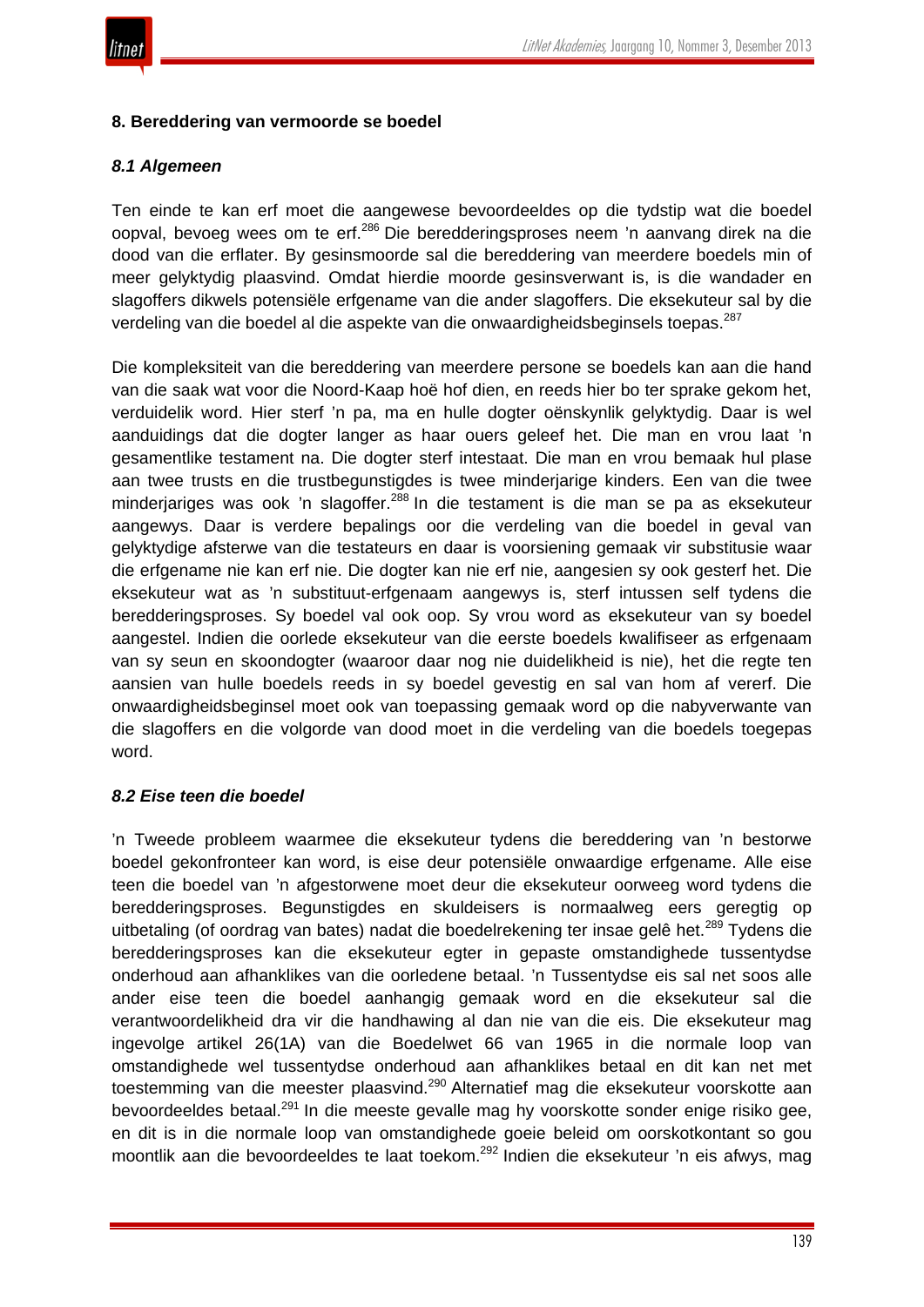## 8. Beredderring van vermoorde se boedel

### *8.1 Algemeen*

Ten einde te kan erf moet die aangewese bevoordeeldes op die tydstip wat die boedel oopval, bevoeg wees om te erf.[286] Die bereddderingsproses neem 'n aanvang direk na die dood van die erflater. By gesinsmoorde sal die beredderring van meerdere boedels min of meer gelyktydig plaasvind. Omdat hierdie moorde gesinsverwant is, is die wandader en slagoffers dikwels potensiële erfgename van die ander slagoffers. Die eksekuteur sal by die verdeling van die boedel al die aspekte van die onwaardigheidsbeginsels toepas.[287]

Die kompleksiteit van die beredderring van meerdere persone se boedels kan aan die hand van die saak wat voor die Noord-Kaap hoë hof dien, en reeds hier bo ter sprake gekom het, verduidelik word. Hier sterf 'n pa, ma en hulle dogter oënskynlik gelyktydig. Daar is wel aanduidings dat die dogter langer as haar ouers geleef het. Die man en vrou laat 'n gesamentlike testament na. Die dogter sterf intestaat. Die man en vrou bemaak hul plase aan twee trusts en die trustbegunstigdes is twee minderjarige kinders. Een van die twee minderjariges was ook 'n slagoffer.[288] In die testament is die man se pa as eksekuteur aangewys. Daar is verdere bepalings oor die verdeling van die boedel in geval van gelyktydige afsterwe van die testateurs en daar is voorsiening gemaak vir substitusie waar die erfgename nie kan erf nie. Die dogter kan nie erf nie, aangesien sy ook gesterf het. Die eksekuteur wat as 'n substituut-erfgenaam aangewys is, sterf intussen self tydens die bereddderingsproses. Sy boedel val ook oop. Sy vrou word as eksekuteur van sy boedel aangestel. Indien die oorlede eksekuteur van die eerste boedels kwalifiseer as erfgenaam van sy seun en skoondogter (waaroor daar nog nie duidelikheid is nie), het die regte ten aansien van hulle boedels reeds in sy boedel gevestig en sal van hom af vererf. Die onwaardigheidsbeginsel moet ook van toepassing gemaak word op die nabyverwante van die slagoffers en die volgorde van dood moet in die verdeling van die boedels toegepas word.

### *8.2 Eise teen die boedel*

'n Tweede probleem waarmee die eksekuteur tydens die beredderring van 'n bestorwe boedel gekonfronteer kan word, is eise deur potensiële onwaardige erfgename. Alle eise teen die boedel van 'n afgestorwene moet deur die eksekuteur oorweeg word tydens die bereddderingsproses. Begunstigdes en skuldeisers is normaalweg eers geregtig op uitbetaling (of oordrag van bates) nadat die boedelrekening ter insae gelê het.[289] Tydens die bereddderingsproses kan die eksekuteur egter in gepaste omstandighede tussentydse onderhoud aan afhanklikes van die oorledene betaal. 'n Tussentydse eis sal net soos alle ander eise teen die boedel aanhangig gemaak word en die eksekuteur sal die verantwoordelikheid dra vir die handhawing al dan nie van die eis. Die eksekuteur mag ingevolge artikel 26(1A) van die Boedelwet 66 van 1965 in die normale loop van omstandighede wel tussentydse onderhoud aan afhanklikes betaal en dit kan net met toestemming van die meester plaasvind.[290] Alternatief mag die eksekuteur voorskotte aan bevoordeeldes betaal.[291] In die meeste gevalle mag hy voorskotte sonder enige risiko gee, en dit is in die normale loop van omstandighede goeie beleid om oorskotkontant so gou moontlik aan die bevoordeeldes te laat toekom.[292] Indien die eksekuteur 'n eis afwys, mag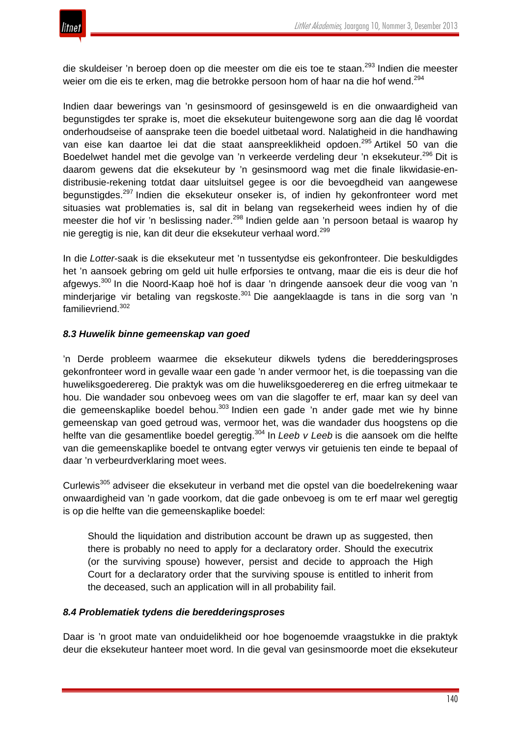die skuldeiser 'n beroep doen op die meester om die eis toe te staan.[293] Indien die meester weier om die eis te erken, mag die betrokke persoon hom of haar na die hof wend.[294]

Indien daar bewerings van 'n gesinsmoord of gesinsgeweld is en die onwaardigheid van begunstigdes ter sprake is, moet die eksekuteur buitengewone sorg aan die dag lê voordat onderhoudseise of aansprake teen die boedel uitbetaal word. Nalatigheid in die handhawing van eise kan daartoe lei dat die staat aanspreeklikheid opdoen.[295] Artikel 50 van die Boedelwet handel met die gevolge van 'n verkeerde verdeling deur 'n eksekuteur.[296] Dit is daarom gewens dat die eksekuteur by 'n gesinsmoord wag met die finale likwidasie-en-distribusie-rekening totdat daar uitsluitsel gegee is oor die bevoegdheid van aangewese begunstigdes.[297] Indien die eksekuteur onseker is, of indien hy gekonfronteer word met situasies wat problematies is, sal dit in belang van regsekerheid wees indien hy of die meester die hof vir 'n beslissing nader.[298] Indien gelde aan 'n persoon betaal is waarop hy nie geregtig is nie, kan dit deur die eksekuteur verhaal word.[299]

In die *Lotter*-saak is die eksekuteur met 'n tussentydse eis gekonfronteer. Die beskuldigdes het 'n aansoek gebring om geld uit hulle erfporsies te ontvang, maar die eis is deur die hof afgewys.[300] In die Noord-Kaap hoë hof is daar 'n dringende aansoek deur die voog van 'n minderjarige vir betaling van regskoste.[301] Die aangeklaagde is tans in die sorg van 'n familievriend.[302]

### *8.3 Huwelik binne gemeenskap van goed*

'n Derde probleem waarmee die eksekuteur dikwels tydens die beredderingsproses gekonfronteer word in gevalle waar een gade 'n ander vermoor het, is die toepassing van die huweliksgoederereg. Die praktyk was om die huweliksgoederereg en die erfreg uitmekaar te hou. Die wandader sou onbevoeg wees om van die slagoffer te erf, maar kan sy deel van die gemeenskaplike boedel behou.[303] Indien een gade 'n ander gade met wie hy binne gemeenskap van goed getroud was, vermoor het, was die wandader dus hoogstens op die helfte van die gesamentlike boedel geregtig.[304] In *Leeb v Leeb* is die aansoek om die helfte van die gemeenskaplike boedel te ontvang egter verwys vir getuienis ten einde te bepaal of daar 'n verbeurdverklaring moet wees.

Curlewis[305] adviseer die eksekuteur in verband met die opstel van die boedelrekening waar onwaardigheid van 'n gade voorkom, dat die gade onbevoeg is om te erf maar wel geregtig is op die helfte van die gemeenskaplike boedel:

> Should the liquidation and distribution account be drawn up as suggested, then there is probably no need to apply for a declaratory order. Should the executrix (or the surviving spouse) however, persist and decide to approach the High Court for a declaratory order that the surviving spouse is entitled to inherit from the deceased, such an application will in all probability fail.

### *8.4 Problematiek tydens die beredderingsproses*

Daar is 'n groot mate van onduidelikheid oor hoe bogenoemde vraagstukke in die praktyk deur die eksekuteur hanteer moet word. In die geval van gesinsmoorde moet die eksekuteur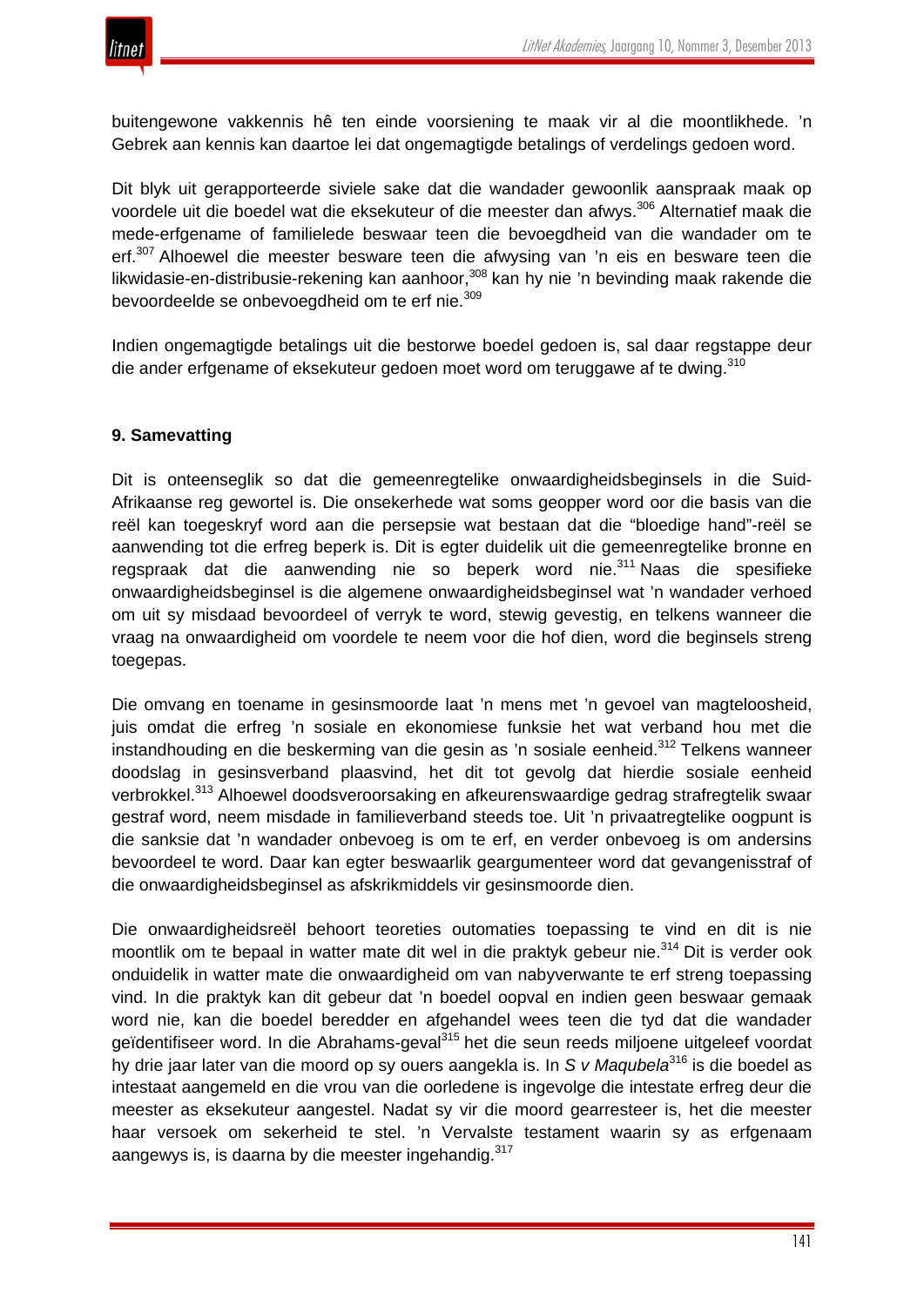buitengewone vakkennis hê ten einde voorsiening te maak vir al die moontlikhede. 'n Gebrek aan kennis kan daartoe lei dat ongemagtigde betalings of verdelings gedoen word.

Dit blyk uit gerapporteerde siviele sake dat die wandader gewoonlik aanspraak maak op voordele uit die boedel wat die eksekuteur of die meester dan afwys.[306] Alternatief maak die mede-erfgename of familielede beswaar teen die bevoegdheid van die wandader om te erf.[307] Alhoewel die meester besware teen die afwysing van 'n eis en besware teen die likwidasie-en-distribusie-rekening kan aanhoor,[308] kan hy nie 'n bevinding maak rakende die bevoordeelde se onbevoegdheid om te erf nie.[309]

Indien ongemagtigde betalings uit die bestorwe boedel gedoen is, sal daar regstappe deur die ander erfgename of eksekuteur gedoen moet word om teruggawe af te dwing.[310]

## 9. Samevatting

Dit is onteenseglik so dat die gemeenregtelike onwaardigheidsbeginsels in die Suid-Afrikaanse reg gewortel is. Die onsekerhede wat soms geopper word oor die basis van die reël kan toegeskryf word aan die persepsie wat bestaan dat die "bloedige hand"-reël se aanwending tot die erfreg beperk is. Dit is egter duidelik uit die gemeenregtelike bronne en regspraak dat die aanwending nie so beperk word nie.[311] Naas die spesifieke onwaardigheidsbeginsel is die algemene onwaardigheidsbeginsel wat 'n wandader verhoed om uit sy misdaad bevoordeel of verryk te word, stewig gevestig, en telkens wanneer die vraag na onwaardigheid om voordele te neem voor die hof dien, word die beginsels streng toegepas.

Die omvang en toename in gesinsmoorde laat 'n mens met 'n gevoel van magteloosheid, juis omdat die erfreg 'n sosiale en ekonomiese funksie het wat verband hou met die instandhouding en die beskerming van die gesin as 'n sosiale eenheid.[312] Telkens wanneer doodslag in gesinsverband plaasvind, het dit tot gevolg dat hierdie sosiale eenheid verbrokkel.[313] Alhoewel doodsveroorsaking en afkeurenswaardige gedrag strafregtelik swaar gestraf word, neem misdade in familieverband steeds toe. Uit 'n privaatregtelike oogpunt is die sanksie dat 'n wandader onbevoeg is om te erf, en verder onbevoeg is om andersins bevoordeel te word. Daar kan egter beswaarlik geargumenteer word dat gevangenisstraf of die onwaardigheidsbeginsel as afskrikmiddels vir gesinsmoorde dien.

Die onwaardigheidsreël behoort teoreties outomaties toepassing te vind en dit is nie moontlik om te bepaal in watter mate dit wel in die praktyk gebeur nie.[314] Dit is verder ook onduidelik in watter mate die onwaardigheid om van nabyverwante te erf streng toepassing vind. In die praktyk kan dit gebeur dat 'n boedel oopval en indien geen beswaar gemaak word nie, kan die boedel beredder en afgehandel wees teen die tyd dat die wandader geïdentifiseer word. In die Abrahams-geval[315] het die seun reeds miljoene uitgeleef voordat hy drie jaar later van die moord op sy ouers aangekla is. In *S v Maqubela*[316] is die boedel as intestaat aangemeld en die vrou van die oorledene is ingevolge die intestate erfreg deur die meester as eksekuteur aangestel. Nadat sy vir die moord gearresteer is, het die meester haar versoek om sekerheid te stel. 'n Vervalste testament waarin sy as erfgenaam aangewys is, is daarna by die meester ingehandig.[317]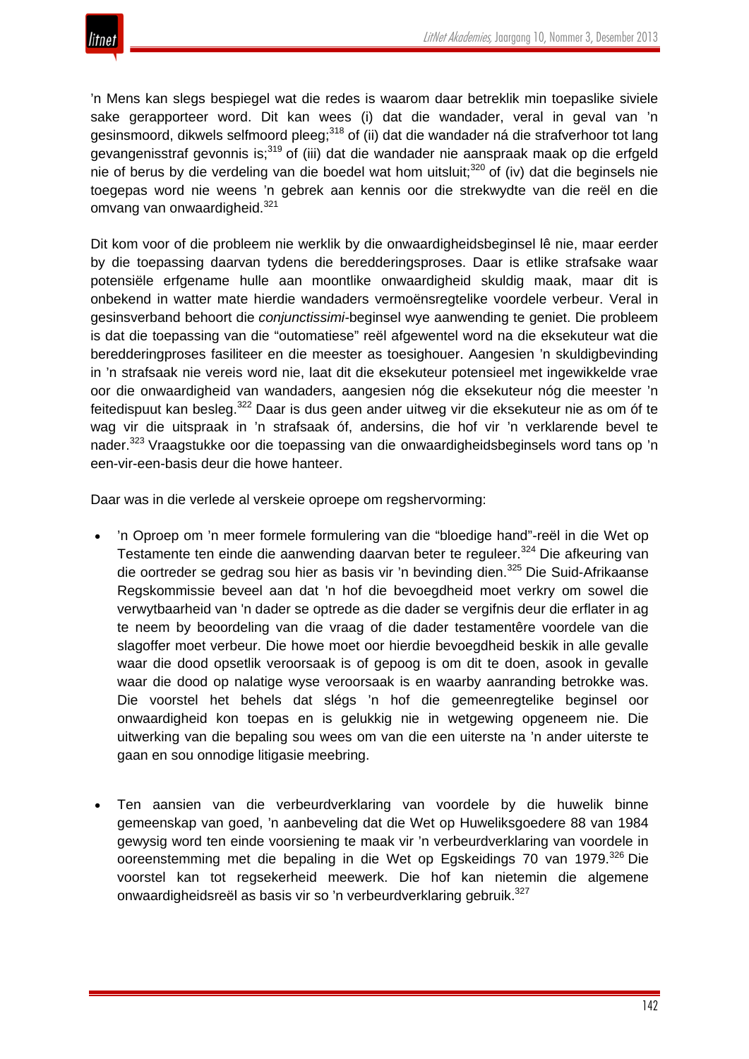'n Mens kan slegs bespiegel wat die redes is waarom daar betreklik min toepaslike siviele sake gerapporteer word. Dit kan wees (i) dat die wandader, veral in geval van 'n gesinsmoord, dikwels selfmoord pleeg;[318] of (ii) dat die wandader ná die strafverhoor tot lang gevangenisstraf gevonnis is;[319] of (iii) dat die wandader nie aanspraak maak op die erfgeld nie of berus by die verdeling van die boedel wat hom uitsluit;[320] of (iv) dat die beginsels nie toegepas word nie weens 'n gebrek aan kennis oor die strekwydte van die reël en die omvang van onwaardigheid.[321]

Dit kom voor of die probleem nie werklik by die onwaardigheidsbeginsel lê nie, maar eerder by die toepassing daarvan tydens die beredderingsproses. Daar is etlike strafsake waar potensiële erfgename hulle aan moontlike onwaardigheid skuldig maak, maar dit is onbekend in watter mate hierdie wandaders vermoënsregtelike voordele verbeur. Veral in gesinsverband behoort die *conjunctissimi*-beginsel wye aanwending te geniet. Die probleem is dat die toepassing van die "outomatiese" reël afgewentel word na die eksekuteur wat die beredderingproses fasiliteer en die meester as toesighouer. Aangesien 'n skuldigbevinding in 'n strafsaak nie vereis word nie, laat dit die eksekuteur potensieel met ingewikkelde vrae oor die onwaardigheid van wandaders, aangesien nóg die eksekuteur nóg die meester 'n feitedispuut kan besleg.[322] Daar is dus geen ander uitweg vir die eksekuteur nie as om óf te wag vir die uitspraak in 'n strafsaak óf, andersins, die hof vir 'n verklarende bevel te nader.[323] Vraagstukke oor die toepassing van die onwaardigheidsbeginsels word tans op 'n een-vir-een-basis deur die howe hanteer.

Daar was in die verlede al verskeie oproepe om regshervorming:

- 'n Oproep om 'n meer formele formulering van die "bloedige hand"-reël in die Wet op Testamente ten einde die aanwending daarvan beter te reguleer.[324] Die afkeuring van die oortreder se gedrag sou hier as basis vir 'n bevinding dien.[325] Die Suid-Afrikaanse Regskommissie beveel aan dat 'n hof die bevoegdheid moet verkry om sowel die verwytbaarheid van 'n dader se optrede as die dader se vergifnis deur die erflater in ag te neem by beoordeling van die vraag of die dader testamentêre voordele van die slagoffer moet verbeur. Die howe moet oor hierdie bevoegdheid beskik in alle gevalle waar die dood opsetlik veroorsaak is of gepoog is om dit te doen, asook in gevalle waar die dood op nalatige wyse veroorsaak is en waarby aanranding betrokke was. Die voorstel het behels dat slégs 'n hof die gemeenregtelike beginsel oor onwaardigheid kon toepas en is gelukkig nie in wetgewing opgeneem nie. Die uitwerking van die bepaling sou wees om van die een uiterste na 'n ander uiterste te gaan en sou onnodige litigasie meebring.

- Ten aansien van die verbeurdverklaring van voordele by die huwelik binne gemeenskap van goed, 'n aanbeveling dat die Wet op Huweliksgoedere 88 van 1984 gewysig word ten einde voorsiening te maak vir 'n verbeurdverklaring van voordele in ooreenstemming met die bepaling in die Wet op Egskeidings 70 van 1979.[326] Die voorstel kan tot regsekerheid meewerk. Die hof kan nietemin die algemene onwaardigheidsreël as basis vir so 'n verbeurdverklaring gebruik.[327]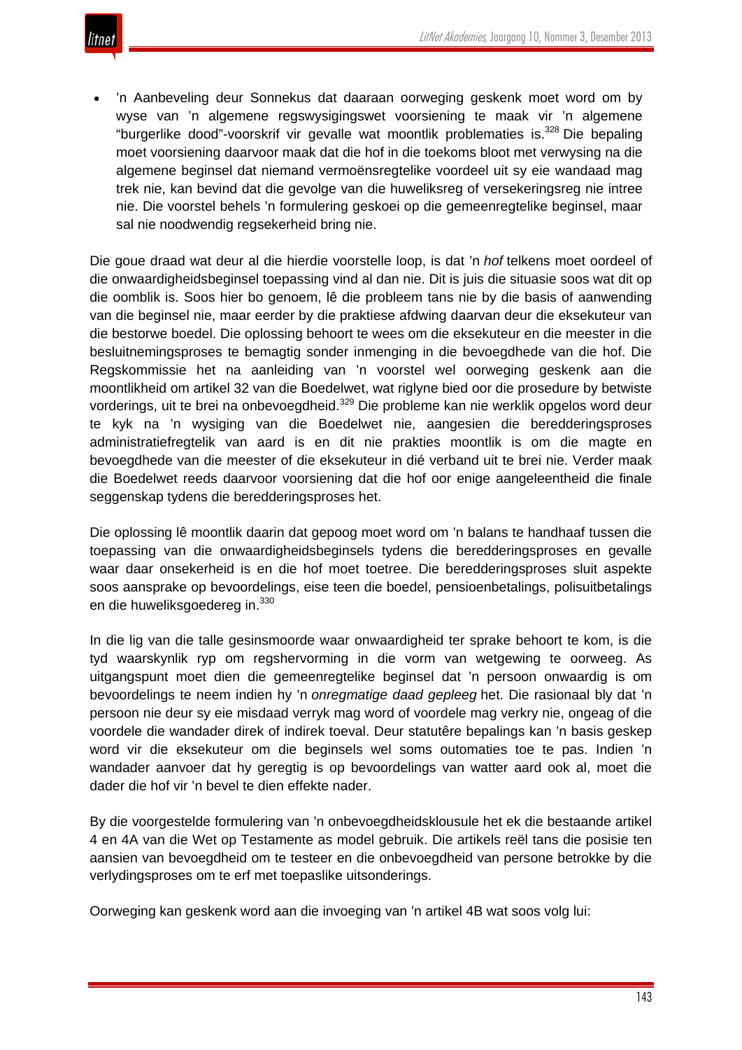- 'n Aanbeveling deur Sonnekus dat daaraan oorweging geskenk moet word om by wyse van 'n algemene regswysigingswet voorsiening te maak vir 'n algemene "burgerlike dood"-voorskrif vir gevalle wat moontlik problematies is.[328] Die bepaling moet voorsiening daarvoor maak dat die hof in die toekoms bloot met verwysing na die algemene beginsel dat niemand vermoënsregtelike voordeel uit sy eie wandaad mag trek nie, kan bevind dat die gevolge van die huweliksreg of versekeringsreg nie intree nie. Die voorstel behels 'n formulering geskoei op die gemeenregtelike beginsel, maar sal nie noodwendig regsekerheid bring nie.

Die goue draad wat deur al die hierdie voorstelle loop, is dat 'n *hof* telkens moet oordeel of die onwaardigheidsbeginsel toepassing vind al dan nie. Dit is juis die situasie soos wat dit op die oomblik is. Soos hier bo genoem, lê die probleem tans nie by die basis of aanwending van die beginsel nie, maar eerder by die praktiese afdwing daarvan deur die eksekuteur van die bestorwe boedel. Die oplossing behoort te wees om die eksekuteur en die meester in die besluitnemingsproses te bemagtig sonder inmenging in die bevoegdhede van die hof. Die Regskommissie het na aanleiding van 'n voorstel wel oorweging geskenk aan die moontlikheid om artikel 32 van die Boedelwet, wat riglyne bied oor die prosedure by betwiste vorderings, uit te brei na onbevoegdheid.[329] Die probleme kan nie werklik opgelos word deur te kyk na 'n wysiging van die Boedelwet nie, aangesien die beredderingsproses administratiefregtelik van aard is en dit nie prakties moontlik is om die magte en bevoegdhede van die meester of die eksekuteur in dié verband uit te brei nie. Verder maak die Boedelwet reeds daarvoor voorsiening dat die hof oor enige aangeleentheid die finale seggenskap tydens die beredderingsproses het.

Die oplossing lê moontlik daarin dat gepoog moet word om 'n balans te handhaaf tussen die toepassing van die onwaardigheidsbeginsels tydens die beredderingsproses en gevalle waar daar onsekerheid is en die hof moet toetree. Die beredderingsproses sluit aspekte soos aansprake op bevoordelings, eise teen die boedel, pensioenbetalings, polisuitbetalings en die huweliksgoedereg in.[330]

In die lig van die talle gesinsmoorde waar onwaardigheid ter sprake behoort te kom, is die tyd waarskynlik ryp om regshervorming in die vorm van wetgewing te oorweeg. As uitgangspunt moet dien die gemeenregtelike beginsel dat 'n persoon onwaardig is om bevoordelings te neem indien hy 'n *onregmatige daad gepleeg* het. Die rasionaal bly dat 'n persoon nie deur sy eie misdaad verryk mag word of voordele mag verkry nie, ongeag of die voordele die wandader direk of indirek toeval. Deur statutêre bepalings kan 'n basis geskep word vir die eksekuteur om die beginsels wel soms outomaties toe te pas. Indien 'n wandader aanvoer dat hy geregtig is op bevoordelings van watter aard ook al, moet die dader die hof vir 'n bevel te dien effekte nader.

By die voorgestelde formulering van 'n onbevoegdheidsklousule het ek die bestaande artikel 4 en 4A van die Wet op Testamente as model gebruik. Die artikels reël tans die posisie ten aansien van bevoegdheid om te testeer en die onbevoegdheid van persone betrokke by die verlydingsproses om te erf met toepaslike uitsonderings.

Oorweging kan geskenk word aan die invoeging van 'n artikel 4B wat soos volg lui: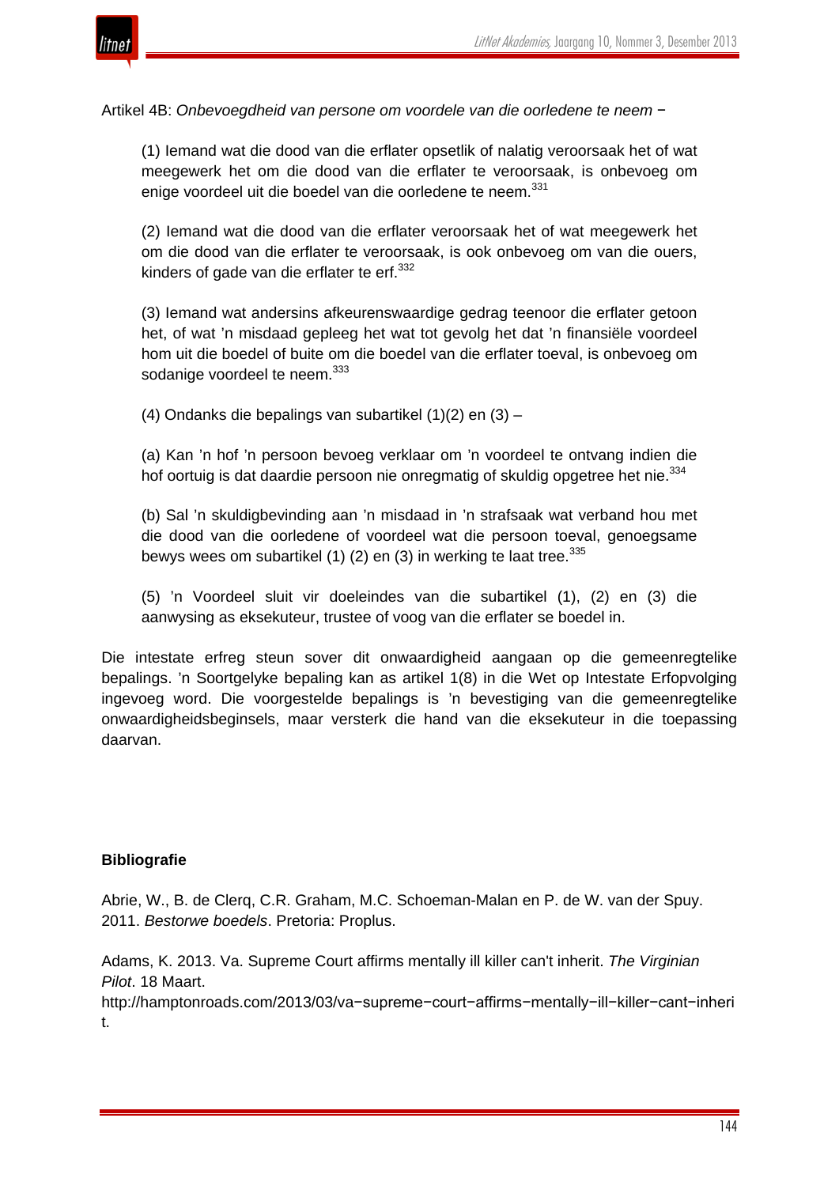Artikel 4B: *Onbevoegdheid van persone om voordele van die oorledene te neem* –

> (1) Iemand wat die dood van die erflater opsetlik of nalatig veroorsaak het of wat meegewerk het om die dood van die erflater te veroorsaak, is onbevoeg om enige voordeel uit die boedel van die oorledene te neem.[331]
>
> (2) Iemand wat die dood van die erflater veroorsaak het of wat meegewerk het om die dood van die erflater te veroorsaak, is ook onbevoeg om van die ouers, kinders of gade van die erflater te erf.[332]
>
> (3) Iemand wat andersins afkeurenswaardige gedrag teenoor die erflater getoon het, of wat 'n misdaad gepleeg het wat tot gevolg het dat 'n finansiële voordeel hom uit die boedel of buite om die boedel van die erflater toeval, is onbevoeg om sodanige voordeel te neem.[333]
>
> (4) Ondanks die bepalings van subartikel (1)(2) en (3) –
>
> (a) Kan 'n hof 'n persoon bevoeg verklaar om 'n voordeel te ontvang indien die hof oortuig is dat daardie persoon nie onregmatig of skuldig opgetree het nie.[334]
>
> (b) Sal 'n skuldigbevinding aan 'n misdaad in 'n strafsaak wat verband hou met die dood van die oorledene of voordeel wat die persoon toeval, genoegsame bewys wees om subartikel (1) (2) en (3) in werking te laat tree.[335]
>
> (5) 'n Voordeel sluit vir doeleindes van die subartikel (1), (2) en (3) die aanwysing as eksekuteur, trustee of voog van die erflater se boedel in.

Die intestate erfreg steun sover dit onwaardigheid aangaan op die gemeenregtelike bepalings. 'n Soortgelyke bepaling kan as artikel 1(8) in die Wet op Intestate Erfopvolging ingevoeg word. Die voorgestelde bepalings is 'n bevestiging van die gemeenregtelike onwaardigheidsbeginsels, maar versterk die hand van die eksekuteur in die toepassing daarvan.

**Bibliografie**

Abrie, W., B. de Clerq, C.R. Graham, M.C. Schoeman-Malan en P. de W. van der Spuy. 2011. *Bestorwe boedels*. Pretoria: Proplus.

Adams, K. 2013. Va. Supreme Court affirms mentally ill killer can't inherit. *The Virginian Pilot*. 18 Maart. http://hamptonroads.com/2013/03/va-supreme-court-affirms-mentally-ill-killer-cant-inherit.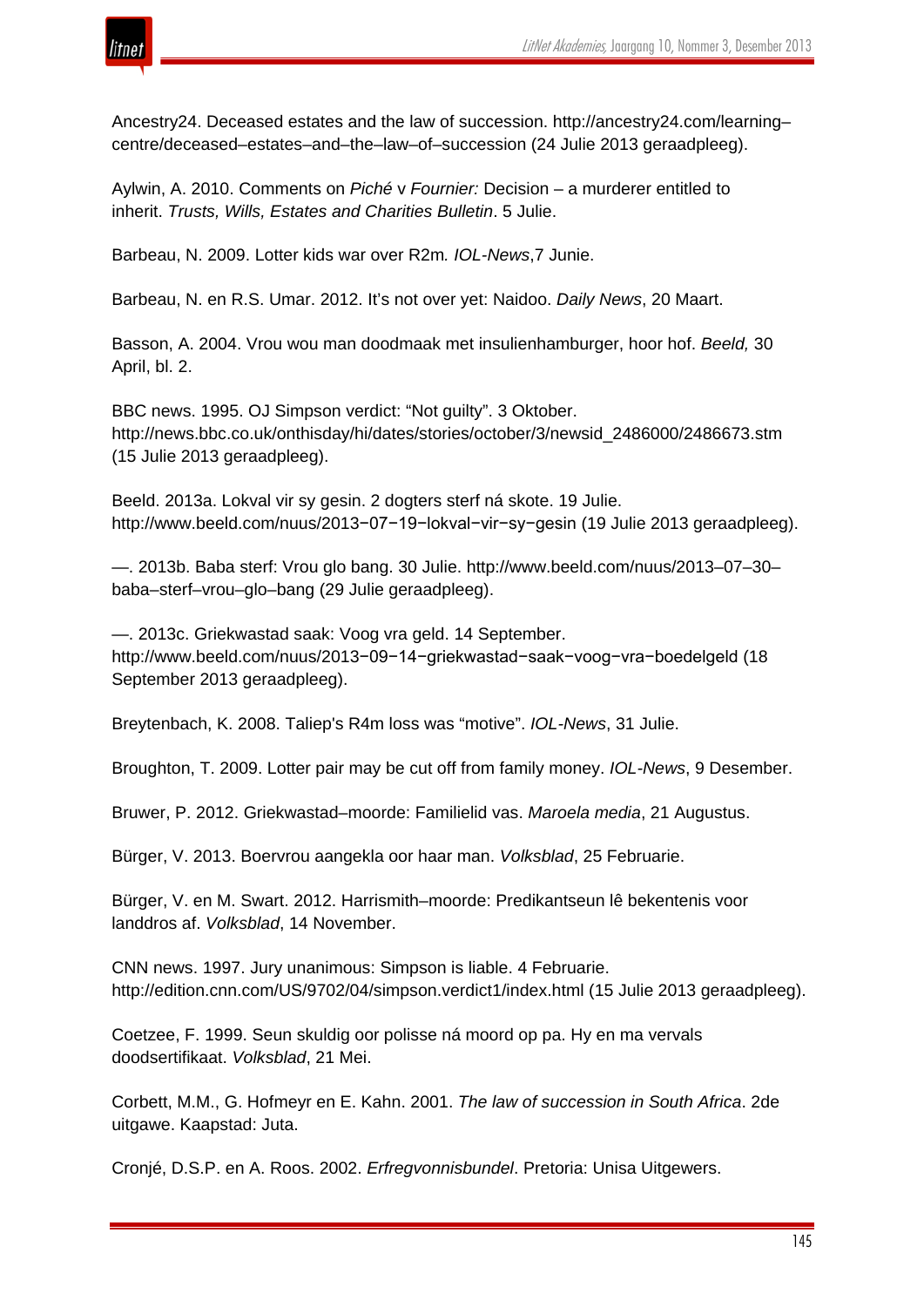Ancestry24. Deceased estates and the law of succession. http://ancestry24.com/learning–centre/deceased–estates–and–the–law–of–succession (24 Julie 2013 geraadpleeg).

Aylwin, A. 2010. Comments on *Piché* v *Fournier:* Decision – a murderer entitled to inherit. *Trusts, Wills, Estates and Charities Bulletin*. 5 Julie.

Barbeau, N. 2009. Lotter kids war over R2m*. IOL-News*,7 Junie.

Barbeau, N. en R.S. Umar. 2012. It's not over yet: Naidoo. *Daily News*, 20 Maart.

Basson, A. 2004. Vrou wou man doodmaak met insulienhamburger, hoor hof. *Beeld,* 30 April, bl. 2.

BBC news. 1995. OJ Simpson verdict: "Not guilty". 3 Oktober. http://news.bbc.co.uk/onthisday/hi/dates/stories/october/3/newsid_2486000/2486673.stm (15 Julie 2013 geraadpleeg).

Beeld. 2013a. Lokval vir sy gesin. 2 dogters sterf ná skote. 19 Julie. http://www.beeld.com/nuus/2013−07−19−lokval−vir−sy−gesin (19 Julie 2013 geraadpleeg).

—. 2013b. Baba sterf: Vrou glo bang. 30 Julie. http://www.beeld.com/nuus/2013–07–30–baba–sterf–vrou–glo–bang (29 Julie geraadpleeg).

—. 2013c. Griekwastad saak: Voog vra geld. 14 September. http://www.beeld.com/nuus/2013−09−14−griekwastad−saak−voog−vra−boedelgeld (18 September 2013 geraadpleeg).

Breytenbach, K. 2008. Taliep's R4m loss was "motive". *IOL-News*, 31 Julie.

Broughton, T. 2009. Lotter pair may be cut off from family money. *IOL-News*, 9 Desember.

Bruwer, P. 2012. Griekwastad–moorde: Familielid vas. *Maroela media*, 21 Augustus.

Bürger, V. 2013. Boervrou aangekla oor haar man. *Volksblad*, 25 Februarie.

Bürger, V. en M. Swart. 2012. Harrismith–moorde: Predikantseun lê bekentenis voor landdros af. *Volksblad*, 14 November.

CNN news. 1997. Jury unanimous: Simpson is liable. 4 Februarie. http://edition.cnn.com/US/9702/04/simpson.verdict1/index.html (15 Julie 2013 geraadpleeg).

Coetzee, F. 1999. Seun skuldig oor polisse ná moord op pa. Hy en ma vervals doodsertifikaat. *Volksblad*, 21 Mei.

Corbett, M.M., G. Hofmeyr en E. Kahn. 2001. *The law of succession in South Africa*. 2de uitgawe. Kaapstad: Juta.

Cronjé, D.S.P. en A. Roos. 2002. *Erfregvonnisbundel*. Pretoria: Unisa Uitgewers.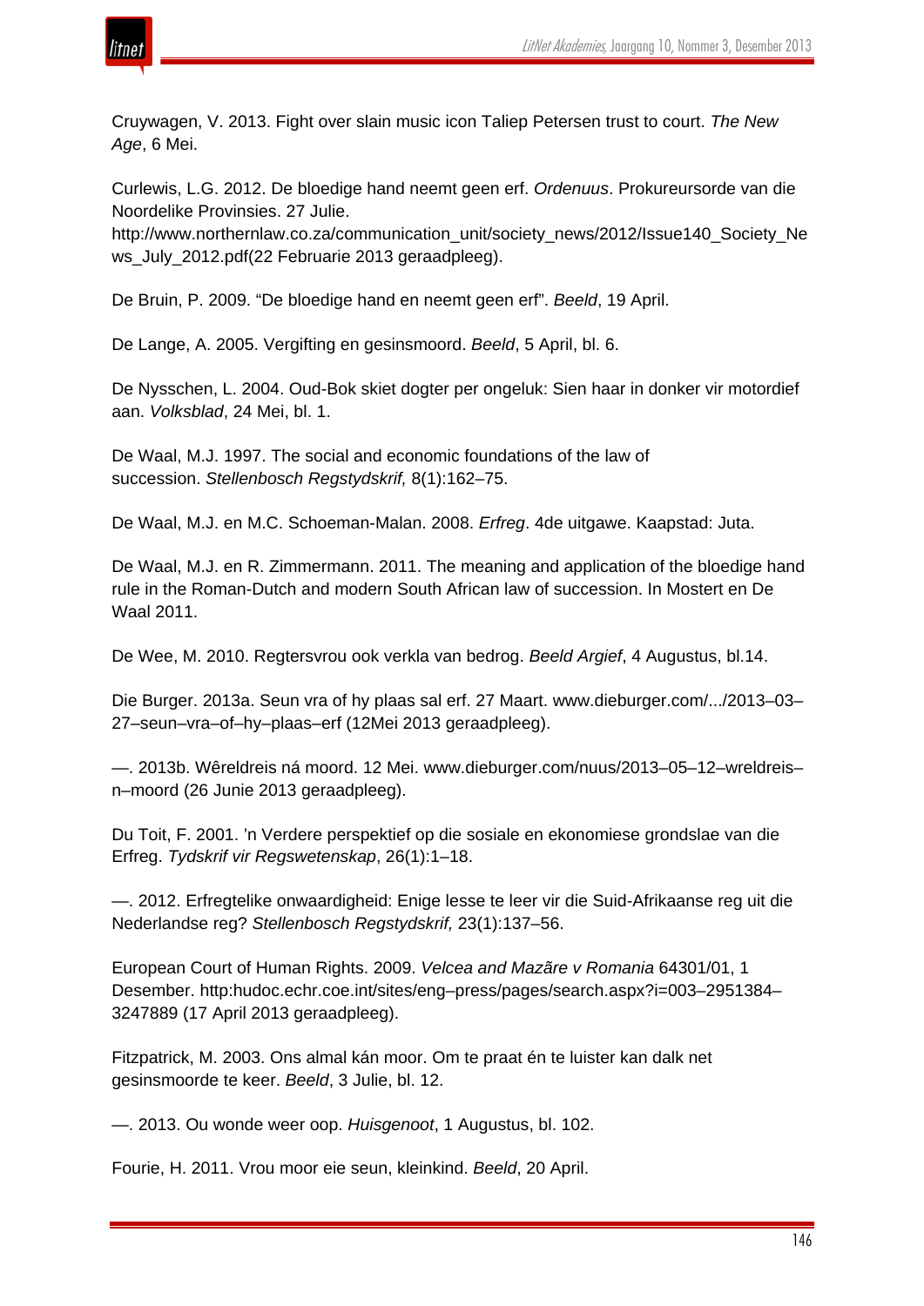Cruywagen, V. 2013. Fight over slain music icon Taliep Petersen trust to court. *The New Age*, 6 Mei.

Curlewis, L.G. 2012. De bloedige hand neemt geen erf. *Ordenuus*. Prokureursorde van die Noordelike Provinsies. 27 Julie. http://www.northernlaw.co.za/communication_unit/society_news/2012/Issue140_Society_News_July_2012.pdf(22 Februarie 2013 geraadpleeg).

De Bruin, P. 2009. "De bloedige hand en neemt geen erf". *Beeld*, 19 April.

De Lange, A. 2005. Vergifting en gesinsmoord. *Beeld*, 5 April, bl. 6.

De Nysschen, L. 2004. Oud-Bok skiet dogter per ongeluk: Sien haar in donker vir motordief aan. *Volksblad*, 24 Mei, bl. 1.

De Waal, M.J. 1997. The social and economic foundations of the law of succession. *Stellenbosch Regstydskrif,* 8(1):162–75.

De Waal, M.J. en M.C. Schoeman-Malan. 2008. *Erfreg*. 4de uitgawe. Kaapstad: Juta.

De Waal, M.J. en R. Zimmermann. 2011. The meaning and application of the bloedige hand rule in the Roman-Dutch and modern South African law of succession. In Mostert en De Waal 2011.

De Wee, M. 2010. Regtersvrou ook verkla van bedrog. *Beeld Argief*, 4 Augustus, bl.14.

Die Burger. 2013a. Seun vra of hy plaas sal erf. 27 Maart. www.dieburger.com/.../2013–03–27–seun–vra–of–hy–plaas–erf (12Mei 2013 geraadpleeg).

—. 2013b. Wêreldreis ná moord. 12 Mei. www.dieburger.com/nuus/2013–05–12–wreldreis–n–moord (26 Junie 2013 geraadpleeg).

Du Toit, F. 2001. 'n Verdere perspektief op die sosiale en ekonomiese grondslae van die Erfreg. *Tydskrif vir Regswetenskap*, 26(1):1–18.

—. 2012. Erfregtelike onwaardigheid: Enige lesse te leer vir die Suid-Afrikaanse reg uit die Nederlandse reg? *Stellenbosch Regstydskrif,* 23(1):137–56.

European Court of Human Rights. 2009. *Velcea and Mazãre v Romania* 64301/01, 1 Desember. http:hudoc.echr.coe.int/sites/eng–press/pages/search.aspx?i=003–2951384–3247889 (17 April 2013 geraadpleeg).

Fitzpatrick, M. 2003. Ons almal kán moor. Om te praat én te luister kan dalk net gesinsmoorde te keer. *Beeld*, 3 Julie, bl. 12.

—. 2013. Ou wonde weer oop. *Huisgenoot*, 1 Augustus, bl. 102.

Fourie, H. 2011. Vrou moor eie seun, kleinkind. *Beeld*, 20 April.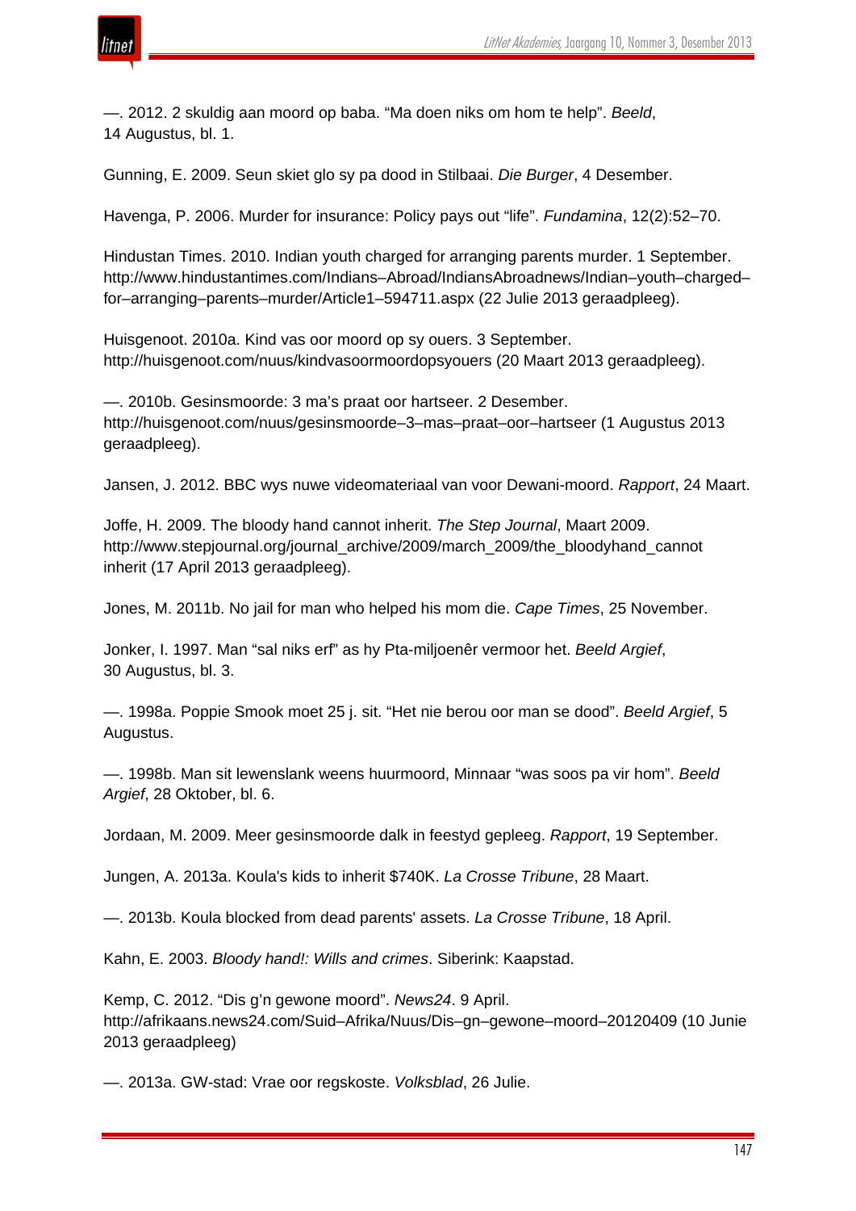—. 2012. 2 skuldig aan moord op baba. "Ma doen niks om hom te help". *Beeld*, 14 Augustus, bl. 1.

Gunning, E. 2009. Seun skiet glo sy pa dood in Stilbaai. *Die Burger*, 4 Desember.

Havenga, P. 2006. Murder for insurance: Policy pays out "life". *Fundamina*, 12(2):52–70.

Hindustan Times. 2010. Indian youth charged for arranging parents murder. 1 September. http://www.hindustantimes.com/Indians–Abroad/IndiansAbroadnews/Indian–youth–charged–for–arranging–parents–murder/Article1–594711.aspx (22 Julie 2013 geraadpleeg).

Huisgenoot. 2010a. Kind vas oor moord op sy ouers. 3 September. http://huisgenoot.com/nuus/kindvasoormoordopsyouers (20 Maart 2013 geraadpleeg).

—. 2010b. Gesinsmoorde: 3 ma's praat oor hartseer. 2 Desember. http://huisgenoot.com/nuus/gesinsmoorde–3–mas–praat–oor–hartseer (1 Augustus 2013 geraadpleeg).

Jansen, J. 2012. BBC wys nuwe videomateriaal van voor Dewani-moord. *Rapport*, 24 Maart.

Joffe, H. 2009. The bloody hand cannot inherit. *The Step Journal*, Maart 2009. http://www.stepjournal.org/journal_archive/2009/march_2009/the_bloodyhand_cannot inherit (17 April 2013 geraadpleeg).

Jones, M. 2011b. No jail for man who helped his mom die. *Cape Times*, 25 November.

Jonker, I. 1997. Man "sal niks erf" as hy Pta-miljoenêr vermoor het. *Beeld Argief*, 30 Augustus, bl. 3.

—. 1998a. Poppie Smook moet 25 j. sit. "Het nie berou oor man se dood". *Beeld Argief*, 5 Augustus.

—. 1998b. Man sit lewenslank weens huurmoord, Minnaar "was soos pa vir hom". *Beeld Argief*, 28 Oktober, bl. 6.

Jordaan, M. 2009. Meer gesinsmoorde dalk in feestyd gepleeg. *Rapport*, 19 September.

Jungen, A. 2013a. Koula's kids to inherit $740K. *La Crosse Tribune*, 28 Maart.

—. 2013b. Koula blocked from dead parents' assets. *La Crosse Tribune*, 18 April.

Kahn, E. 2003. *Bloody hand!: Wills and crimes*. Siberink: Kaapstad.

Kemp, C. 2012. "Dis g'n gewone moord". *News24*. 9 April. http://afrikaans.news24.com/Suid–Afrika/Nuus/Dis–gn–gewone–moord–20120409 (10 Junie 2013 geraadpleeg)

—. 2013a. GW-stad: Vrae oor regskoste. *Volksblad*, 26 Julie.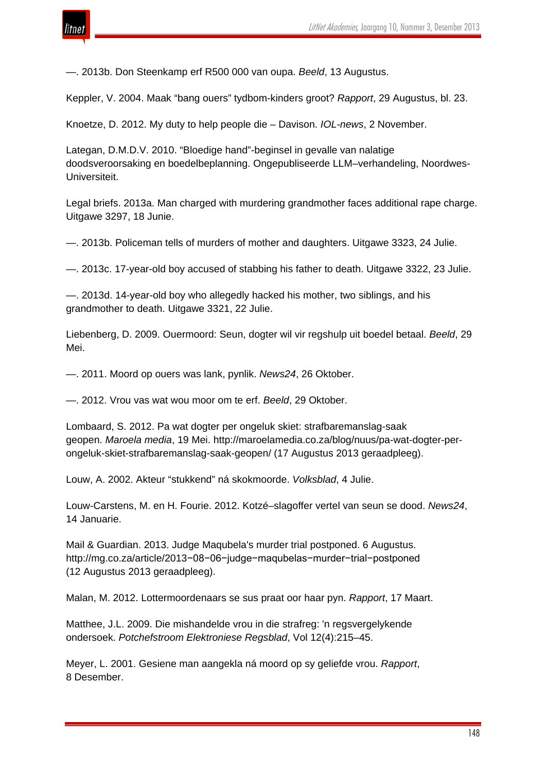—. 2013b. Don Steenkamp erf R500 000 van oupa. *Beeld*, 13 Augustus.

Keppler, V. 2004. Maak “bang ouers” tydbom-kinders groot? *Rapport*, 29 Augustus, bl. 23.

Knoetze, D. 2012. My duty to help people die – Davison. *IOL-news*, 2 November.

Lategan, D.M.D.V. 2010. “Bloedige hand”-beginsel in gevalle van nalatige doodsveroorsaking en boedelbeplanning. Ongepubliseerde LLM–verhandeling, Noordwes-Universiteit.

Legal briefs. 2013a. Man charged with murdering grandmother faces additional rape charge. Uitgawe 3297, 18 Junie.

—. 2013b. Policeman tells of murders of mother and daughters. Uitgawe 3323, 24 Julie.

—. 2013c. 17-year-old boy accused of stabbing his father to death. Uitgawe 3322, 23 Julie.

—. 2013d. 14-year-old boy who allegedly hacked his mother, two siblings, and his grandmother to death. Uitgawe 3321, 22 Julie.

Liebenberg, D. 2009. Ouermoord: Seun, dogter wil vir regshulp uit boedel betaal. *Beeld*, 29 Mei.

—. 2011. Moord op ouers was lank, pynlik. *News24*, 26 Oktober.

—. 2012. Vrou vas wat wou moor om te erf. *Beeld*, 29 Oktober.

Lombaard, S. 2012. Pa wat dogter per ongeluk skiet: strafbaremanslag-saak geopen. *Maroela media*, 19 Mei. http://maroelamedia.co.za/blog/nuus/pa-wat-dogter-per-ongeluk-skiet-strafbaremanslag-saak-geopen/ (17 Augustus 2013 geraadpleeg).

Louw, A. 2002. Akteur “stukkend” ná skokmoorde. *Volksblad*, 4 Julie.

Louw-Carstens, M. en H. Fourie. 2012. Kotzé–slagoffer vertel van seun se dood. *News24*, 14 Januarie.

Mail & Guardian. 2013. Judge Maqubela's murder trial postponed. 6 Augustus. http://mg.co.za/article/2013−08−06−judge−maqubelas−murder−trial−postponed (12 Augustus 2013 geraadpleeg).

Malan, M. 2012. Lottermoordenaars se sus praat oor haar pyn. *Rapport*, 17 Maart.

Matthee, J.L. 2009. Die mishandelde vrou in die strafreg: 'n regsvergelykende ondersoek. *Potchefstroom Elektroniese Regsblad*, Vol 12(4):215–45.

Meyer, L. 2001. Gesiene man aangekla ná moord op sy geliefde vrou. *Rapport*, 8 Desember.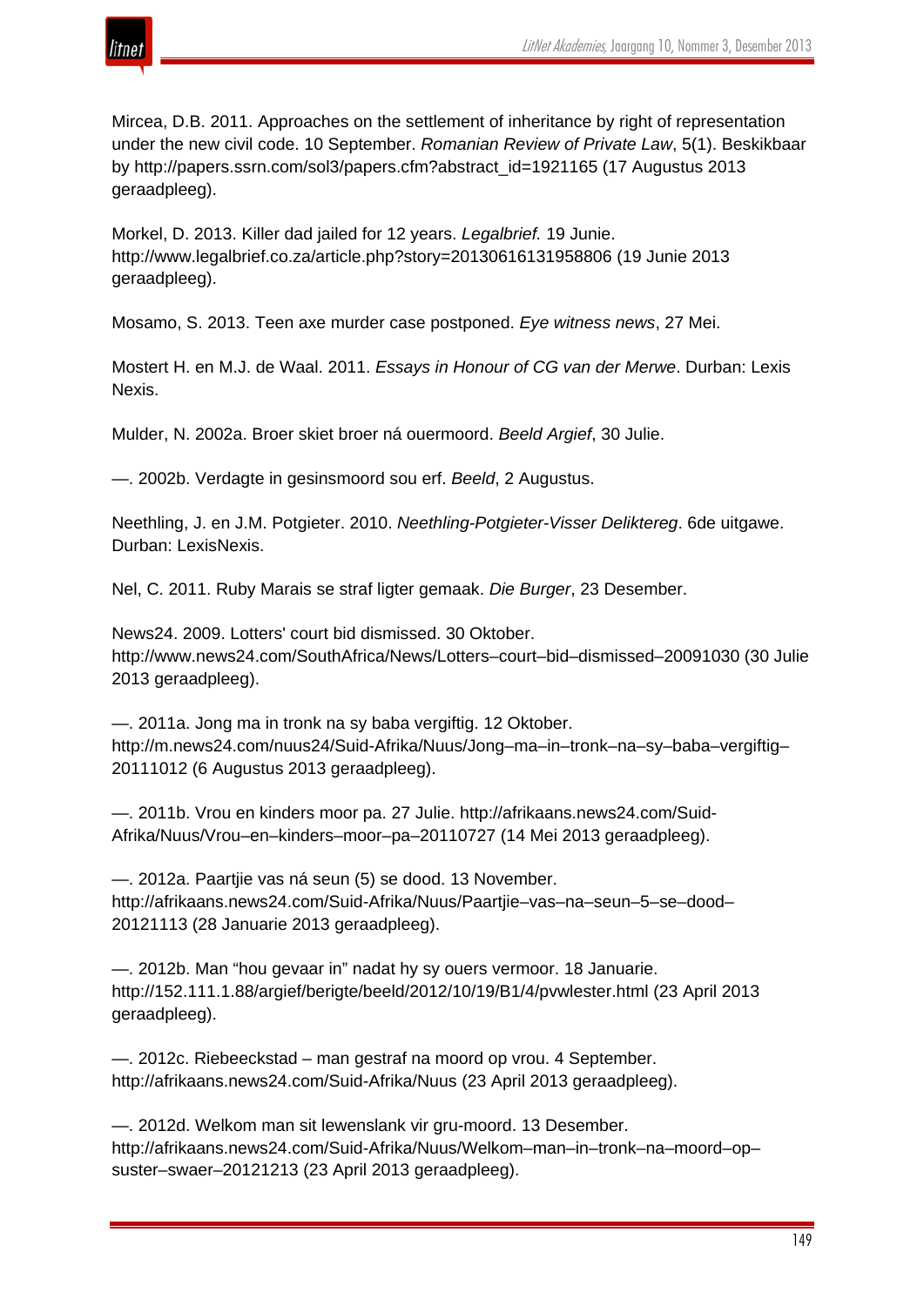Mircea, D.B. 2011. Approaches on the settlement of inheritance by right of representation under the new civil code. 10 September. *Romanian Review of Private Law*, 5(1). Beskikbaar by http://papers.ssrn.com/sol3/papers.cfm?abstract_id=1921165 (17 Augustus 2013 geraadpleeg).

Morkel, D. 2013. Killer dad jailed for 12 years. *Legalbrief.* 19 Junie. http://www.legalbrief.co.za/article.php?story=20130616131958806 (19 Junie 2013 geraadpleeg).

Mosamo, S. 2013. Teen axe murder case postponed. *Eye witness news*, 27 Mei.

Mostert H. en M.J. de Waal. 2011. *Essays in Honour of CG van der Merwe*. Durban: Lexis Nexis.

Mulder, N. 2002a. Broer skiet broer ná ouermoord. *Beeld Argief*, 30 Julie.

—. 2002b. Verdagte in gesinsmoord sou erf. *Beeld*, 2 Augustus.

Neethling, J. en J.M. Potgieter. 2010. *Neethling-Potgieter-Visser Deliktereg*. 6de uitgawe. Durban: LexisNexis.

Nel, C. 2011. Ruby Marais se straf ligter gemaak. *Die Burger*, 23 Desember.

News24. 2009. Lotters' court bid dismissed. 30 Oktober. http://www.news24.com/SouthAfrica/News/Lotters–court–bid–dismissed–20091030 (30 Julie 2013 geraadpleeg).

—. 2011a. Jong ma in tronk na sy baba vergiftig. 12 Oktober. http://m.news24.com/nuus24/Suid-Afrika/Nuus/Jong–ma–in–tronk–na–sy–baba–vergiftig–20111012 (6 Augustus 2013 geraadpleeg).

—. 2011b. Vrou en kinders moor pa. 27 Julie. http://afrikaans.news24.com/Suid-Afrika/Nuus/Vrou–en–kinders–moor–pa–20110727 (14 Mei 2013 geraadpleeg).

—. 2012a. Paartjie vas ná seun (5) se dood. 13 November. http://afrikaans.news24.com/Suid-Afrika/Nuus/Paartjie–vas–na–seun–5–se–dood–20121113 (28 Januarie 2013 geraadpleeg).

—. 2012b. Man "hou gevaar in" nadat hy sy ouers vermoor. 18 Januarie. http://152.111.1.88/argief/berigte/beeld/2012/10/19/B1/4/pvwlester.html (23 April 2013 geraadpleeg).

—. 2012c. Riebeeckstad – man gestraf na moord op vrou. 4 September. http://afrikaans.news24.com/Suid-Afrika/Nuus (23 April 2013 geraadpleeg).

—. 2012d. Welkom man sit lewenslank vir gru-moord. 13 Desember. http://afrikaans.news24.com/Suid-Afrika/Nuus/Welkom–man–in–tronk–na–moord–op–suster–swaer–20121213 (23 April 2013 geraadpleeg).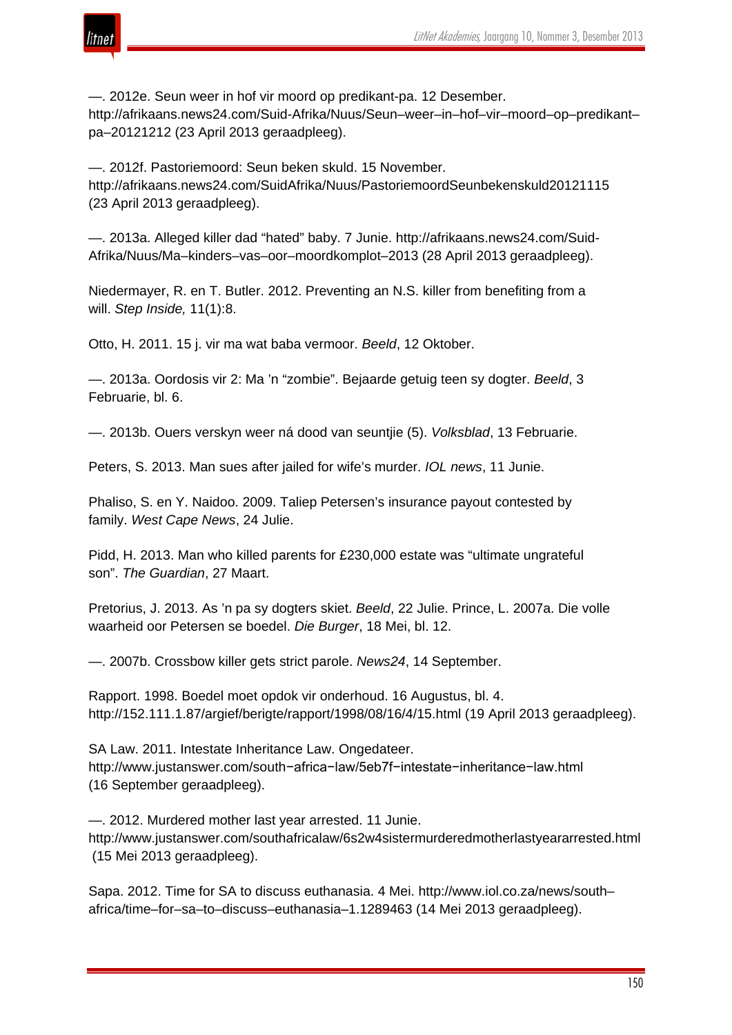—. 2012e. Seun weer in hof vir moord op predikant-pa. 12 Desember. http://afrikaans.news24.com/Suid-Afrika/Nuus/Seun–weer–in–hof–vir–moord–op–predikant–pa–20121212 (23 April 2013 geraadpleeg).

—. 2012f. Pastoriemoord: Seun beken skuld. 15 November. http://afrikaans.news24.com/SuidAfrika/Nuus/PastoriemoordSeunbekenskuld20121115 (23 April 2013 geraadpleeg).

—. 2013a. Alleged killer dad "hated" baby. 7 Junie. http://afrikaans.news24.com/Suid-Afrika/Nuus/Ma–kinders–vas–oor–moordkomplot–2013 (28 April 2013 geraadpleeg).

Niedermayer, R. en T. Butler. 2012. Preventing an N.S. killer from benefiting from a will. *Step Inside,* 11(1):8.

Otto, H. 2011. 15 j. vir ma wat baba vermoor. *Beeld*, 12 Oktober.

—. 2013a. Oordosis vir 2: Ma 'n "zombie". Bejaarde getuig teen sy dogter. *Beeld*, 3 Februarie, bl. 6.

—. 2013b. Ouers verskyn weer ná dood van seuntjie (5). *Volksblad*, 13 Februarie.

Peters, S. 2013. Man sues after jailed for wife's murder. *IOL news*, 11 Junie.

Phaliso, S. en Y. Naidoo. 2009. Taliep Petersen's insurance payout contested by family. *West Cape News*, 24 Julie.

Pidd, H. 2013. Man who killed parents for £230,000 estate was "ultimate ungrateful son". *The Guardian*, 27 Maart.

Pretorius, J. 2013. As 'n pa sy dogters skiet. *Beeld*, 22 Julie. Prince, L. 2007a. Die volle waarheid oor Petersen se boedel. *Die Burger*, 18 Mei, bl. 12.

—. 2007b. Crossbow killer gets strict parole. *News24*, 14 September.

Rapport. 1998. Boedel moet opdok vir onderhoud. 16 Augustus, bl. 4. http://152.111.1.87/argief/berigte/rapport/1998/08/16/4/15.html (19 April 2013 geraadpleeg).

SA Law. 2011. Intestate Inheritance Law. Ongedateer. http://www.justanswer.com/south−africa−law/5eb7f−intestate−inheritance−law.html (16 September geraadpleeg).

—. 2012. Murdered mother last year arrested. 11 Junie. http://www.justanswer.com/southafricalaw/6s2w4sistermurderedmotherlastyeararrested.html (15 Mei 2013 geraadpleeg).

Sapa. 2012. Time for SA to discuss euthanasia. 4 Mei. http://www.iol.co.za/news/south–africa/time–for–sa–to–discuss–euthanasia–1.1289463 (14 Mei 2013 geraadpleeg).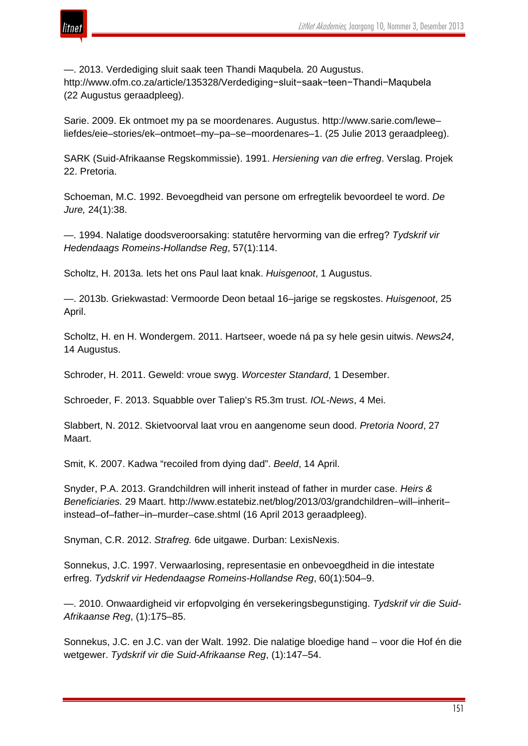—. 2013. Verdediging sluit saak teen Thandi Maqubela. 20 Augustus. http://www.ofm.co.za/article/135328/Verdediging−sluit−saak−teen−Thandi−Maqubela (22 Augustus geraadpleeg).

Sarie. 2009. Ek ontmoet my pa se moordenares. Augustus. http://www.sarie.com/lewe–liefdes/eie–stories/ek–ontmoet–my–pa–se–moordenares–1. (25 Julie 2013 geraadpleeg).

SARK (Suid-Afrikaanse Regskommissie). 1991. *Hersiening van die erfreg*. Verslag. Projek 22. Pretoria.

Schoeman, M.C. 1992. Bevoegdheid van persone om erfregtelik bevoordeel te word. *De Jure,* 24(1):38.

—. 1994. Nalatige doodsveroorsaking: statutêre hervorming van die erfreg? *Tydskrif vir Hedendaags Romeins-Hollandse Reg*, 57(1):114.

Scholtz, H. 2013a. Iets het ons Paul laat knak. *Huisgenoot*, 1 Augustus.

—. 2013b. Griekwastad: Vermoorde Deon betaal 16–jarige se regskostes. *Huisgenoot*, 25 April.

Scholtz, H. en H. Wondergem. 2011. Hartseer, woede ná pa sy hele gesin uitwis. *News24*, 14 Augustus.

Schroder, H. 2011. Geweld: vroue swyg. *Worcester Standard*, 1 Desember.

Schroeder, F. 2013. Squabble over Taliep's R5.3m trust. *IOL-News*, 4 Mei.

Slabbert, N. 2012. Skietvoorval laat vrou en aangenome seun dood. *Pretoria Noord*, 27 Maart.

Smit, K. 2007. Kadwa "recoiled from dying dad". *Beeld*, 14 April.

Snyder, P.A. 2013. Grandchildren will inherit instead of father in murder case. *Heirs & Beneficiaries.* 29 Maart. http://www.estatebiz.net/blog/2013/03/grandchildren–will–inherit–instead–of–father–in–murder–case.shtml (16 April 2013 geraadpleeg).

Snyman, C.R. 2012. *Strafreg.* 6de uitgawe. Durban: LexisNexis.

Sonnekus, J.C. 1997. Verwaarlosing, representasie en onbevoegdheid in die intestate erfreg. *Tydskrif vir Hedendaagse Romeins-Hollandse Reg*, 60(1):504–9.

—. 2010. Onwaardigheid vir erfopvolging én versekeringsbegunstiging. *Tydskrif vir die Suid-Afrikaanse Reg*, (1):175–85.

Sonnekus, J.C. en J.C. van der Walt. 1992. Die nalatige bloedige hand – voor die Hof én die wetgewer. *Tydskrif vir die Suid-Afrikaanse Reg*, (1):147–54.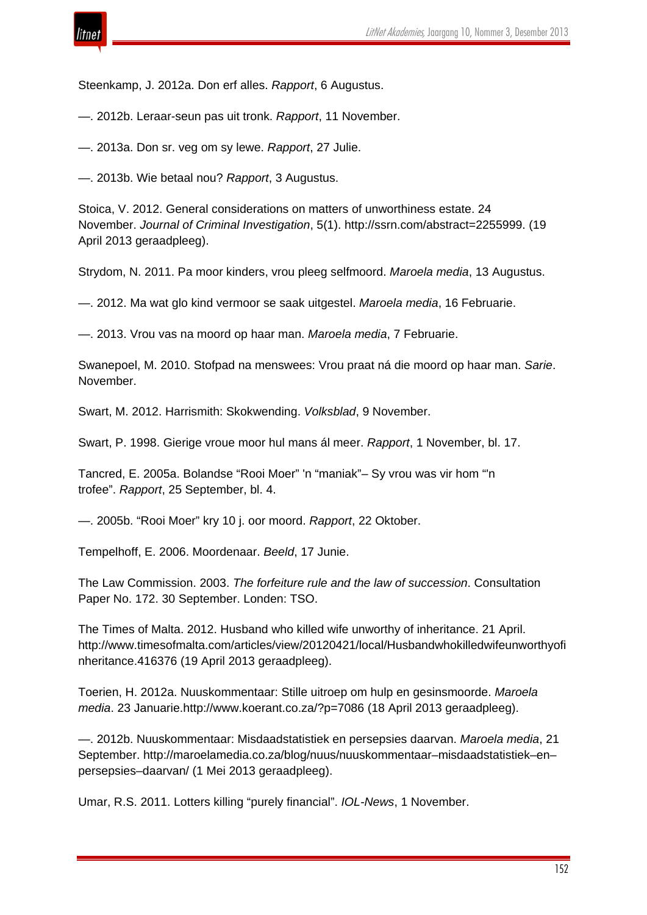Steenkamp, J. 2012a. Don erf alles. *Rapport*, 6 Augustus.

—. 2012b. Leraar-seun pas uit tronk. *Rapport*, 11 November.

—. 2013a. Don sr. veg om sy lewe. *Rapport*, 27 Julie.

—. 2013b. Wie betaal nou? *Rapport*, 3 Augustus.

Stoica, V. 2012. General considerations on matters of unworthiness estate. 24 November. *Journal of Criminal Investigation*, 5(1). http://ssrn.com/abstract=2255999. (19 April 2013 geraadpleeg).

Strydom, N. 2011. Pa moor kinders, vrou pleeg selfmoord. *Maroela media*, 13 Augustus.

—. 2012. Ma wat glo kind vermoor se saak uitgestel. *Maroela media*, 16 Februarie.

—. 2013. Vrou vas na moord op haar man. *Maroela media*, 7 Februarie.

Swanepoel, M. 2010. Stofpad na menswees: Vrou praat ná die moord op haar man. *Sarie*. November.

Swart, M. 2012. Harrismith: Skokwending. *Volksblad*, 9 November.

Swart, P. 1998. Gierige vroue moor hul mans ál meer. *Rapport*, 1 November, bl. 17.

Tancred, E. 2005a. Bolandse "Rooi Moer" 'n "maniak"– Sy vrou was vir hom "'n trofee". *Rapport*, 25 September, bl. 4.

—. 2005b. "Rooi Moer" kry 10 j. oor moord. *Rapport*, 22 Oktober.

Tempelhoff, E. 2006. Moordenaar. *Beeld*, 17 Junie.

The Law Commission. 2003. *The forfeiture rule and the law of succession*. Consultation Paper No. 172. 30 September. Londen: TSO.

The Times of Malta. 2012. Husband who killed wife unworthy of inheritance. 21 April. http://www.timesofmalta.com/articles/view/20120421/local/Husbandwhokilledwifeunworthyofinheritance.416376 (19 April 2013 geraadpleeg).

Toerien, H. 2012a. Nuuskommentaar: Stille uitroep om hulp en gesinsmoorde. *Maroela media*. 23 Januarie.http://www.koerant.co.za/?p=7086 (18 April 2013 geraadpleeg).

—. 2012b. Nuuskommentaar: Misdaadstatistiek en persepsies daarvan. *Maroela media*, 21 September. http://maroelamedia.co.za/blog/nuus/nuuskommentaar–misdaadstatistiek–en–persepsies–daarvan/ (1 Mei 2013 geraadpleeg).

Umar, R.S. 2011. Lotters killing "purely financial". *IOL-News*, 1 November.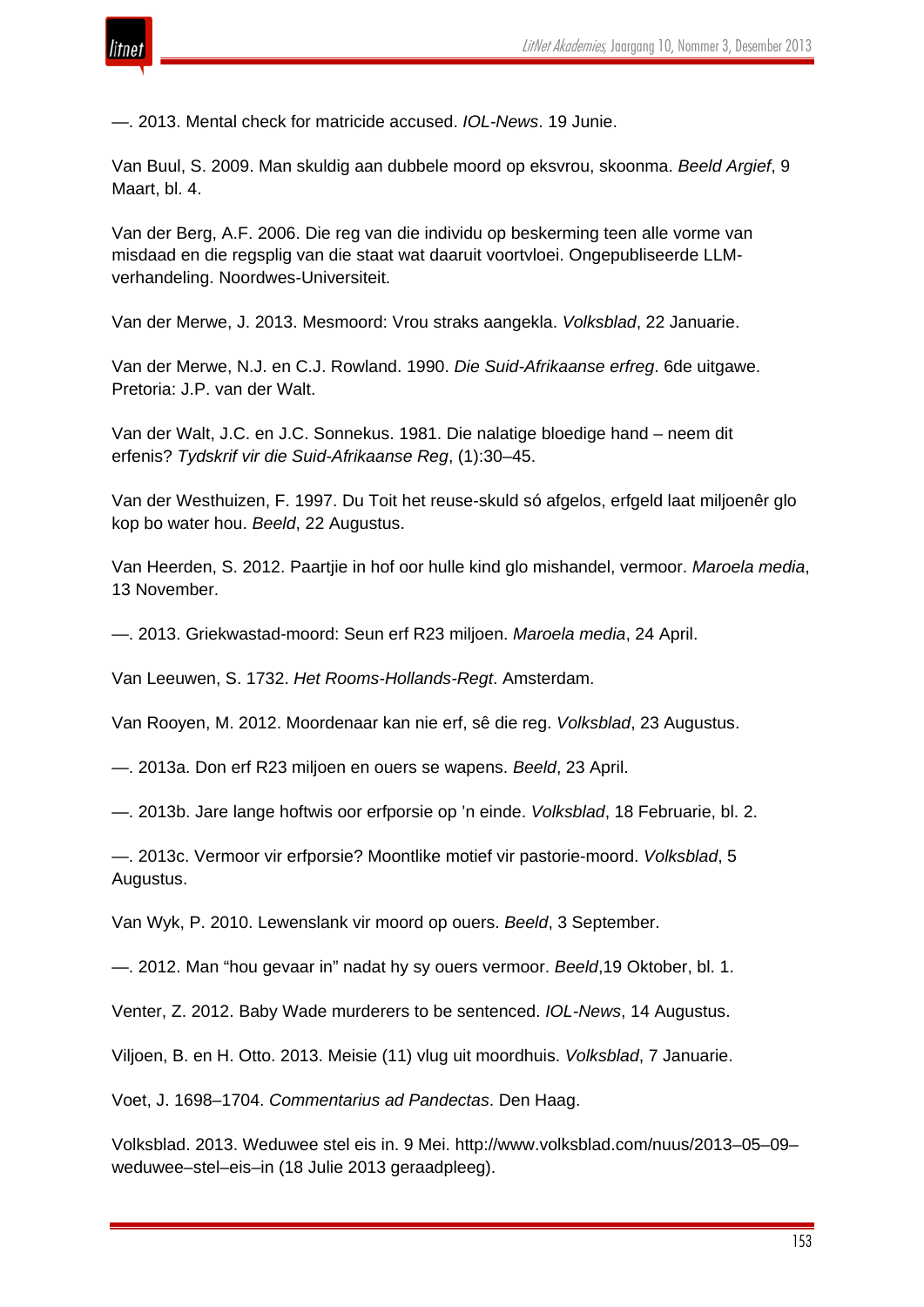—. 2013. Mental check for matricide accused. *IOL-News*. 19 Junie.

Van Buul, S. 2009. Man skuldig aan dubbele moord op eksvrou, skoonma. *Beeld Argief*, 9 Maart, bl. 4.

Van der Berg, A.F. 2006. Die reg van die individu op beskerming teen alle vorme van misdaad en die regsplig van die staat wat daaruit voortvloei. Ongepubliseerde LLM-verhandeling. Noordwes-Universiteit.

Van der Merwe, J. 2013. Mesmoord: Vrou straks aangekla. *Volksblad*, 22 Januarie.

Van der Merwe, N.J. en C.J. Rowland. 1990. *Die Suid-Afrikaanse erfreg*. 6de uitgawe. Pretoria: J.P. van der Walt.

Van der Walt, J.C. en J.C. Sonnekus. 1981. Die nalatige bloedige hand – neem dit erfenis? *Tydskrif vir die Suid-Afrikaanse Reg*, (1):30–45.

Van der Westhuizen, F. 1997. Du Toit het reuse-skuld só afgelos, erfgeld laat miljoenêr glo kop bo water hou. *Beeld*, 22 Augustus.

Van Heerden, S. 2012. Paartjie in hof oor hulle kind glo mishandel, vermoor. *Maroela media*, 13 November.

—. 2013. Griekwastad-moord: Seun erf R23 miljoen. *Maroela media*, 24 April.

Van Leeuwen, S. 1732. *Het Rooms-Hollands-Regt*. Amsterdam.

Van Rooyen, M. 2012. Moordenaar kan nie erf, sê die reg. *Volksblad*, 23 Augustus.

—. 2013a. Don erf R23 miljoen en ouers se wapens. *Beeld*, 23 April.

—. 2013b. Jare lange hoftwis oor erfporsie op 'n einde. *Volksblad*, 18 Februarie, bl. 2.

—. 2013c. Vermoor vir erfporsie? Moontlike motief vir pastorie-moord. *Volksblad*, 5 Augustus.

Van Wyk, P. 2010. Lewenslank vir moord op ouers. *Beeld*, 3 September.

—. 2012. Man "hou gevaar in" nadat hy sy ouers vermoor. *Beeld*,19 Oktober, bl. 1.

Venter, Z. 2012. Baby Wade murderers to be sentenced. *IOL-News*, 14 Augustus.

Viljoen, B. en H. Otto. 2013. Meisie (11) vlug uit moordhuis. *Volksblad*, 7 Januarie.

Voet, J. 1698–1704. *Commentarius ad Pandectas*. Den Haag.

Volksblad. 2013. Weduwee stel eis in. 9 Mei. http://www.volksblad.com/nuus/2013–05–09–weduwee–stel–eis–in (18 Julie 2013 geraadpleeg).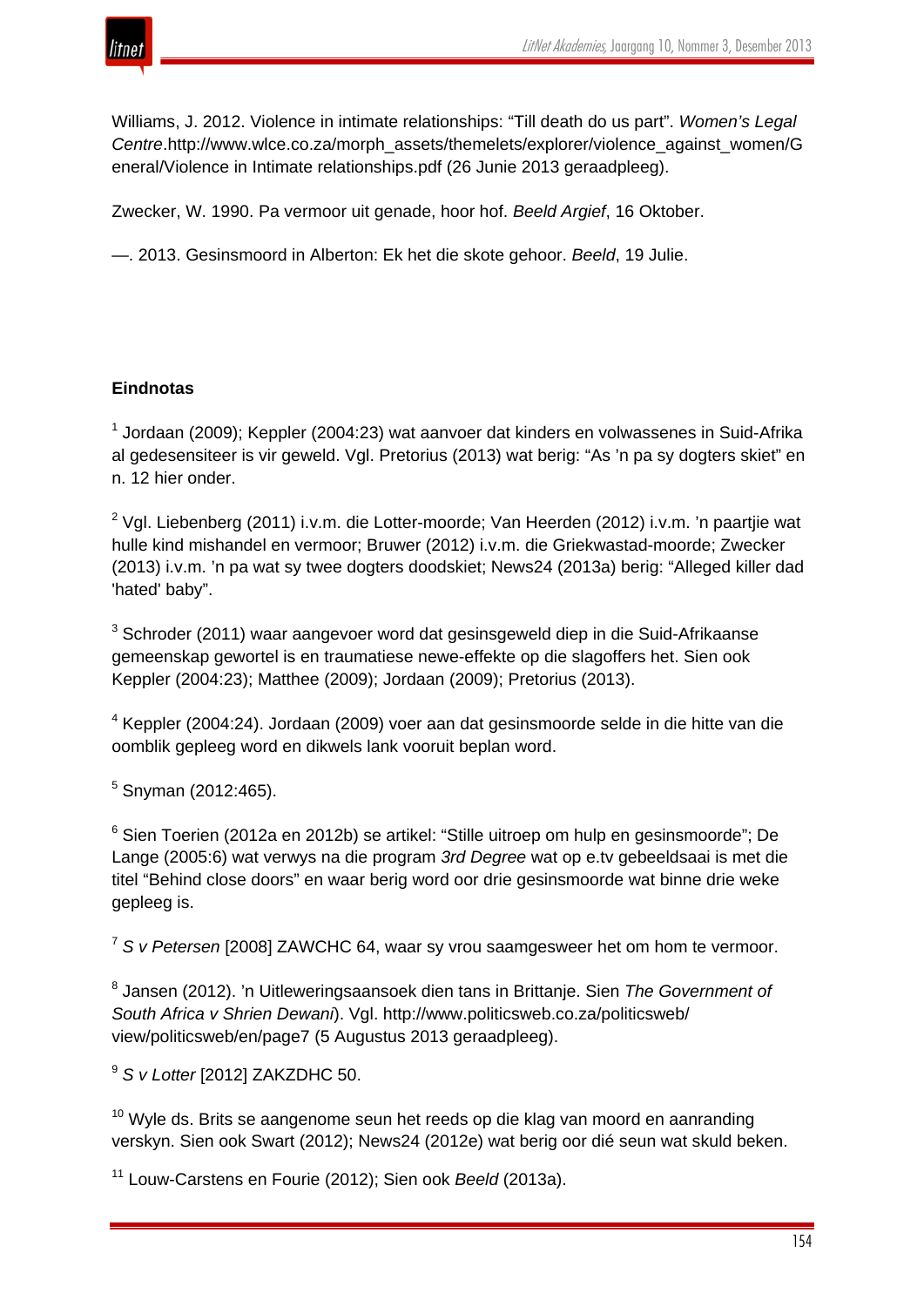Williams, J. 2012. Violence in intimate relationships: "Till death do us part". *Women's Legal Centre*.http://www.wlce.co.za/morph_assets/themelets/explorer/violence_against_women/General/Violence in Intimate relationships.pdf (26 Junie 2013 geraadpleeg).

Zwecker, W. 1990. Pa vermoor uit genade, hoor hof. *Beeld Argief*, 16 Oktober.

—. 2013. Gesinsmoord in Alberton: Ek het die skote gehoor. *Beeld*, 19 Julie.

**Eindnotas**

[1] Jordaan (2009); Keppler (2004:23) wat aanvoer dat kinders en volwassenes in Suid-Afrika al gedesensiteer is vir geweld. Vgl. Pretorius (2013) wat berig: "As 'n pa sy dogters skiet" en n. 12 hier onder.

[2] Vgl. Liebenberg (2011) i.v.m. die Lotter-moorde; Van Heerden (2012) i.v.m. 'n paartjie wat hulle kind mishandel en vermoor; Bruwer (2012) i.v.m. die Griekwastad-moorde; Zwecker (2013) i.v.m. 'n pa wat sy twee dogters doodskiet; News24 (2013a) berig: "Alleged killer dad 'hated' baby".

[3] Schroder (2011) waar aangevoer word dat gesinsgeweld diep in die Suid-Afrikaanse gemeenskap gewortel is en traumatiese newe-effekte op die slagoffers het. Sien ook Keppler (2004:23); Matthee (2009); Jordaan (2009); Pretorius (2013).

[4] Keppler (2004:24). Jordaan (2009) voer aan dat gesinsmoorde selde in die hitte van die oomblik gepleeg word en dikwels lank vooruit beplan word.

[5] Snyman (2012:465).

[6] Sien Toerien (2012a en 2012b) se artikel: "Stille uitroep om hulp en gesinsmoorde"; De Lange (2005:6) wat verwys na die program *3rd Degree* wat op e.tv gebeeldsaai is met die titel "Behind close doors" en waar berig word oor drie gesinsmoorde wat binne drie weke gepleeg is.

[7] *S v Petersen* [2008] ZAWCHC 64, waar sy vrou saamgesweer het om hom te vermoor.

[8] Jansen (2012). 'n Uitleweringsaansoek dien tans in Brittanje. Sien *The Government of South Africa v Shrien Dewani*). Vgl. http://www.politicsweb.co.za/politicsweb/view/politicsweb/en/page7 (5 Augustus 2013 geraadpleeg).

[9] *S v Lotter* [2012] ZAKZDHC 50.

[10] Wyle ds. Brits se aangenome seun het reeds op die klag van moord en aanranding verskyn. Sien ook Swart (2012); News24 (2012e) wat berig oor dié seun wat skuld beken.

[11] Louw-Carstens en Fourie (2012); Sien ook *Beeld* (2013a).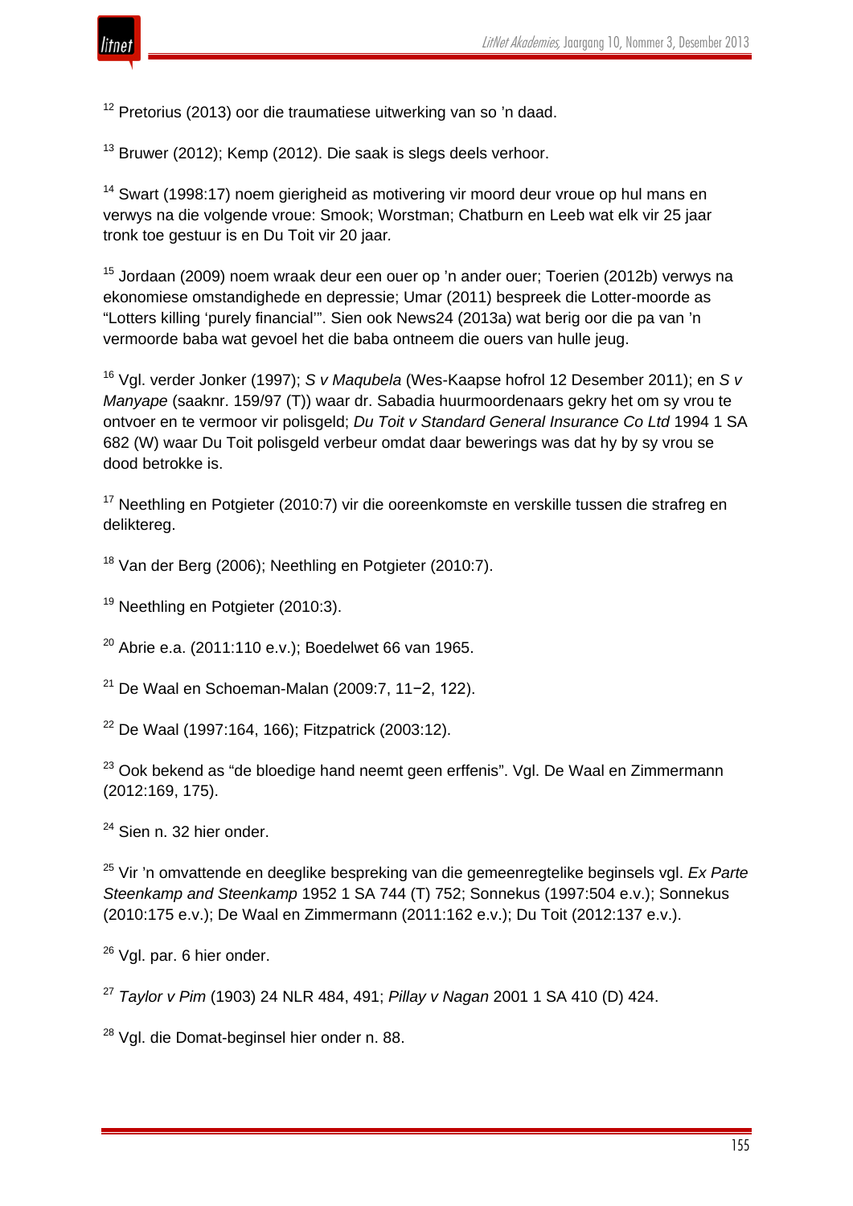[12] Pretorius (2013) oor die traumatiese uitwerking van so ’n daad.

[13] Bruwer (2012); Kemp (2012). Die saak is slegs deels verhoor.

[14] Swart (1998:17) noem gierigheid as motivering vir moord deur vroue op hul mans en verwys na die volgende vroue: Smook; Worstman; Chatburn en Leeb wat elk vir 25 jaar tronk toe gestuur is en Du Toit vir 20 jaar.

[15] Jordaan (2009) noem wraak deur een ouer op ’n ander ouer; Toerien (2012b) verwys na ekonomiese omstandighede en depressie; Umar (2011) bespreek die Lotter-moorde as “Lotters killing ‘purely financial’”. Sien ook News24 (2013a) wat berig oor die pa van ’n vermoorde baba wat gevoel het die baba ontneem die ouers van hulle jeug.

[16] Vgl. verder Jonker (1997); *S v Maqubela* (Wes-Kaapse hofrol 12 Desember 2011); en *S v Manyape* (saaknr. 159/97 (T)) waar dr. Sabadia huurmoordenaars gekry het om sy vrou te ontvoer en te vermoor vir polisgeld; *Du Toit v Standard General Insurance Co Ltd* 1994 1 SA 682 (W) waar Du Toit polisgeld verbeur omdat daar bewerings was dat hy by sy vrou se dood betrokke is.

[17] Neethling en Potgieter (2010:7) vir die ooreenkomste en verskille tussen die strafreg en deliktereg.

[18] Van der Berg (2006); Neethling en Potgieter (2010:7).

[19] Neethling en Potgieter (2010:3).

[20] Abrie e.a. (2011:110 e.v.); Boedelwet 66 van 1965.

[21] De Waal en Schoeman-Malan (2009:7, 11−2, 122).

[22] De Waal (1997:164, 166); Fitzpatrick (2003:12).

[23] Ook bekend as “de bloedige hand neemt geen erffenis”. Vgl. De Waal en Zimmermann (2012:169, 175).

[24] Sien n. 32 hier onder.

[25] Vir ’n omvattende en deeglike bespreking van die gemeenregtelike beginsels vgl. *Ex Parte Steenkamp and Steenkamp* 1952 1 SA 744 (T) 752; Sonnekus (1997:504 e.v.); Sonnekus (2010:175 e.v.); De Waal en Zimmermann (2011:162 e.v.); Du Toit (2012:137 e.v.).

[26] Vgl. par. 6 hier onder.

[27] *Taylor v Pim* (1903) 24 NLR 484, 491; *Pillay v Nagan* 2001 1 SA 410 (D) 424.

[28] Vgl. die Domat-beginsel hier onder n. 88.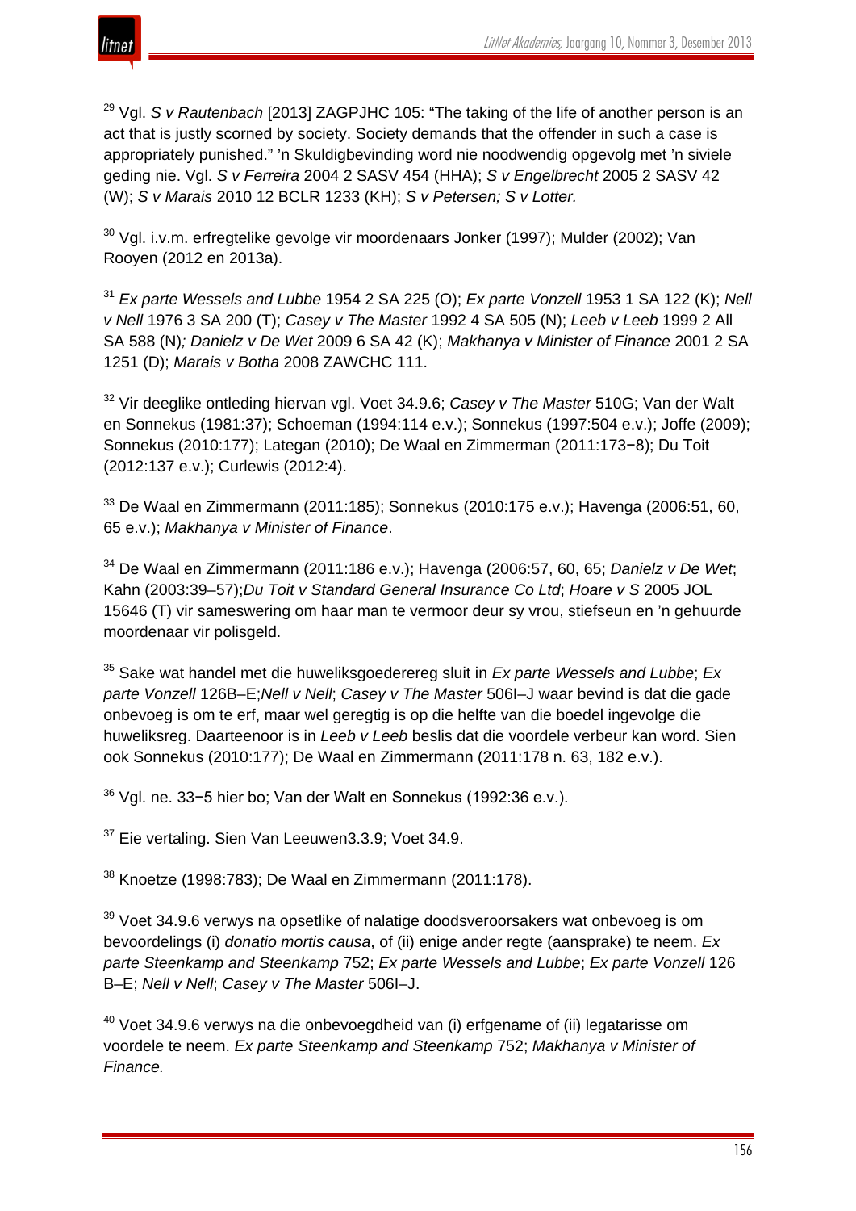[29] Vgl. *S v Rautenbach* [2013] ZAGPJHC 105: "The taking of the life of another person is an act that is justly scorned by society. Society demands that the offender in such a case is appropriately punished." 'n Skuldigbevinding word nie noodwendig opgevolg met 'n siviele geding nie. Vgl. *S v Ferreira* 2004 2 SASV 454 (HHA); *S v Engelbrecht* 2005 2 SASV 42 (W); *S v Marais* 2010 12 BCLR 1233 (KH); *S v Petersen; S v Lotter.*

[30] Vgl. i.v.m. erfregtelike gevolge vir moordenaars Jonker (1997); Mulder (2002); Van Rooyen (2012 en 2013a).

[31] *Ex parte Wessels and Lubbe* 1954 2 SA 225 (O); *Ex parte Vonzell* 1953 1 SA 122 (K); *Nell v Nell* 1976 3 SA 200 (T); *Casey v The Master* 1992 4 SA 505 (N); *Leeb v Leeb* 1999 2 All SA 588 (N)*; Danielz v De Wet* 2009 6 SA 42 (K); *Makhanya v Minister of Finance* 2001 2 SA 1251 (D); *Marais v Botha* 2008 ZAWCHC 111.

[32] Vir deeglike ontleding hiervan vgl. Voet 34.9.6; *Casey v The Master* 510G; Van der Walt en Sonnekus (1981:37); Schoeman (1994:114 e.v.); Sonnekus (1997:504 e.v.); Joffe (2009); Sonnekus (2010:177); Lategan (2010); De Waal en Zimmerman (2011:173−8); Du Toit (2012:137 e.v.); Curlewis (2012:4).

[33] De Waal en Zimmermann (2011:185); Sonnekus (2010:175 e.v.); Havenga (2006:51, 60, 65 e.v.); *Makhanya v Minister of Finance*.

[34] De Waal en Zimmermann (2011:186 e.v.); Havenga (2006:57, 60, 65; *Danielz v De Wet*; Kahn (2003:39–57);*Du Toit v Standard General Insurance Co Ltd*; *Hoare v S* 2005 JOL 15646 (T) vir sameswering om haar man te vermoor deur sy vrou, stiefseun en 'n gehuurde moordenaar vir polisgeld.

[35] Sake wat handel met die huweliksgoederereg sluit in *Ex parte Wessels and Lubbe*; *Ex parte Vonzell* 126B–E;*Nell v Nell*; *Casey v The Master* 506I–J waar bevind is dat die gade onbevoeg is om te erf, maar wel geregtig is op die helfte van die boedel ingevolge die huweliksreg. Daarteenoor is in *Leeb v Leeb* beslis dat die voordele verbeur kan word. Sien ook Sonnekus (2010:177); De Waal en Zimmermann (2011:178 n. 63, 182 e.v.).

[36] Vgl. ne. 33−5 hier bo; Van der Walt en Sonnekus (1992:36 e.v.).

[37] Eie vertaling. Sien Van Leeuwen3.3.9; Voet 34.9.

[38] Knoetze (1998:783); De Waal en Zimmermann (2011:178).

[39] Voet 34.9.6 verwys na opsetlike of nalatige doodsveroorsakers wat onbevoeg is om bevoordelings (i) *donatio mortis causa*, of (ii) enige ander regte (aansprake) te neem. *Ex parte Steenkamp and Steenkamp* 752; *Ex parte Wessels and Lubbe*; *Ex parte Vonzell* 126 B–E; *Nell v Nell*; *Casey v The Master* 506I–J.

[40] Voet 34.9.6 verwys na die onbevoegdheid van (i) erfgename of (ii) legatarisse om voordele te neem. *Ex parte Steenkamp and Steenkamp* 752; *Makhanya v Minister of Finance.*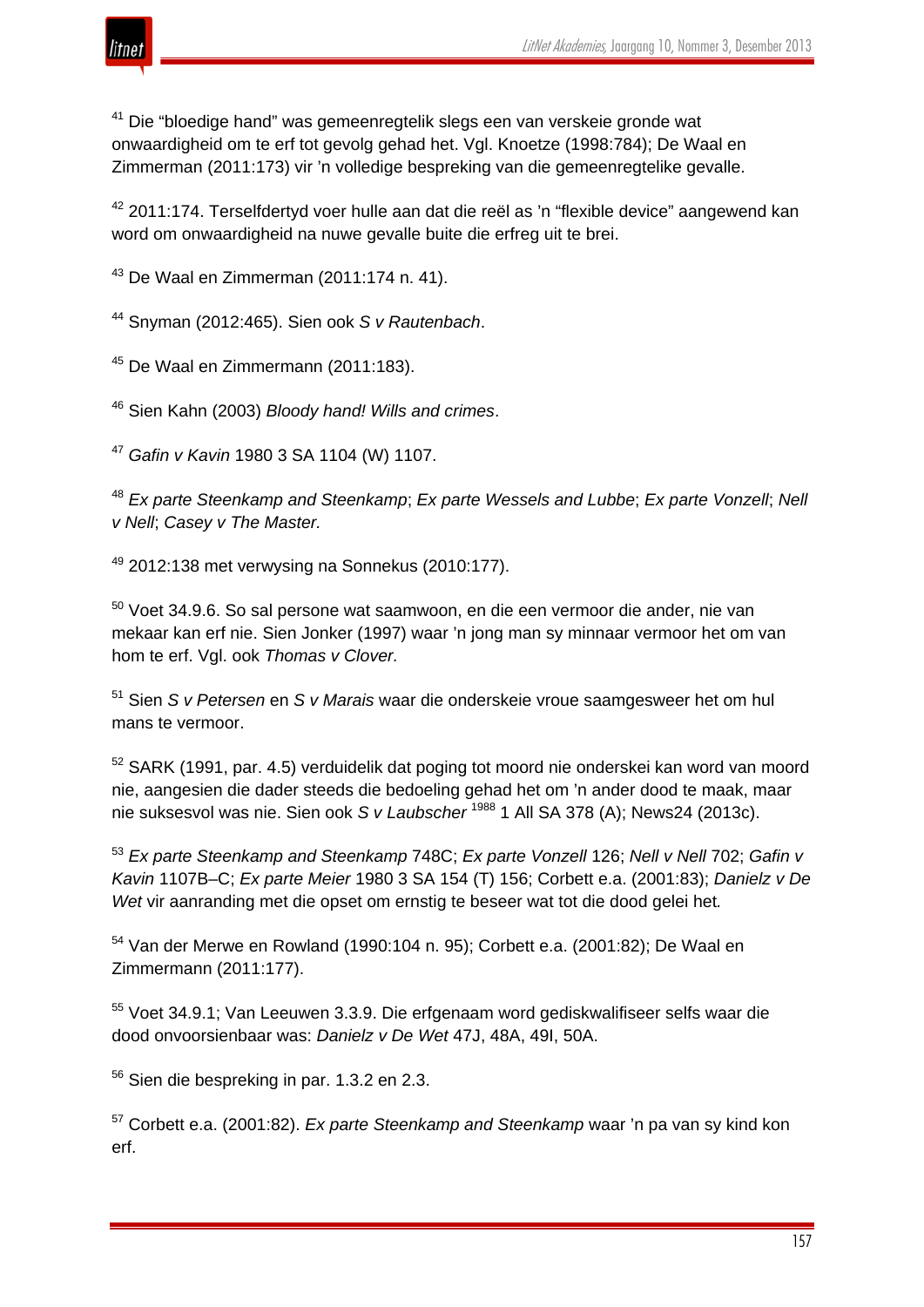[41] Die "bloedige hand" was gemeenregtelik slegs een van verskeie gronde wat onwaardigheid om te erf tot gevolg gehad het. Vgl. Knoetze (1998:784); De Waal en Zimmerman (2011:173) vir 'n volledige bespreking van die gemeenregtelike gevalle.

[42] 2011:174. Terselfdertyd voer hulle aan dat die reël as 'n "flexible device" aangewend kan word om onwaardigheid na nuwe gevalle buite die erfreg uit te brei.

[43] De Waal en Zimmerman (2011:174 n. 41).

[44] Snyman (2012:465). Sien ook *S v Rautenbach*.

[45] De Waal en Zimmermann (2011:183).

[46] Sien Kahn (2003) *Bloody hand! Wills and crimes*.

[47] *Gafin v Kavin* 1980 3 SA 1104 (W) 1107.

[48] *Ex parte Steenkamp and Steenkamp*; *Ex parte Wessels and Lubbe*; *Ex parte Vonzell*; *Nell v Nell*; *Casey v The Master.*

[49] 2012:138 met verwysing na Sonnekus (2010:177).

[50] Voet 34.9.6. So sal persone wat saamwoon, en die een vermoor die ander, nie van mekaar kan erf nie. Sien Jonker (1997) waar 'n jong man sy minnaar vermoor het om van hom te erf. Vgl. ook *Thomas v Clover.*

[51] Sien *S v Petersen* en *S v Marais* waar die onderskeie vroue saamgesweer het om hul mans te vermoor.

[52] SARK (1991, par. 4.5) verduidelik dat poging tot moord nie onderskei kan word van moord nie, aangesien die dader steeds die bedoeling gehad het om 'n ander dood te maak, maar nie suksesvol was nie. Sien ook *S v Laubscher* 1988 1 All SA 378 (A); News24 (2013c).

[53] *Ex parte Steenkamp and Steenkamp* 748C; *Ex parte Vonzell* 126; *Nell v Nell* 702; *Gafin v Kavin* 1107B–C; *Ex parte Meier* 1980 3 SA 154 (T) 156; Corbett e.a. (2001:83); *Danielz v De Wet* vir aanranding met die opset om ernstig te beseer wat tot die dood gelei het*.*

[54] Van der Merwe en Rowland (1990:104 n. 95); Corbett e.a. (2001:82); De Waal en Zimmermann (2011:177).

[55] Voet 34.9.1; Van Leeuwen 3.3.9. Die erfgenaam word gediskwalifiseer selfs waar die dood onvoorsienbaar was: *Danielz v De Wet* 47J, 48A, 49I, 50A.

[56] Sien die bespreking in par. 1.3.2 en 2.3.

[57] Corbett e.a. (2001:82). *Ex parte Steenkamp and Steenkamp* waar 'n pa van sy kind kon erf.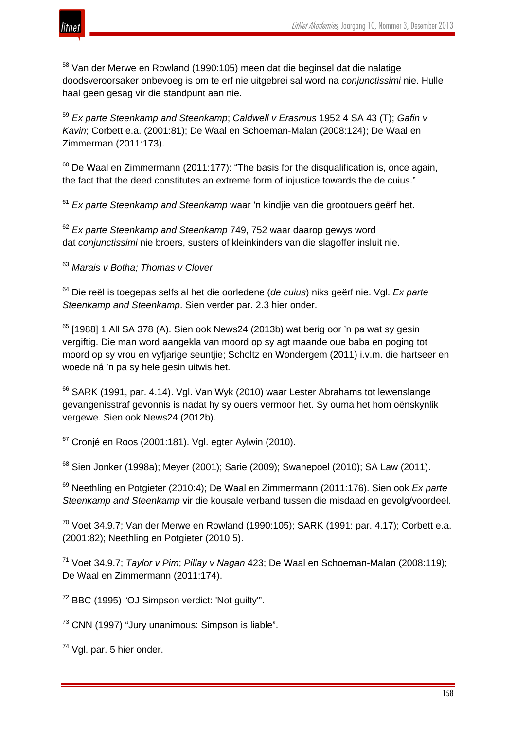[58] Van der Merwe en Rowland (1990:105) meen dat die beginsel dat die nalatige doodsveroorsaker onbevoeg is om te erf nie uitgebrei sal word na *conjunctissimi* nie. Hulle haal geen gesag vir die standpunt aan nie.

[59] *Ex parte Steenkamp and Steenkamp*; *Caldwell v Erasmus* 1952 4 SA 43 (T); *Gafin v Kavin*; Corbett e.a. (2001:81); De Waal en Schoeman-Malan (2008:124); De Waal en Zimmerman (2011:173).

[60] De Waal en Zimmermann (2011:177): “The basis for the disqualification is, once again, the fact that the deed constitutes an extreme form of injustice towards the de cuius.”

[61] *Ex parte Steenkamp and Steenkamp* waar ’n kindjie van die grootouers geërf het.

[62] *Ex parte Steenkamp and Steenkamp* 749, 752 waar daarop gewys word dat *conjunctissimi* nie broers, susters of kleinkinders van die slagoffer insluit nie.

[63] *Marais v Botha; Thomas v Clover*.

[64] Die reël is toegepas selfs al het die oorledene (*de cuius*) niks geërf nie. Vgl. *Ex parte Steenkamp and Steenkamp*. Sien verder par. 2.3 hier onder.

[65] [1988] 1 All SA 378 (A). Sien ook News24 (2013b) wat berig oor ’n pa wat sy gesin vergiftig. Die man word aangekla van moord op sy agt maande oue baba en poging tot moord op sy vrou en vyfjarige seuntjie; Scholtz en Wondergem (2011) i.v.m. die hartseer en woede ná ’n pa sy hele gesin uitwis het.

[66] SARK (1991, par. 4.14). Vgl. Van Wyk (2010) waar Lester Abrahams tot lewenslange gevangenisstraf gevonnis is nadat hy sy ouers vermoor het. Sy ouma het hom oënskynlik vergewe. Sien ook News24 (2012b).

[67] Cronjé en Roos (2001:181). Vgl. egter Aylwin (2010).

[68] Sien Jonker (1998a); Meyer (2001); Sarie (2009); Swanepoel (2010); SA Law (2011).

[69] Neethling en Potgieter (2010:4); De Waal en Zimmermann (2011:176). Sien ook *Ex parte Steenkamp and Steenkamp* vir die kousale verband tussen die misdaad en gevolg/voordeel.

[70] Voet 34.9.7; Van der Merwe en Rowland (1990:105); SARK (1991: par. 4.17); Corbett e.a. (2001:82); Neethling en Potgieter (2010:5).

[71] Voet 34.9.7; *Taylor v Pim*; *Pillay v Nagan* 423; De Waal en Schoeman-Malan (2008:119); De Waal en Zimmermann (2011:174).

[72] BBC (1995) “OJ Simpson verdict: 'Not guilty'”.

[73] CNN (1997) “Jury unanimous: Simpson is liable”.

[74] Vgl. par. 5 hier onder.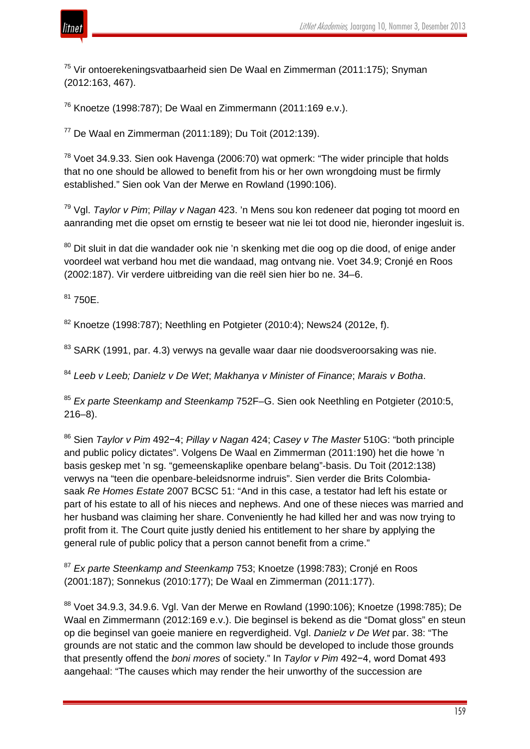[75] Vir ontoerekeningsvatbaarheid sien De Waal en Zimmerman (2011:175); Snyman (2012:163, 467).

[76] Knoetze (1998:787); De Waal en Zimmermann (2011:169 e.v.).

[77] De Waal en Zimmerman (2011:189); Du Toit (2012:139).

[78] Voet 34.9.33. Sien ook Havenga (2006:70) wat opmerk: "The wider principle that holds that no one should be allowed to benefit from his or her own wrongdoing must be firmly established." Sien ook Van der Merwe en Rowland (1990:106).

[79] Vgl. *Taylor v Pim*; *Pillay v Nagan* 423. 'n Mens sou kon redeneer dat poging tot moord en aanranding met die opset om ernstig te beseer wat nie lei tot dood nie, hieronder ingesluit is.

[80] Dit sluit in dat die wandader ook nie 'n skenking met die oog op die dood, of enige ander voordeel wat verband hou met die wandaad, mag ontvang nie. Voet 34.9; Cronjé en Roos (2002:187). Vir verdere uitbreiding van die reël sien hier bo ne. 34–6.

[81] 750E.

[82] Knoetze (1998:787); Neethling en Potgieter (2010:4); News24 (2012e, f).

[83] SARK (1991, par. 4.3) verwys na gevalle waar daar nie doodsveroorsaking was nie.

[84] *Leeb v Leeb; Danielz v De Wet*; *Makhanya v Minister of Finance*; *Marais v Botha*.

[85] *Ex parte Steenkamp and Steenkamp* 752F–G. Sien ook Neethling en Potgieter (2010:5, 216–8).

[86] Sien *Taylor v Pim* 492−4; *Pillay v Nagan* 424; *Casey v The Master* 510G: "both principle and public policy dictates". Volgens De Waal en Zimmerman (2011:190) het die howe 'n basis geskep met 'n sg. "gemeenskaplike openbare belang"-basis. Du Toit (2012:138) verwys na "teen die openbare-beleidsnorme indruis". Sien verder die Brits Colombia-saak *Re Homes Estate* 2007 BCSC 51: "And in this case, a testator had left his estate or part of his estate to all of his nieces and nephews. And one of these nieces was married and her husband was claiming her share. Conveniently he had killed her and was now trying to profit from it. The Court quite justly denied his entitlement to her share by applying the general rule of public policy that a person cannot benefit from a crime."

[87] *Ex parte Steenkamp and Steenkamp* 753; Knoetze (1998:783); Cronjé en Roos (2001:187); Sonnekus (2010:177); De Waal en Zimmerman (2011:177).

[88] Voet 34.9.3, 34.9.6. Vgl. Van der Merwe en Rowland (1990:106); Knoetze (1998:785); De Waal en Zimmermann (2012:169 e.v.). Die beginsel is bekend as die "Domat gloss" en steun op die beginsel van goeie maniere en regverdigheid. Vgl. *Danielz v De Wet* par. 38: "The grounds are not static and the common law should be developed to include those grounds that presently offend the *boni mores* of society." In *Taylor v Pim* 492−4, word Domat 493 aangehaal: "The causes which may render the heir unworthy of the succession are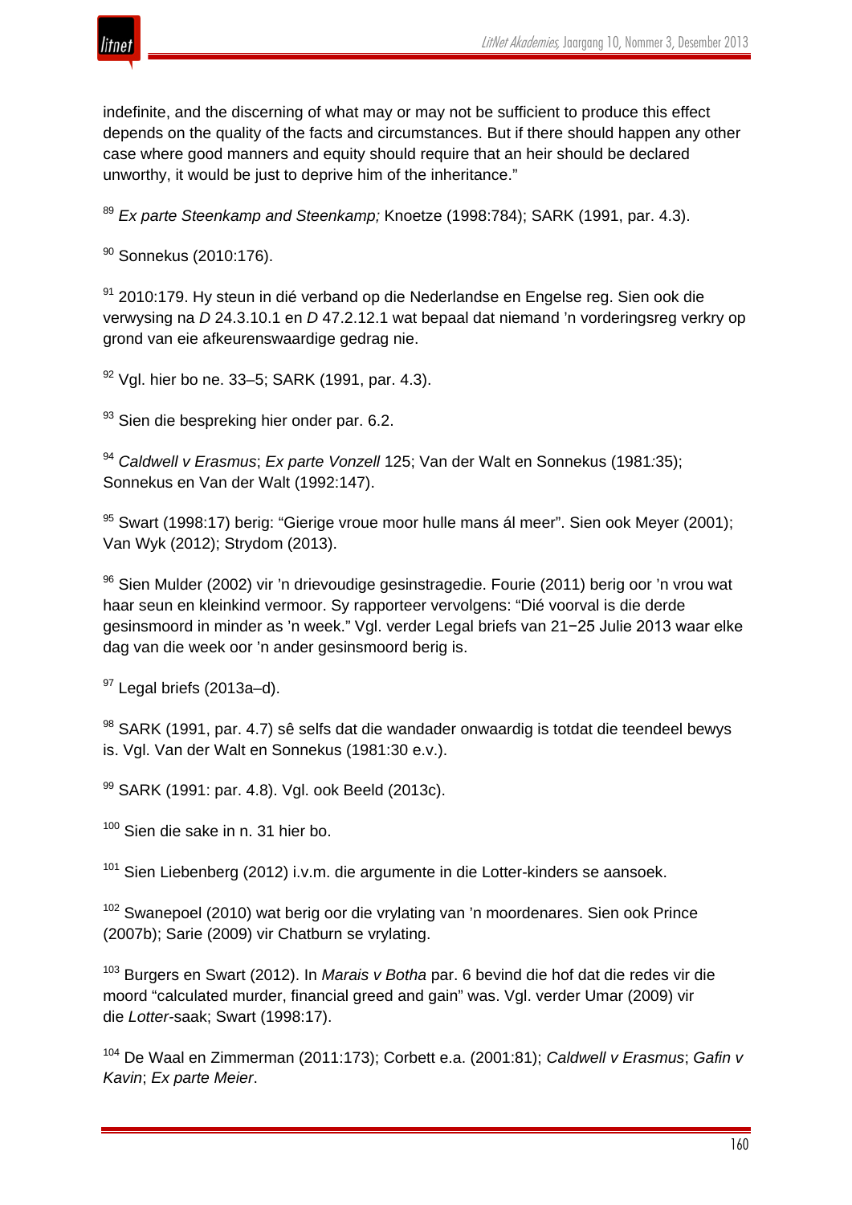indefinite, and the discerning of what may or may not be sufficient to produce this effect depends on the quality of the facts and circumstances. But if there should happen any other case where good manners and equity should require that an heir should be declared unworthy, it would be just to deprive him of the inheritance."

[89] *Ex parte Steenkamp and Steenkamp;* Knoetze (1998:784); SARK (1991, par. 4.3).

[90] Sonnekus (2010:176).

[91] 2010:179. Hy steun in dié verband op die Nederlandse en Engelse reg. Sien ook die verwysing na *D* 24.3.10.1 en *D* 47.2.12.1 wat bepaal dat niemand 'n vorderingsreg verkry op grond van eie afkeurenswaardige gedrag nie.

[92] Vgl. hier bo ne. 33–5; SARK (1991, par. 4.3).

[93] Sien die bespreking hier onder par. 6.2.

[94] *Caldwell v Erasmus*; *Ex parte Vonzell* 125; Van der Walt en Sonnekus (1981:35); Sonnekus en Van der Walt (1992:147).

[95] Swart (1998:17) berig: "Gierige vroue moor hulle mans ál meer". Sien ook Meyer (2001); Van Wyk (2012); Strydom (2013).

[96] Sien Mulder (2002) vir 'n drievoudige gesinstragedie. Fourie (2011) berig oor 'n vrou wat haar seun en kleinkind vermoor. Sy rapporteer vervolgens: "Dié voorval is die derde gesinsmoord in minder as 'n week." Vgl. verder Legal briefs van 21−25 Julie 2013 waar elke dag van die week oor 'n ander gesinsmoord berig is.

[97] Legal briefs (2013a–d).

[98] SARK (1991, par. 4.7) sê selfs dat die wandader onwaardig is totdat die teendeel bewys is. Vgl. Van der Walt en Sonnekus (1981:30 e.v.).

[99] SARK (1991: par. 4.8). Vgl. ook Beeld (2013c).

[100] Sien die sake in n. 31 hier bo.

[101] Sien Liebenberg (2012) i.v.m. die argumente in die Lotter-kinders se aansoek.

[102] Swanepoel (2010) wat berig oor die vrylating van 'n moordenares. Sien ook Prince (2007b); Sarie (2009) vir Chatburn se vrylating.

[103] Burgers en Swart (2012). In *Marais v Botha* par. 6 bevind die hof dat die redes vir die moord "calculated murder, financial greed and gain" was. Vgl. verder Umar (2009) vir die *Lotter*-saak; Swart (1998:17).

[104] De Waal en Zimmerman (2011:173); Corbett e.a. (2001:81); *Caldwell v Erasmus*; *Gafin v Kavin*; *Ex parte Meier*.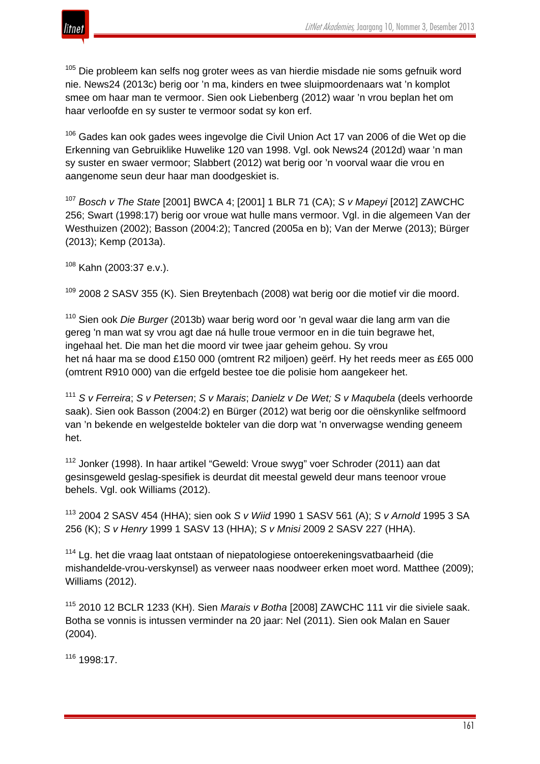[105] Die probleem kan selfs nog groter wees as van hierdie misdade nie soms gefnuik word nie. News24 (2013c) berig oor 'n ma, kinders en twee sluipmoordenaars wat 'n komplot smee om haar man te vermoor. Sien ook Liebenberg (2012) waar 'n vrou beplan het om haar verloofde en sy suster te vermoor sodat sy kon erf.

[106] Gades kan ook gades wees ingevolge die Civil Union Act 17 van 2006 of die Wet op die Erkenning van Gebruiklike Huwelike 120 van 1998. Vgl. ook News24 (2012d) waar 'n man sy suster en swaer vermoor; Slabbert (2012) wat berig oor 'n voorval waar die vrou en aangenome seun deur haar man doodgeskiet is.

[107] *Bosch v The State* [2001] BWCA 4; [2001] 1 BLR 71 (CA); *S v Mapeyi* [2012] ZAWCHC 256; Swart (1998:17) berig oor vroue wat hulle mans vermoor. Vgl. in die algemeen Van der Westhuizen (2002); Basson (2004:2); Tancred (2005a en b); Van der Merwe (2013); Bürger (2013); Kemp (2013a).

[108] Kahn (2003:37 e.v.).

[109] 2008 2 SASV 355 (K). Sien Breytenbach (2008) wat berig oor die motief vir die moord.

[110] Sien ook *Die Burger* (2013b) waar berig word oor 'n geval waar die lang arm van die gereg 'n man wat sy vrou agt dae ná hulle troue vermoor en in die tuin begrawe het, ingehaal het. Die man het die moord vir twee jaar geheim gehou. Sy vrou het ná haar ma se dood £150 000 (omtrent R2 miljoen) geërf. Hy het reeds meer as £65 000 (omtrent R910 000) van die erfgeld bestee toe die polisie hom aangekeer het.

[111] *S v Ferreira*; *S v Petersen*; *S v Marais*; *Danielz v De Wet; S v Maqubela* (deels verhoorde saak). Sien ook Basson (2004:2) en Bürger (2012) wat berig oor die oënskynlike selfmoord van 'n bekende en welgestelde bokteler van die dorp wat 'n onverwagse wending geneem het.

[112] Jonker (1998). In haar artikel "Geweld: Vroue swyg" voer Schroder (2011) aan dat gesinsgeweld geslag-spesifiek is deurdat dit meestal geweld deur mans teenoor vroue behels. Vgl. ook Williams (2012).

[113] 2004 2 SASV 454 (HHA); sien ook *S v Wiid* 1990 1 SASV 561 (A); *S v Arnold* 1995 3 SA 256 (K); *S v Henry* 1999 1 SASV 13 (HHA); *S v Mnisi* 2009 2 SASV 227 (HHA).

[114] Lg. het die vraag laat ontstaan of niepatologiese ontoerekeningsvatbaarheid (die mishandelde-vrou-verskynsel) as verweer naas noodweer erken moet word. Matthee (2009); Williams (2012).

[115] 2010 12 BCLR 1233 (KH). Sien *Marais v Botha* [2008] ZAWCHC 111 vir die siviele saak. Botha se vonnis is intussen verminder na 20 jaar: Nel (2011). Sien ook Malan en Sauer (2004).

[116] 1998:17.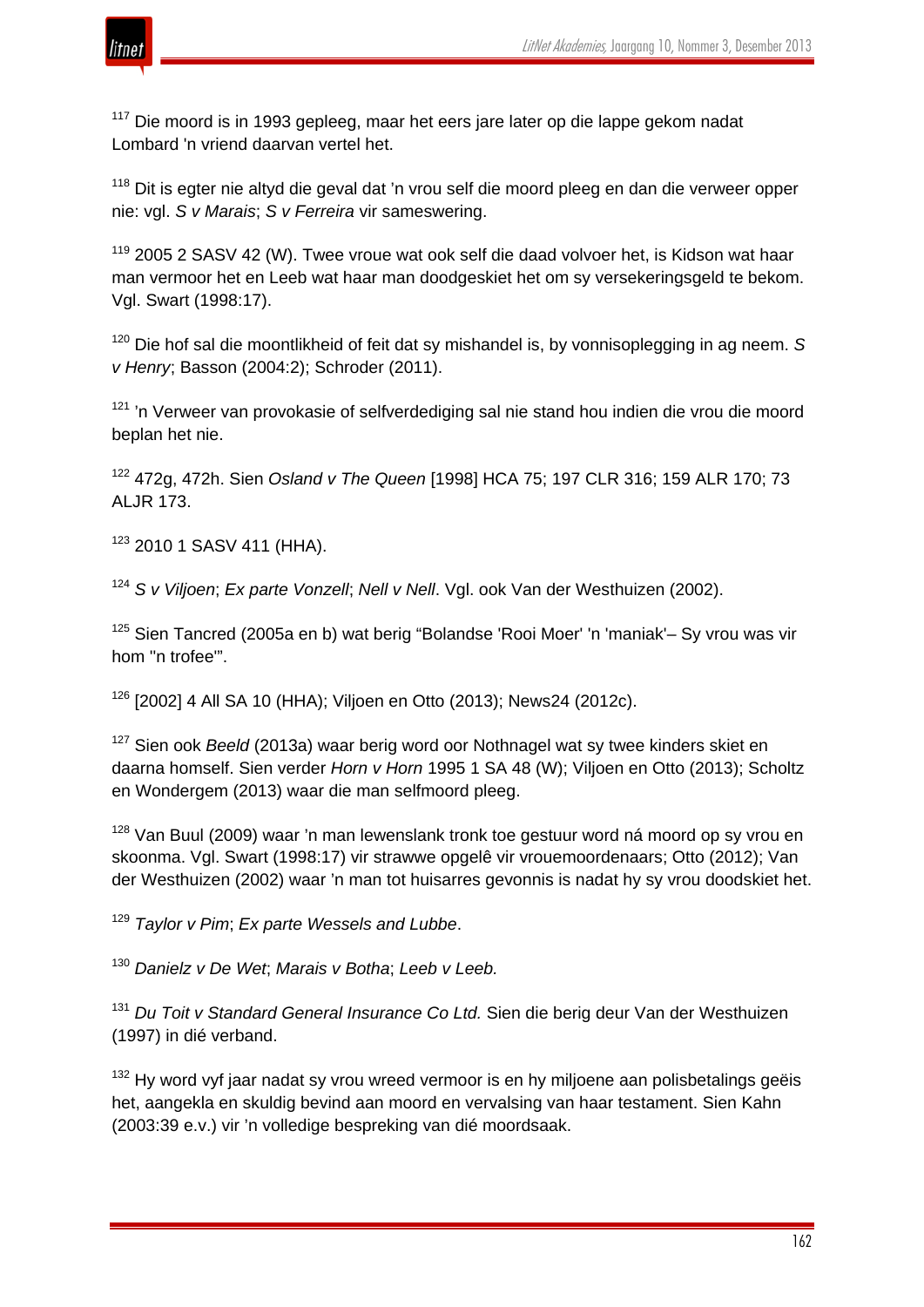[117] Die moord is in 1993 gepleeg, maar het eers jare later op die lappe gekom nadat Lombard 'n vriend daarvan vertel het.

[118] Dit is egter nie altyd die geval dat ’n vrou self die moord pleeg en dan die verweer opper nie: vgl. *S v Marais*; *S v Ferreira* vir sameswering.

[119] 2005 2 SASV 42 (W). Twee vroue wat ook self die daad volvoer het, is Kidson wat haar man vermoor het en Leeb wat haar man doodgeskiet het om sy versekeringsgeld te bekom. Vgl. Swart (1998:17).

[120] Die hof sal die moontlikheid of feit dat sy mishandel is, by vonnisoplegging in ag neem. *S v Henry*; Basson (2004:2); Schroder (2011).

[121] 'n Verweer van provokasie of selfverdediging sal nie stand hou indien die vrou die moord beplan het nie.

[122] 472g, 472h. Sien *Osland v The Queen* [1998] HCA 75; 197 CLR 316; 159 ALR 170; 73 ALJR 173.

[123] 2010 1 SASV 411 (HHA).

[124] *S v Viljoen*; *Ex parte Vonzell*; *Nell v Nell*. Vgl. ook Van der Westhuizen (2002).

[125] Sien Tancred (2005a en b) wat berig “Bolandse 'Rooi Moer' 'n 'maniak'– Sy vrou was vir hom ''n trofee'”.

[126] [2002] 4 All SA 10 (HHA); Viljoen en Otto (2013); News24 (2012c).

[127] Sien ook *Beeld* (2013a) waar berig word oor Nothnagel wat sy twee kinders skiet en daarna homself. Sien verder *Horn v Horn* 1995 1 SA 48 (W); Viljoen en Otto (2013); Scholtz en Wondergem (2013) waar die man selfmoord pleeg.

[128] Van Buul (2009) waar ’n man lewenslank tronk toe gestuur word ná moord op sy vrou en skoonma. Vgl. Swart (1998:17) vir strawwe opgelê vir vrouemoordenaars; Otto (2012); Van der Westhuizen (2002) waar ’n man tot huisarres gevonnis is nadat hy sy vrou doodskiet het.

[129] *Taylor v Pim*; *Ex parte Wessels and Lubbe*.

[130] *Danielz v De Wet*; *Marais v Botha*; *Leeb v Leeb.*

[131] *Du Toit v Standard General Insurance Co Ltd.* Sien die berig deur Van der Westhuizen (1997) in dié verband.

[132] Hy word vyf jaar nadat sy vrou wreed vermoor is en hy miljoene aan polisbetalings geëis het, aangekla en skuldig bevind aan moord en vervalsing van haar testament. Sien Kahn (2003:39 e.v.) vir ’n volledige bespreking van dié moordsaak.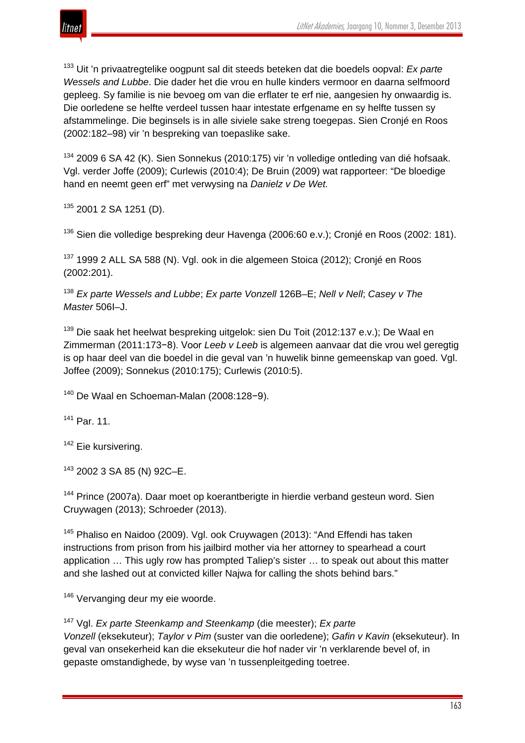[133] Uit ’n privaatregtelike oogpunt sal dit steeds beteken dat die boedels oopval: *Ex parte Wessels and Lubbe*. Die dader het die vrou en hulle kinders vermoor en daarna selfmoord gepleeg. Sy familie is nie bevoeg om van die erflater te erf nie, aangesien hy onwaardig is. Die oorledene se helfte verdeel tussen haar intestate erfgename en sy helfte tussen sy afstammelinge. Die beginsels is in alle siviele sake streng toegepas. Sien Cronjé en Roos (2002:182–98) vir ’n bespreking van toepaslike sake.

[134] 2009 6 SA 42 (K). Sien Sonnekus (2010:175) vir ’n volledige ontleding van dié hofsaak. Vgl. verder Joffe (2009); Curlewis (2010:4); De Bruin (2009) wat rapporteer: “De bloedige hand en neemt geen erf” met verwysing na *Danielz v De Wet.*

[135] 2001 2 SA 1251 (D).

[136] Sien die volledige bespreking deur Havenga (2006:60 e.v.); Cronjé en Roos (2002: 181).

[137] 1999 2 ALL SA 588 (N). Vgl. ook in die algemeen Stoica (2012); Cronjé en Roos (2002:201).

[138] *Ex parte Wessels and Lubbe*; *Ex parte Vonzell* 126B–E; *Nell v Nell*; *Casey v The Master* 506I–J.

[139] Die saak het heelwat bespreking uitgelok: sien Du Toit (2012:137 e.v.); De Waal en Zimmerman (2011:173−8). Voor *Leeb v Leeb* is algemeen aanvaar dat die vrou wel geregtig is op haar deel van die boedel in die geval van ’n huwelik binne gemeenskap van goed. Vgl. Joffee (2009); Sonnekus (2010:175); Curlewis (2010:5).

[140] De Waal en Schoeman-Malan (2008:128−9).

[141] Par. 11.

[142] Eie kursivering.

[143] 2002 3 SA 85 (N) 92C–E.

[144] Prince (2007a). Daar moet op koerantberigte in hierdie verband gesteun word. Sien Cruywagen (2013); Schroeder (2013).

[145] Phaliso en Naidoo (2009). Vgl. ook Cruywagen (2013): “And Effendi has taken instructions from prison from his jailbird mother via her attorney to spearhead a court application … This ugly row has prompted Taliep’s sister … to speak out about this matter and she lashed out at convicted killer Najwa for calling the shots behind bars.”

[146] Vervanging deur my eie woorde.

[147] Vgl. *Ex parte Steenkamp and Steenkamp* (die meester); *Ex parte Vonzell* (eksekuteur); *Taylor v Pim* (suster van die oorledene); *Gafin v Kavin* (eksekuteur). In geval van onsekerheid kan die eksekuteur die hof nader vir ’n verklarende bevel of, in gepaste omstandighede, by wyse van ’n tussenpleitgeding toetree.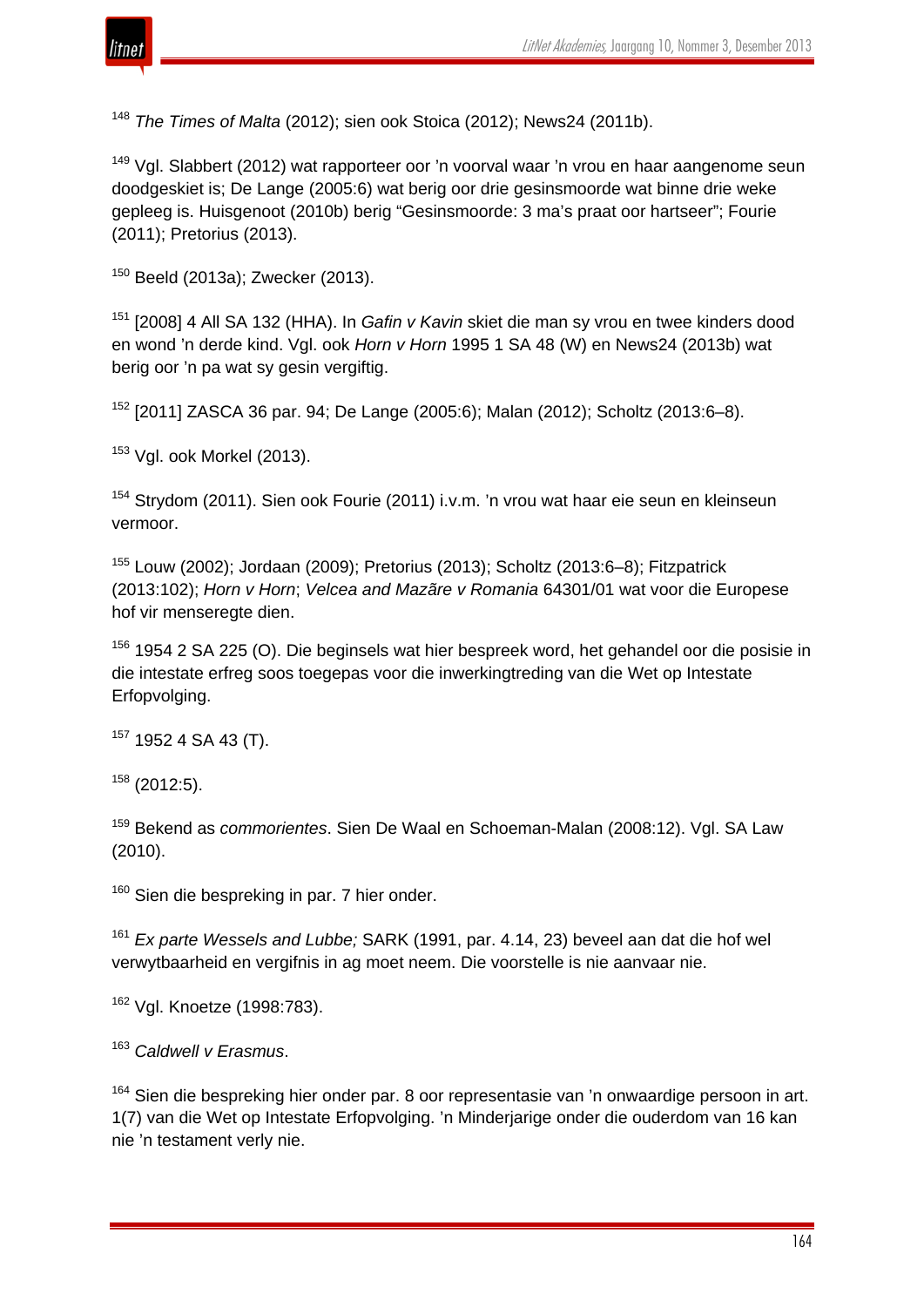[148] *The Times of Malta* (2012); sien ook Stoica (2012); News24 (2011b).

[149] Vgl. Slabbert (2012) wat rapporteer oor ’n voorval waar ’n vrou en haar aangenome seun doodgeskiet is; De Lange (2005:6) wat berig oor drie gesinsmoorde wat binne drie weke gepleeg is. Huisgenoot (2010b) berig “Gesinsmoorde: 3 ma’s praat oor hartseer”; Fourie (2011); Pretorius (2013).

[150] Beeld (2013a); Zwecker (2013).

[151] [2008] 4 All SA 132 (HHA). In *Gafin v Kavin* skiet die man sy vrou en twee kinders dood en wond ’n derde kind. Vgl. ook *Horn v Horn* 1995 1 SA 48 (W) en News24 (2013b) wat berig oor ’n pa wat sy gesin vergiftig.

[152] [2011] ZASCA 36 par. 94; De Lange (2005:6); Malan (2012); Scholtz (2013:6–8).

[153] Vgl. ook Morkel (2013).

[154] Strydom (2011). Sien ook Fourie (2011) i.v.m. ’n vrou wat haar eie seun en kleinseun vermoor.

[155] Louw (2002); Jordaan (2009); Pretorius (2013); Scholtz (2013:6–8); Fitzpatrick (2013:102); *Horn v Horn*; *Velcea and Mazăre v Romania* 64301/01 wat voor die Europese hof vir menseregte dien.

[156] 1954 2 SA 225 (O). Die beginsels wat hier bespreek word, het gehandel oor die posisie in die intestate erfreg soos toegepas voor die inwerkingtreding van die Wet op Intestate Erfopvolging.

[157] 1952 4 SA 43 (T).

[158] (2012:5).

[159] Bekend as *commorientes*. Sien De Waal en Schoeman-Malan (2008:12). Vgl. SA Law (2010).

[160] Sien die bespreking in par. 7 hier onder.

[161] *Ex parte Wessels and Lubbe;* SARK (1991, par. 4.14, 23) beveel aan dat die hof wel verwytbaarheid en vergifnis in ag moet neem. Die voorstelle is nie aanvaar nie.

[162] Vgl. Knoetze (1998:783).

[163] *Caldwell v Erasmus*.

[164] Sien die bespreking hier onder par. 8 oor representasie van ’n onwaardige persoon in art. 1(7) van die Wet op Intestate Erfopvolging. ’n Minderjarige onder die ouderdom van 16 kan nie ’n testament verly nie.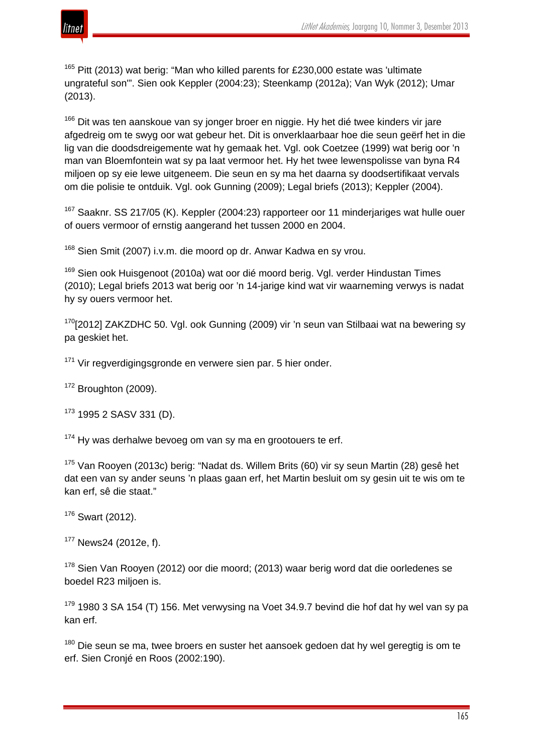[165] Pitt (2013) wat berig: "Man who killed parents for £230,000 estate was 'ultimate ungrateful son'". Sien ook Keppler (2004:23); Steenkamp (2012a); Van Wyk (2012); Umar (2013).

[166] Dit was ten aanskoue van sy jonger broer en niggie. Hy het dié twee kinders vir jare afgedreig om te swyg oor wat gebeur het. Dit is onverklaarbaar hoe die seun geërf het in die lig van die doodsdreigemente wat hy gemaak het. Vgl. ook Coetzee (1999) wat berig oor 'n man van Bloemfontein wat sy pa laat vermoor het. Hy het twee lewenspolisse van byna R4 miljoen op sy eie lewe uitgeneem. Die seun en sy ma het daarna sy doodsertifikaat vervals om die polisie te ontduik. Vgl. ook Gunning (2009); Legal briefs (2013); Keppler (2004).

[167] Saaknr. SS 217/05 (K). Keppler (2004:23) rapporteer oor 11 minderjariges wat hulle ouer of ouers vermoor of ernstig aangerand het tussen 2000 en 2004.

[168] Sien Smit (2007) i.v.m. die moord op dr. Anwar Kadwa en sy vrou.

[169] Sien ook Huisgenoot (2010a) wat oor dié moord berig. Vgl. verder Hindustan Times (2010); Legal briefs 2013 wat berig oor 'n 14-jarige kind wat vir waarneming verwys is nadat hy sy ouers vermoor het.

[170][2012] ZAKZDHC 50. Vgl. ook Gunning (2009) vir 'n seun van Stilbaai wat na bewering sy pa geskiet het.

[171] Vir regverdigingsgronde en verwere sien par. 5 hier onder.

[172] Broughton (2009).

[173] 1995 2 SASV 331 (D).

[174] Hy was derhalwe bevoeg om van sy ma en grootouers te erf.

[175] Van Rooyen (2013c) berig: "Nadat ds. Willem Brits (60) vir sy seun Martin (28) gesê het dat een van sy ander seuns 'n plaas gaan erf, het Martin besluit om sy gesin uit te wis om te kan erf, sê die staat."

[176] Swart (2012).

[177] News24 (2012e, f).

[178] Sien Van Rooyen (2012) oor die moord; (2013) waar berig word dat die oorledenes se boedel R23 miljoen is.

[179] 1980 3 SA 154 (T) 156. Met verwysing na Voet 34.9.7 bevind die hof dat hy wel van sy pa kan erf.

[180] Die seun se ma, twee broers en suster het aansoek gedoen dat hy wel geregtig is om te erf. Sien Cronjé en Roos (2002:190).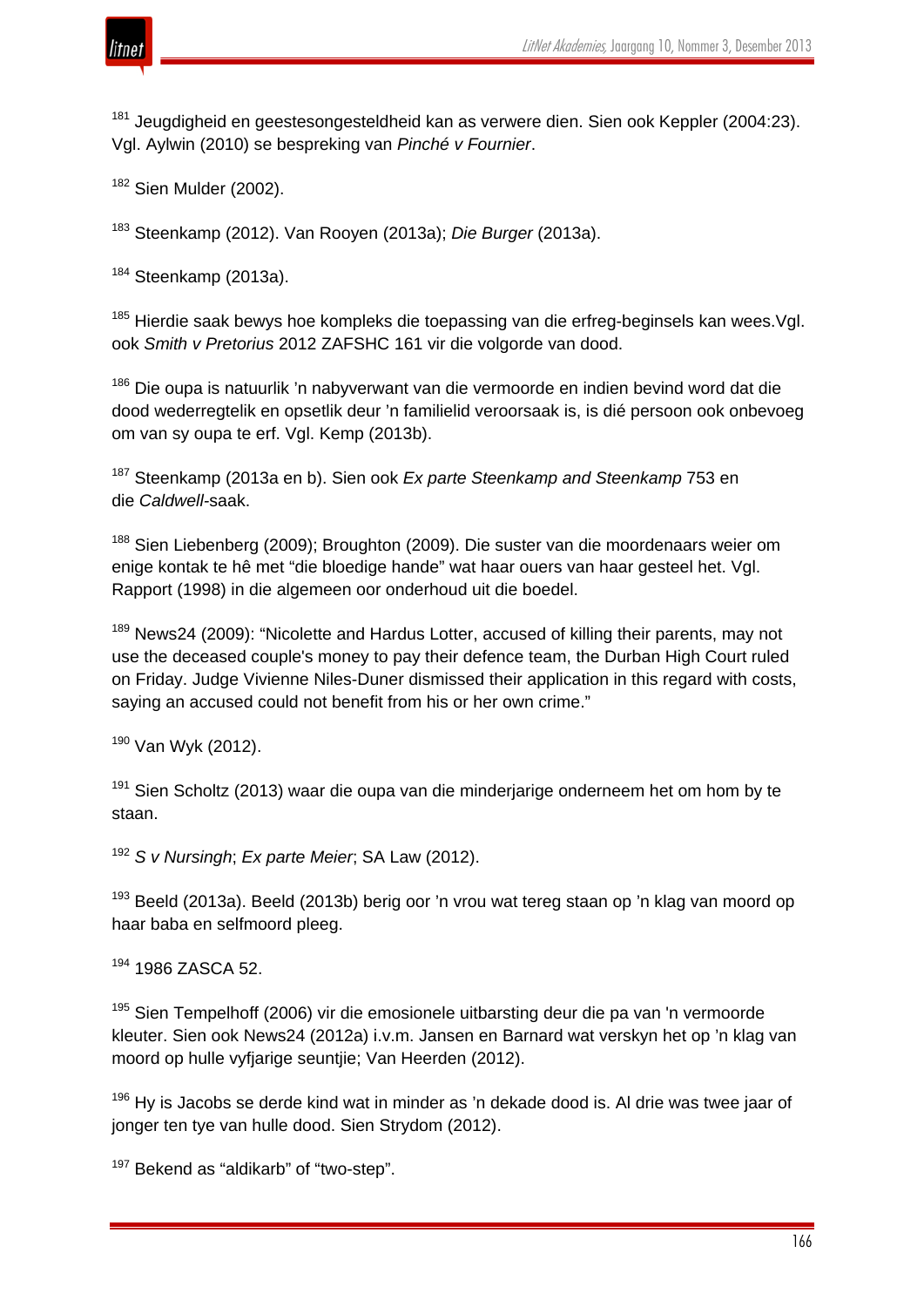[181] Jeugdigheid en geestesongesteldheid kan as verwere dien. Sien ook Keppler (2004:23). Vgl. Aylwin (2010) se bespreking van *Pinché v Fournier*.

[182] Sien Mulder (2002).

[183] Steenkamp (2012). Van Rooyen (2013a); *Die Burger* (2013a).

[184] Steenkamp (2013a).

[185] Hierdie saak bewys hoe kompleks die toepassing van die erfreg-beginsels kan wees.Vgl. ook *Smith v Pretorius* 2012 ZAFSHC 161 vir die volgorde van dood.

[186] Die oupa is natuurlik 'n nabyverwant van die vermoorde en indien bevind word dat die dood wederregtelik en opsetlik deur 'n familielid veroorsaak is, is dié persoon ook onbevoeg om van sy oupa te erf. Vgl. Kemp (2013b).

[187] Steenkamp (2013a en b). Sien ook *Ex parte Steenkamp and Steenkamp* 753 en die *Caldwell*-saak.

[188] Sien Liebenberg (2009); Broughton (2009). Die suster van die moordenaars weier om enige kontak te hê met "die bloedige hande" wat haar ouers van haar gesteel het. Vgl. Rapport (1998) in die algemeen oor onderhoud uit die boedel.

[189] News24 (2009): "Nicolette and Hardus Lotter, accused of killing their parents, may not use the deceased couple's money to pay their defence team, the Durban High Court ruled on Friday. Judge Vivienne Niles-Duner dismissed their application in this regard with costs, saying an accused could not benefit from his or her own crime."

[190] Van Wyk (2012).

[191] Sien Scholtz (2013) waar die oupa van die minderjarige onderneem het om hom by te staan.

[192] *S v Nursingh*; *Ex parte Meier*; SA Law (2012).

[193] Beeld (2013a). Beeld (2013b) berig oor 'n vrou wat tereg staan op 'n klag van moord op haar baba en selfmoord pleeg.

[194] 1986 ZASCA 52.

[195] Sien Tempelhoff (2006) vir die emosionele uitbarsting deur die pa van 'n vermoorde kleuter. Sien ook News24 (2012a) i.v.m. Jansen en Barnard wat verskyn het op 'n klag van moord op hulle vyfjarige seuntjie; Van Heerden (2012).

[196] Hy is Jacobs se derde kind wat in minder as 'n dekade dood is. Al drie was twee jaar of jonger ten tye van hulle dood. Sien Strydom (2012).

[197] Bekend as "aldikarb" of "two-step".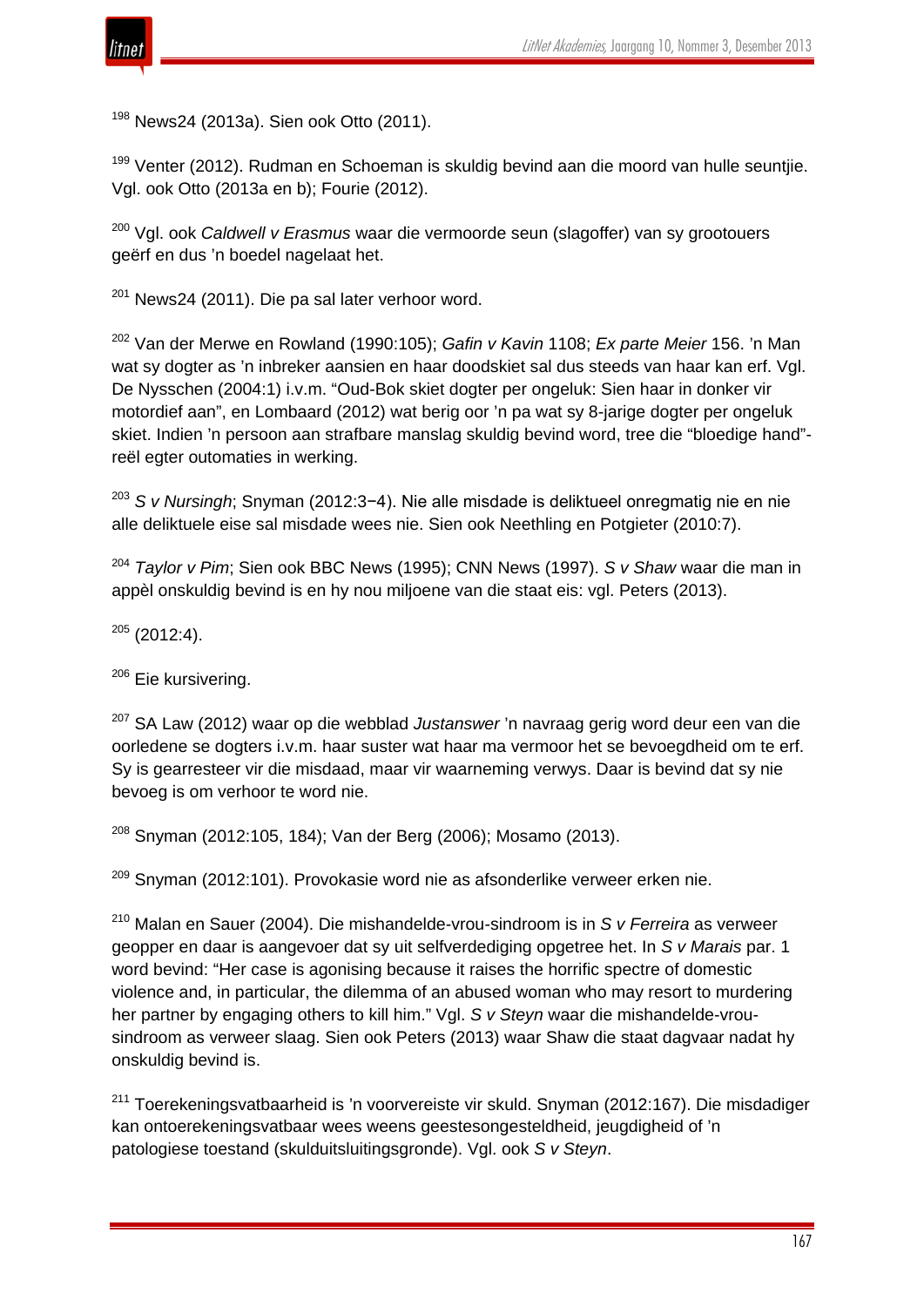[198] News24 (2013a). Sien ook Otto (2011).

[199] Venter (2012). Rudman en Schoeman is skuldig bevind aan die moord van hulle seuntjie. Vgl. ook Otto (2013a en b); Fourie (2012).

[200] Vgl. ook *Caldwell v Erasmus* waar die vermoorde seun (slagoffer) van sy grootouers geërf en dus 'n boedel nagelaat het.

[201] News24 (2011). Die pa sal later verhoor word.

[202] Van der Merwe en Rowland (1990:105); *Gafin v Kavin* 1108; *Ex parte Meier* 156. 'n Man wat sy dogter as 'n inbreker aansien en haar doodskiet sal dus steeds van haar kan erf. Vgl. De Nysschen (2004:1) i.v.m. "Oud-Bok skiet dogter per ongeluk: Sien haar in donker vir motordief aan", en Lombaard (2012) wat berig oor 'n pa wat sy 8-jarige dogter per ongeluk skiet. Indien 'n persoon aan strafbare manslag skuldig bevind word, tree die "bloedige hand"-reël egter outomaties in werking.

[203] *S v Nursingh*; Snyman (2012:3−4). Nie alle misdade is deliktueel onregmatig nie en nie alle deliktuele eise sal misdade wees nie. Sien ook Neethling en Potgieter (2010:7).

[204] *Taylor v Pim*; Sien ook BBC News (1995); CNN News (1997). *S v Shaw* waar die man in appèl onskuldig bevind is en hy nou miljoene van die staat eis: vgl. Peters (2013).

[205] (2012:4).

[206] Eie kursivering.

[207] SA Law (2012) waar op die webblad *Justanswer* 'n navraag gerig word deur een van die oorledene se dogters i.v.m. haar suster wat haar ma vermoor het se bevoegdheid om te erf. Sy is gearresteer vir die misdaad, maar vir waarneming verwys. Daar is bevind dat sy nie bevoeg is om verhoor te word nie.

[208] Snyman (2012:105, 184); Van der Berg (2006); Mosamo (2013).

[209] Snyman (2012:101). Provokasie word nie as afsonderlike verweer erken nie.

[210] Malan en Sauer (2004). Die mishandelde-vrou-sindroom is in *S v Ferreira* as verweer geopper en daar is aangevoer dat sy uit selfverdediging opgetree het. In *S v Marais* par. 1 word bevind: "Her case is agonising because it raises the horrific spectre of domestic violence and, in particular, the dilemma of an abused woman who may resort to murdering her partner by engaging others to kill him." Vgl. *S v Steyn* waar die mishandelde-vrou-sindroom as verweer slaag. Sien ook Peters (2013) waar Shaw die staat dagvaar nadat hy onskuldig bevind is.

[211] Toerekeningsvatbaarheid is 'n voorvereiste vir skuld. Snyman (2012:167). Die misdadiger kan ontoerekeningsvatbaar wees weens geestesongesteldheid, jeugdigheid of 'n patologiese toestand (skulduitsluitingsgronde). Vgl. ook *S v Steyn*.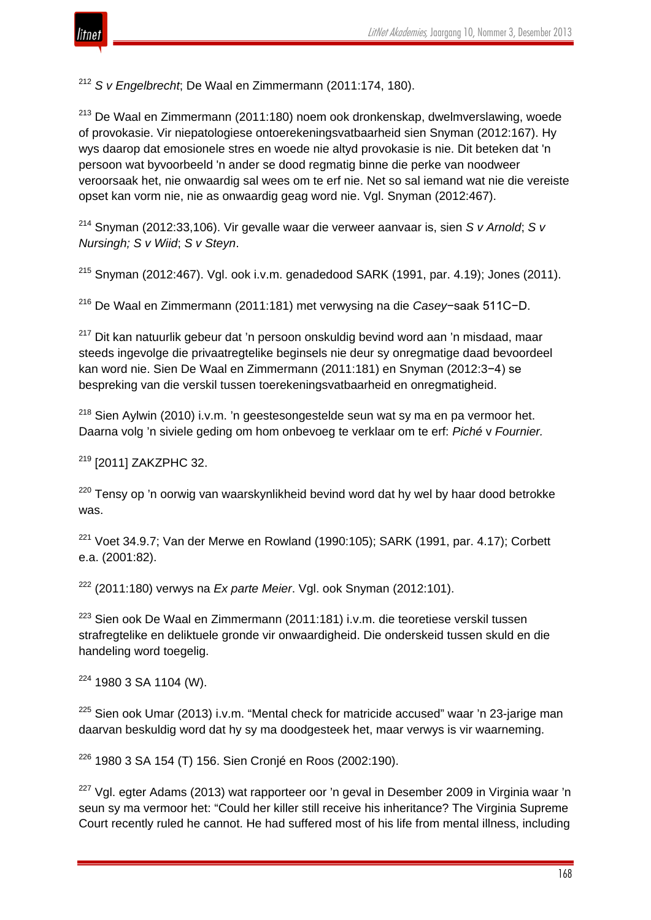[212] *S v Engelbrecht*; De Waal en Zimmermann (2011:174, 180).

[213] De Waal en Zimmermann (2011:180) noem ook dronkenskap, dwelmverslawing, woede of provokasie. Vir niepatologiese ontoerekeningsvatbaarheid sien Snyman (2012:167). Hy wys daarop dat emosionele stres en woede nie altyd provokasie is nie. Dit beteken dat 'n persoon wat byvoorbeeld 'n ander se dood regmatig binne die perke van noodweer veroorsaak het, nie onwaardig sal wees om te erf nie. Net so sal iemand wat nie die vereiste opset kan vorm nie, nie as onwaardig geag word nie. Vgl. Snyman (2012:467).

[214] Snyman (2012:33,106). Vir gevalle waar die verweer aanvaar is, sien *S v Arnold*; *S v Nursingh; S v Wiid*; *S v Steyn*.

[215] Snyman (2012:467). Vgl. ook i.v.m. genadedood SARK (1991, par. 4.19); Jones (2011).

[216] De Waal en Zimmermann (2011:181) met verwysing na die *Casey*−saak 511C−D.

[217] Dit kan natuurlik gebeur dat 'n persoon onskuldig bevind word aan 'n misdaad, maar steeds ingevolge die privaatregtelike beginsels nie deur sy onregmatige daad bevoordeel kan word nie. Sien De Waal en Zimmermann (2011:181) en Snyman (2012:3−4) se bespreking van die verskil tussen toerekeningsvatbaarheid en onregmatigheid.

[218] Sien Aylwin (2010) i.v.m. 'n geestesongestelde seun wat sy ma en pa vermoor het. Daarna volg 'n siviele geding om hom onbevoeg te verklaar om te erf: *Piché* v *Fournier.*

[219] [2011] ZAKZPHC 32.

[220] Tensy op 'n oorwig van waarskynlikheid bevind word dat hy wel by haar dood betrokke was.

[221] Voet 34.9.7; Van der Merwe en Rowland (1990:105); SARK (1991, par. 4.17); Corbett e.a. (2001:82).

[222] (2011:180) verwys na *Ex parte Meier*. Vgl. ook Snyman (2012:101).

[223] Sien ook De Waal en Zimmermann (2011:181) i.v.m. die teoretiese verskil tussen strafregtelike en deliktuele gronde vir onwaardigheid. Die onderskeid tussen skuld en die handeling word toegelig.

[224] 1980 3 SA 1104 (W).

[225] Sien ook Umar (2013) i.v.m. "Mental check for matricide accused" waar 'n 23-jarige man daarvan beskuldig word dat hy sy ma doodgesteek het, maar verwys is vir waarneming.

[226] 1980 3 SA 154 (T) 156. Sien Cronjé en Roos (2002:190).

[227] Vgl. egter Adams (2013) wat rapporteer oor 'n geval in Desember 2009 in Virginia waar 'n seun sy ma vermoor het: "Could her killer still receive his inheritance? The Virginia Supreme Court recently ruled he cannot. He had suffered most of his life from mental illness, including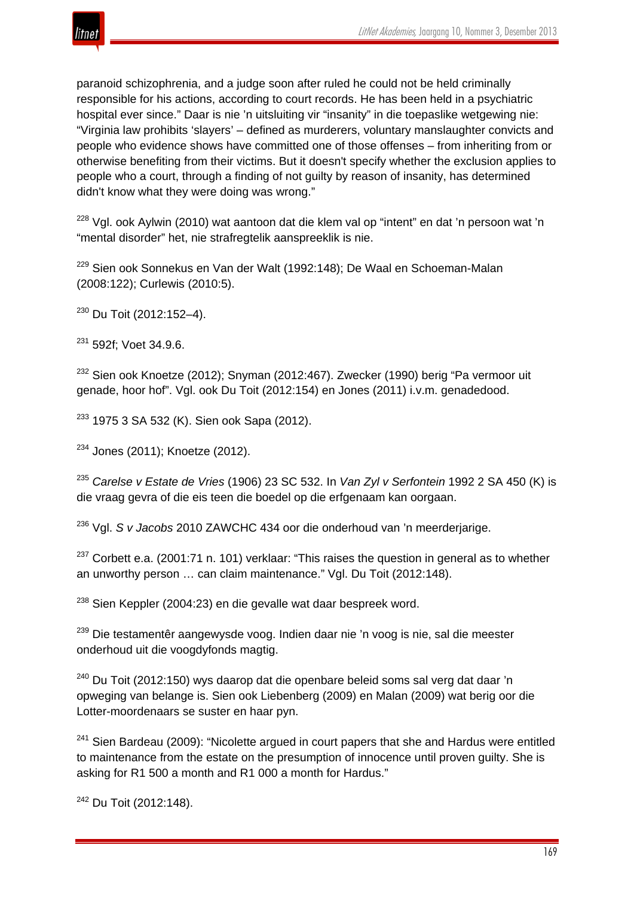paranoid schizophrenia, and a judge soon after ruled he could not be held criminally responsible for his actions, according to court records. He has been held in a psychiatric hospital ever since." Daar is nie 'n uitsluiting vir "insanity" in die toepaslike wetgewing nie: "Virginia law prohibits 'slayers' – defined as murderers, voluntary manslaughter convicts and people who evidence shows have committed one of those offenses – from inheriting from or otherwise benefiting from their victims. But it doesn't specify whether the exclusion applies to people who a court, through a finding of not guilty by reason of insanity, has determined didn't know what they were doing was wrong."

[228] Vgl. ook Aylwin (2010) wat aantoon dat die klem val op "intent" en dat 'n persoon wat 'n "mental disorder" het, nie strafregtelik aanspreeklik is nie.

[229] Sien ook Sonnekus en Van der Walt (1992:148); De Waal en Schoeman-Malan (2008:122); Curlewis (2010:5).

[230] Du Toit (2012:152–4).

[231] 592f; Voet 34.9.6.

[232] Sien ook Knoetze (2012); Snyman (2012:467). Zwecker (1990) berig "Pa vermoor uit genade, hoor hof". Vgl. ook Du Toit (2012:154) en Jones (2011) i.v.m. genadedood.

[233] 1975 3 SA 532 (K). Sien ook Sapa (2012).

[234] Jones (2011); Knoetze (2012).

[235] *Carelse v Estate de Vries* (1906) 23 SC 532. In *Van Zyl v Serfontein* 1992 2 SA 450 (K) is die vraag gevra of die eis teen die boedel op die erfgenaam kan oorgaan.

[236] Vgl. *S v Jacobs* 2010 ZAWCHC 434 oor die onderhoud van 'n meerderjarige.

[237] Corbett e.a. (2001:71 n. 101) verklaar: "This raises the question in general as to whether an unworthy person … can claim maintenance." Vgl. Du Toit (2012:148).

[238] Sien Keppler (2004:23) en die gevalle wat daar bespreek word.

[239] Die testamentêr aangewysde voog. Indien daar nie 'n voog is nie, sal die meester onderhoud uit die voogdyfonds magtig.

[240] Du Toit (2012:150) wys daarop dat die openbare beleid soms sal verg dat daar 'n opweging van belange is. Sien ook Liebenberg (2009) en Malan (2009) wat berig oor die Lotter-moordenaars se suster en haar pyn.

[241] Sien Bardeau (2009): "Nicolette argued in court papers that she and Hardus were entitled to maintenance from the estate on the presumption of innocence until proven guilty. She is asking for R1 500 a month and R1 000 a month for Hardus."

[242] Du Toit (2012:148).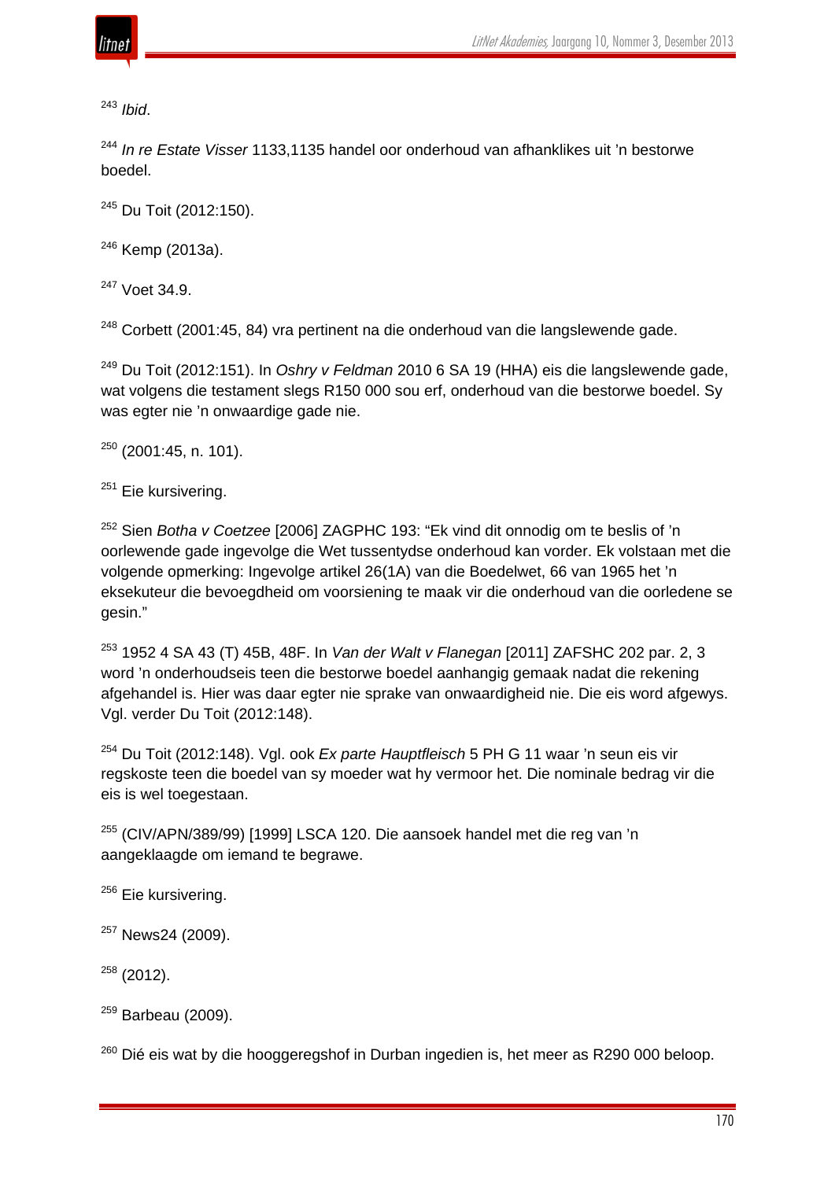[243] *Ibid*.

[244] *In re Estate Visser* 1133,1135 handel oor onderhoud van afhanklikes uit 'n bestorwe boedel.

[245] Du Toit (2012:150).

[246] Kemp (2013a).

[247] Voet 34.9.

[248] Corbett (2001:45, 84) vra pertinent na die onderhoud van die langslewende gade.

[249] Du Toit (2012:151). In *Oshry v Feldman* 2010 6 SA 19 (HHA) eis die langslewende gade, wat volgens die testament slegs R150 000 sou erf, onderhoud van die bestorwe boedel. Sy was egter nie 'n onwaardige gade nie.

[250] (2001:45, n. 101).

[251] Eie kursivering.

[252] Sien *Botha v Coetzee* [2006] ZAGPHC 193: "Ek vind dit onnodig om te beslis of 'n oorlewende gade ingevolge die Wet tussentydse onderhoud kan vorder. Ek volstaan met die volgende opmerking: Ingevolge artikel 26(1A) van die Boedelwet, 66 van 1965 het 'n eksekuteur die bevoegdheid om voorsiening te maak vir die onderhoud van die oorledene se gesin."

[253] 1952 4 SA 43 (T) 45B, 48F. In *Van der Walt v Flanegan* [2011] ZAFSHC 202 par. 2, 3 word 'n onderhoudseis teen die bestorwe boedel aanhangig gemaak nadat die rekening afgehandel is. Hier was daar egter nie sprake van onwaardigheid nie. Die eis word afgewys. Vgl. verder Du Toit (2012:148).

[254] Du Toit (2012:148). Vgl. ook *Ex parte Hauptfleisch* 5 PH G 11 waar 'n seun eis vir regskoste teen die boedel van sy moeder wat hy vermoor het. Die nominale bedrag vir die eis is wel toegestaan.

[255] (CIV/APN/389/99) [1999] LSCA 120. Die aansoek handel met die reg van 'n aangeklaagde om iemand te begrawe.

[256] Eie kursivering.

[257] News24 (2009).

[258] (2012).

[259] Barbeau (2009).

[260] Dié eis wat by die hooggeregshof in Durban ingedien is, het meer as R290 000 beloop.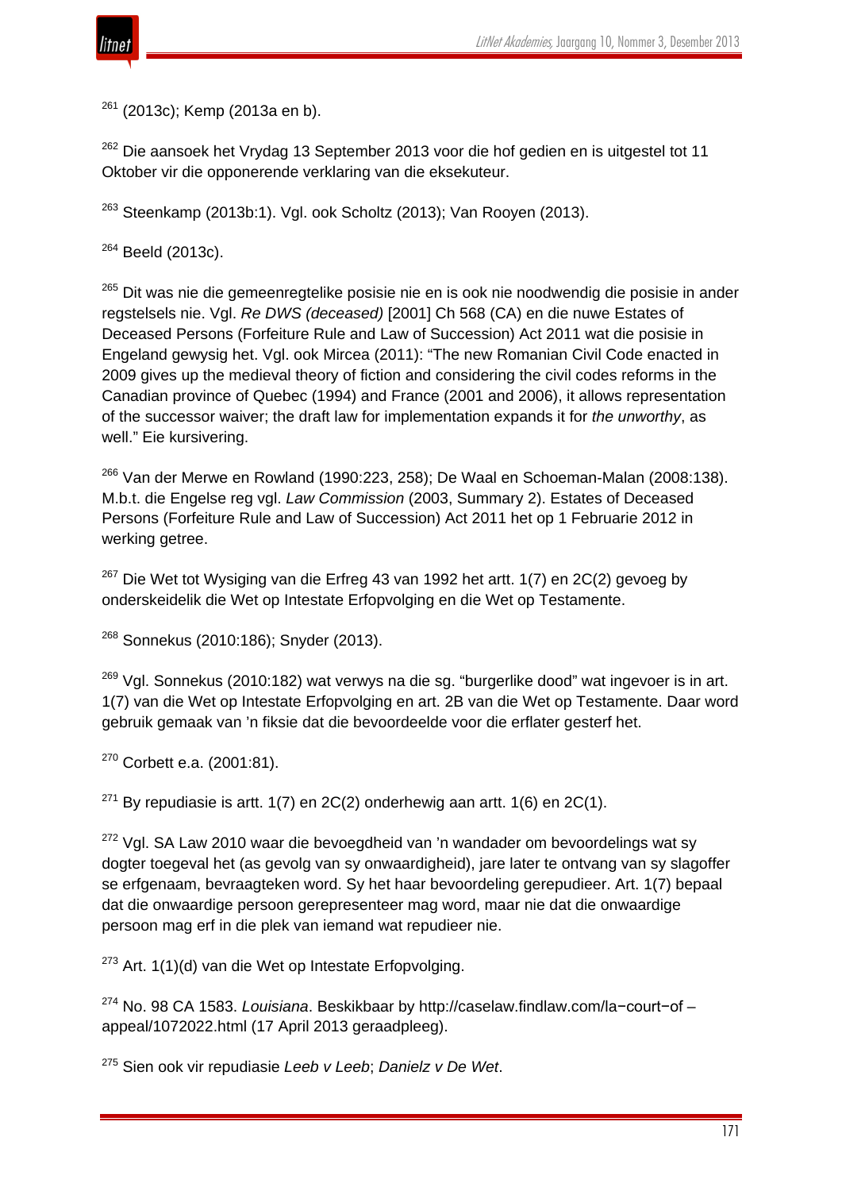[261] (2013c); Kemp (2013a en b).

[262] Die aansoek het Vrydag 13 September 2013 voor die hof gedien en is uitgestel tot 11 Oktober vir die opponerende verklaring van die eksekuteur.

[263] Steenkamp (2013b:1). Vgl. ook Scholtz (2013); Van Rooyen (2013).

[264] Beeld (2013c).

[265] Dit was nie die gemeenregtelike posisie nie en is ook nie noodwendig die posisie in ander regstelsels nie. Vgl. *Re DWS (deceased)* [2001] Ch 568 (CA) en die nuwe Estates of Deceased Persons (Forfeiture Rule and Law of Succession) Act 2011 wat die posisie in Engeland gewysig het. Vgl. ook Mircea (2011): "The new Romanian Civil Code enacted in 2009 gives up the medieval theory of fiction and considering the civil codes reforms in the Canadian province of Quebec (1994) and France (2001 and 2006), it allows representation of the successor waiver; the draft law for implementation expands it for *the unworthy*, as well." Eie kursivering.

[266] Van der Merwe en Rowland (1990:223, 258); De Waal en Schoeman-Malan (2008:138). M.b.t. die Engelse reg vgl. *Law Commission* (2003, Summary 2). Estates of Deceased Persons (Forfeiture Rule and Law of Succession) Act 2011 het op 1 Februarie 2012 in werking getree.

[267] Die Wet tot Wysiging van die Erfreg 43 van 1992 het artt. 1(7) en 2C(2) gevoeg by onderskeidelik die Wet op Intestate Erfopvolging en die Wet op Testamente.

[268] Sonnekus (2010:186); Snyder (2013).

[269] Vgl. Sonnekus (2010:182) wat verwys na die sg. "burgerlike dood" wat ingevoer is in art. 1(7) van die Wet op Intestate Erfopvolging en art. 2B van die Wet op Testamente. Daar word gebruik gemaak van 'n fiksie dat die bevoordeelde voor die erflater gesterf het.

[270] Corbett e.a. (2001:81).

[271] By repudiasie is artt. 1(7) en 2C(2) onderhewig aan artt. 1(6) en 2C(1).

[272] Vgl. SA Law 2010 waar die bevoegdheid van 'n wandader om bevoordelings wat sy dogter toegeval het (as gevolg van sy onwaardigheid), jare later te ontvang van sy slagoffer se erfgenaam, bevraagteken word. Sy het haar bevoordeling gerepudieer. Art. 1(7) bepaal dat die onwaardige persoon gerepresenteer mag word, maar nie dat die onwaardige persoon mag erf in die plek van iemand wat repudieer nie.

[273] Art. 1(1)(d) van die Wet op Intestate Erfopvolging.

[274] No. 98 CA 1583. *Louisiana*. Beskikbaar by http://caselaw.findlaw.com/la−court−of – appeal/1072022.html (17 April 2013 geraadpleeg).

[275] Sien ook vir repudiasie *Leeb v Leeb*; *Danielz v De Wet*.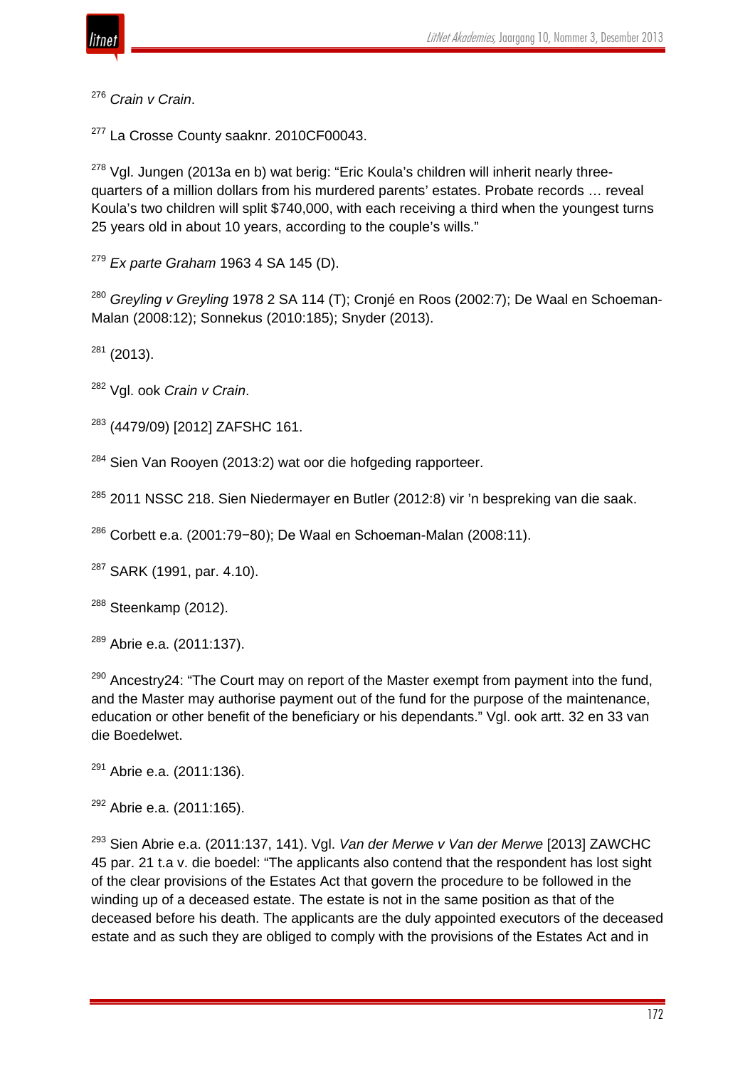[276] *Crain v Crain*.

[277] La Crosse County saaknr. 2010CF00043.

[278] Vgl. Jungen (2013a en b) wat berig: "Eric Koula's children will inherit nearly three-quarters of a million dollars from his murdered parents' estates. Probate records … reveal Koula's two children will split $740,000, with each receiving a third when the youngest turns 25 years old in about 10 years, according to the couple's wills."

[279] *Ex parte Graham* 1963 4 SA 145 (D).

[280] *Greyling v Greyling* 1978 2 SA 114 (T); Cronjé en Roos (2002:7); De Waal en Schoeman-Malan (2008:12); Sonnekus (2010:185); Snyder (2013).

[281] (2013).

[282] Vgl. ook *Crain v Crain*.

[283] (4479/09) [2012] ZAFSHC 161.

[284] Sien Van Rooyen (2013:2) wat oor die hofgeding rapporteer.

[285] 2011 NSSC 218. Sien Niedermayer en Butler (2012:8) vir 'n bespreking van die saak.

[286] Corbett e.a. (2001:79−80); De Waal en Schoeman-Malan (2008:11).

[287] SARK (1991, par. 4.10).

[288] Steenkamp (2012).

[289] Abrie e.a. (2011:137).

[290] Ancestry24: "The Court may on report of the Master exempt from payment into the fund, and the Master may authorise payment out of the fund for the purpose of the maintenance, education or other benefit of the beneficiary or his dependants." Vgl. ook artt. 32 en 33 van die Boedelwet.

[291] Abrie e.a. (2011:136).

[292] Abrie e.a. (2011:165).

[293] Sien Abrie e.a. (2011:137, 141). Vgl. *Van der Merwe v Van der Merwe* [2013] ZAWCHC 45 par. 21 t.a v. die boedel: "The applicants also contend that the respondent has lost sight of the clear provisions of the Estates Act that govern the procedure to be followed in the winding up of a deceased estate. The estate is not in the same position as that of the deceased before his death. The applicants are the duly appointed executors of the deceased estate and as such they are obliged to comply with the provisions of the Estates Act and in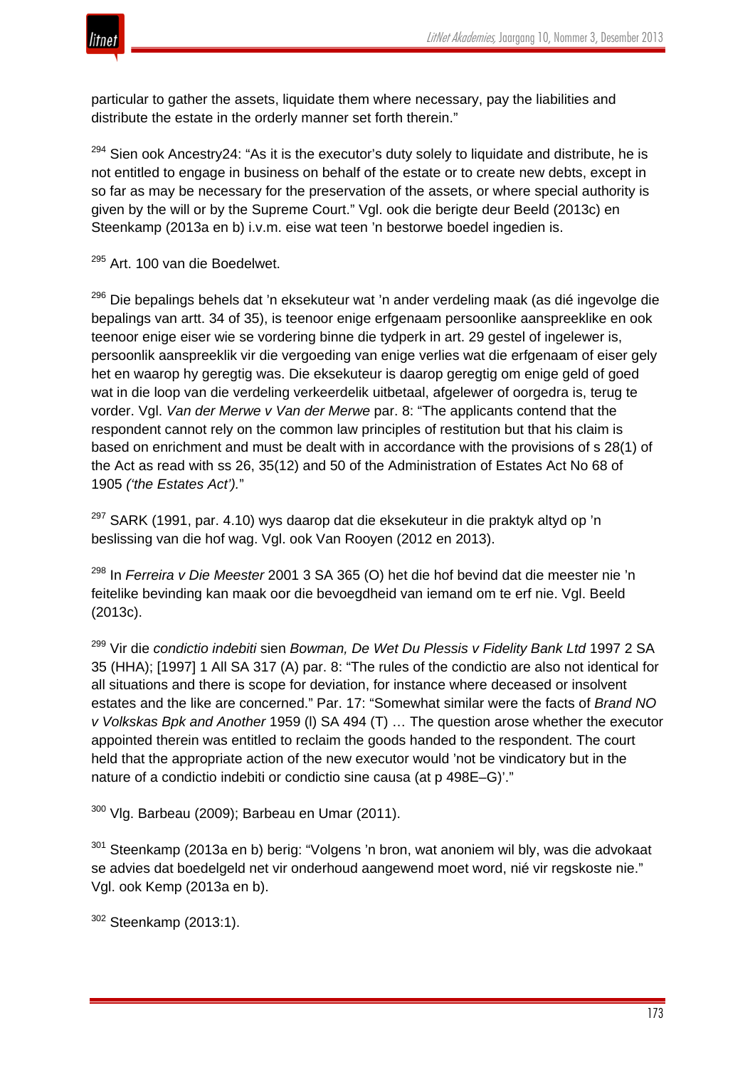particular to gather the assets, liquidate them where necessary, pay the liabilities and distribute the estate in the orderly manner set forth therein."

[294] Sien ook Ancestry24: "As it is the executor's duty solely to liquidate and distribute, he is not entitled to engage in business on behalf of the estate or to create new debts, except in so far as may be necessary for the preservation of the assets, or where special authority is given by the will or by the Supreme Court." Vgl. ook die berigte deur Beeld (2013c) en Steenkamp (2013a en b) i.v.m. eise wat teen 'n bestorwe boedel ingedien is.

[295] Art. 100 van die Boedelwet.

[296] Die bepalings behels dat 'n eksekuteur wat 'n ander verdeling maak (as dié ingevolge die bepalings van artt. 34 of 35), is teenoor enige erfgenaam persoonlike aanspreeklike en ook teenoor enige eiser wie se vordering binne die tydperk in art. 29 gestel of ingelewer is, persoonlik aanspreeklik vir die vergoeding van enige verlies wat die erfgenaam of eiser gely het en waarop hy geregtig was. Die eksekuteur is daarop geregtig om enige geld of goed wat in die loop van die verdeling verkeerdelik uitbetaal, afgelewer of oorgedra is, terug te vorder. Vgl. *Van der Merwe v Van der Merwe* par. 8: "The applicants contend that the respondent cannot rely on the common law principles of restitution but that his claim is based on enrichment and must be dealt with in accordance with the provisions of s 28(1) of the Act as read with ss 26, 35(12) and 50 of the Administration of Estates Act No 68 of 1905 *('the Estates Act')*."

[297] SARK (1991, par. 4.10) wys daarop dat die eksekuteur in die praktyk altyd op 'n beslissing van die hof wag. Vgl. ook Van Rooyen (2012 en 2013).

[298] In *Ferreira v Die Meester* 2001 3 SA 365 (O) het die hof bevind dat die meester nie 'n feitelike bevinding kan maak oor die bevoegdheid van iemand om te erf nie. Vgl. Beeld (2013c).

[299] Vir die *condictio indebiti* sien *Bowman, De Wet Du Plessis v Fidelity Bank Ltd* 1997 2 SA 35 (HHA); [1997] 1 All SA 317 (A) par. 8: "The rules of the condictio are also not identical for all situations and there is scope for deviation, for instance where deceased or insolvent estates and the like are concerned." Par. 17: "Somewhat similar were the facts of *Brand NO v Volkskas Bpk and Another* 1959 (l) SA 494 (T) … The question arose whether the executor appointed therein was entitled to reclaim the goods handed to the respondent. The court held that the appropriate action of the new executor would 'not be vindicatory but in the nature of a condictio indebiti or condictio sine causa (at p 498E–G)'."

[300] Vlg. Barbeau (2009); Barbeau en Umar (2011).

[301] Steenkamp (2013a en b) berig: "Volgens 'n bron, wat anoniem wil bly, was die advokaat se advies dat boedelgeld net vir onderhoud aangewend moet word, nié vir regskoste nie." Vgl. ook Kemp (2013a en b).

[302] Steenkamp (2013:1).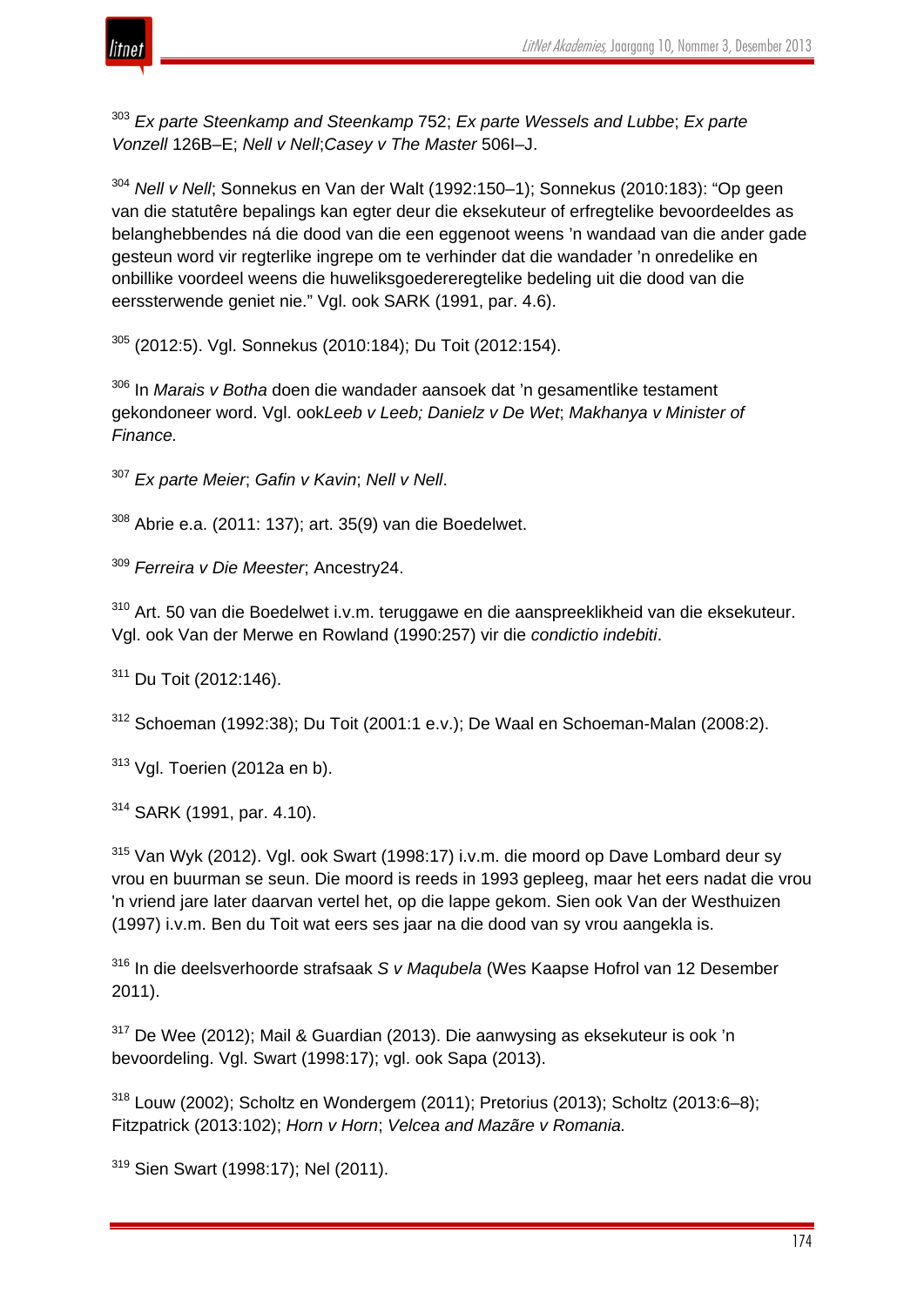[303] *Ex parte Steenkamp and Steenkamp* 752; *Ex parte Wessels and Lubbe*; *Ex parte Vonzell* 126B–E; *Nell v Nell*;*Casey v The Master* 506I–J.

[304] *Nell v Nell*; Sonnekus en Van der Walt (1992:150–1); Sonnekus (2010:183): "Op geen van die statutêre bepalings kan egter deur die eksekuteur of erfregtelike bevoordeeldes as belanghebbendes ná die dood van die een eggenoot weens 'n wandaad van die ander gade gesteun word vir regterlike ingrepe om te verhinder dat die wandader 'n onredelike en onbillike voordeel weens die huweliksgoedereregtelike bedeling uit die dood van die eerssterwende geniet nie." Vgl. ook SARK (1991, par. 4.6).

[305] (2012:5). Vgl. Sonnekus (2010:184); Du Toit (2012:154).

[306] In *Marais v Botha* doen die wandader aansoek dat 'n gesamentlike testament gekondoneer word. Vgl. ook*Leeb v Leeb; Danielz v De Wet*; *Makhanya v Minister of Finance.*

[307] *Ex parte Meier*; *Gafin v Kavin*; *Nell v Nell*.

[308] Abrie e.a. (2011: 137); art. 35(9) van die Boedelwet.

[309] *Ferreira v Die Meester*; Ancestry24.

[310] Art. 50 van die Boedelwet i.v.m. teruggawe en die aanspreeklikheid van die eksekuteur. Vgl. ook Van der Merwe en Rowland (1990:257) vir die *condictio indebiti*.

[311] Du Toit (2012:146).

[312] Schoeman (1992:38); Du Toit (2001:1 e.v.); De Waal en Schoeman-Malan (2008:2).

[313] Vgl. Toerien (2012a en b).

[314] SARK (1991, par. 4.10).

[315] Van Wyk (2012). Vgl. ook Swart (1998:17) i.v.m. die moord op Dave Lombard deur sy vrou en buurman se seun. Die moord is reeds in 1993 gepleeg, maar het eers nadat die vrou 'n vriend jare later daarvan vertel het, op die lappe gekom. Sien ook Van der Westhuizen (1997) i.v.m. Ben du Toit wat eers ses jaar na die dood van sy vrou aangekla is.

[316] In die deelsverhoorde strafsaak *S v Maqubela* (Wes Kaapse Hofrol van 12 Desember 2011).

[317] De Wee (2012); Mail & Guardian (2013). Die aanwysing as eksekuteur is ook 'n bevoordeling. Vgl. Swart (1998:17); vgl. ook Sapa (2013).

[318] Louw (2002); Scholtz en Wondergem (2011); Pretorius (2013); Scholtz (2013:6–8); Fitzpatrick (2013:102); *Horn v Horn*; *Velcea and Mazãre v Romania.*

[319] Sien Swart (1998:17); Nel (2011).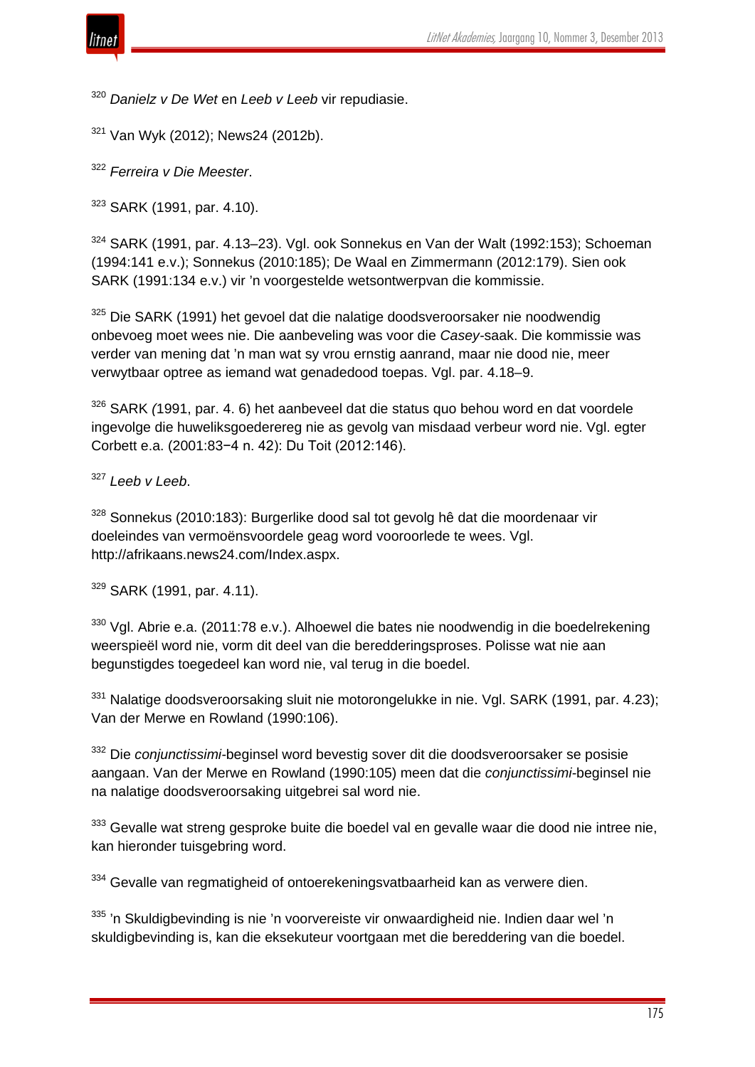[320] *Danielz v De Wet* en *Leeb v Leeb* vir repudiasie.

[321] Van Wyk (2012); News24 (2012b).

[322] *Ferreira v Die Meester*.

[323] SARK (1991, par. 4.10).

[324] SARK (1991, par. 4.13–23). Vgl. ook Sonnekus en Van der Walt (1992:153); Schoeman (1994:141 e.v.); Sonnekus (2010:185); De Waal en Zimmermann (2012:179). Sien ook SARK (1991:134 e.v.) vir 'n voorgestelde wetsontwerpvan die kommissie.

[325] Die SARK (1991) het gevoel dat die nalatige doodsveroorsaker nie noodwendig onbevoeg moet wees nie. Die aanbeveling was voor die *Casey*-saak. Die kommissie was verder van mening dat 'n man wat sy vrou ernstig aanrand, maar nie dood nie, meer verwytbaar optree as iemand wat genadedood toepas. Vgl. par. 4.18–9.

[326] SARK *(*1991, par. 4. 6) het aanbeveel dat die status quo behou word en dat voordele ingevolge die huweliksgoederereg nie as gevolg van misdaad verbeur word nie. Vgl. egter Corbett e.a. (2001:83−4 n. 42): Du Toit (2012:146).

[327] *Leeb v Leeb*.

[328] Sonnekus (2010:183): Burgerlike dood sal tot gevolg hê dat die moordenaar vir doeleindes van vermoënsvoordele geag word vooroorlede te wees. Vgl. http://afrikaans.news24.com/Index.aspx.

[329] SARK (1991, par. 4.11).

[330] Vgl. Abrie e.a. (2011:78 e.v.). Alhoewel die bates nie noodwendig in die boedelrekening weerspieël word nie, vorm dit deel van die bereddering​sproses. Polisse wat nie aan begunstigdes toegedeel kan word nie, val terug in die boedel.

[331] Nalatige doodsveroorsaking sluit nie motorongelukke in nie. Vgl. SARK (1991, par. 4.23); Van der Merwe en Rowland (1990:106).

[332] Die *conjunctissimi*-beginsel word bevestig sover dit die doodsveroorsaker se posisie aangaan. Van der Merwe en Rowland (1990:105) meen dat die *conjunctissimi*-beginsel nie na nalatige doodsveroorsaking uitgebrei sal word nie.

[333] Gevalle wat streng gesproke buite die boedel val en gevalle waar die dood nie intree nie, kan hieronder tuisgebring word.

[334] Gevalle van regmatigheid of ontoerekeningsvatbaarheid kan as verwere dien.

[335] 'n Skuldigbevinding is nie 'n voorvereiste vir onwaardigheid nie. Indien daar wel 'n skuldigbevinding is, kan die eksekuteur voortgaan met die bereddering van die boedel.